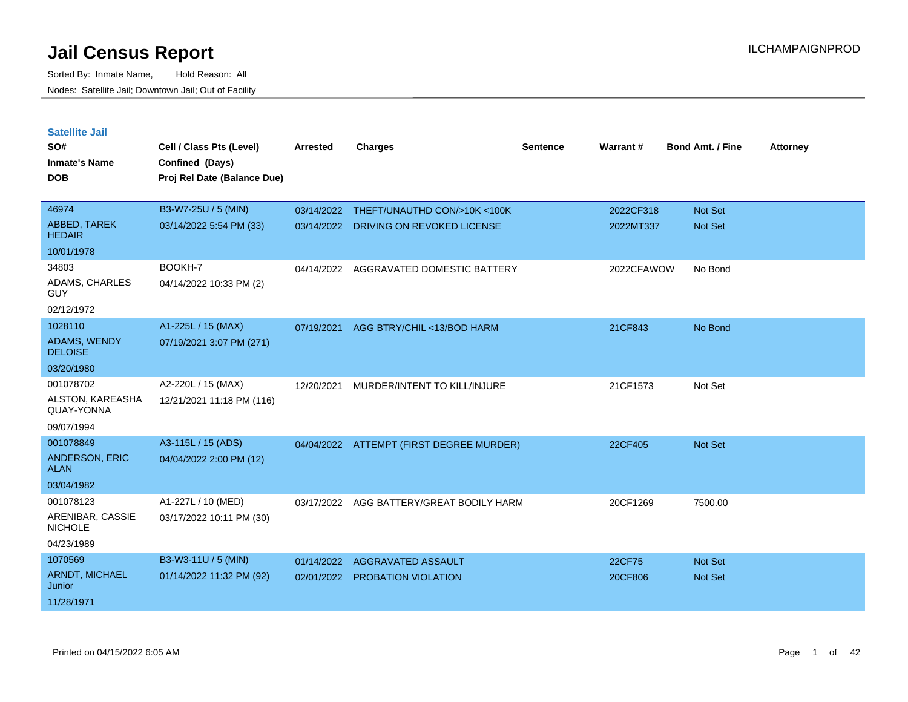# Jail Census Report

ILCHAMPAIGNPROD

Sorted By: Inmate Name, Hold Reason: All

Nodes: Satellite Jail; Downtown Jail; Out of Facility

## Satellite Jail

| SO# / Inmate's Name / DOB | Cell / Class Pts (Level) / Confined (Days) / Proj Rel Date (Balance Due) | Arrested | Charges | Sentence | Warrant # | Bond Amt. / Fine | Attorney |
|---|---|---|---|---|---|---|---|
| 46974<br>ABBED, TAREK HEDAIR<br>10/01/1978 | B3-W7-25U / 5 (MIN)<br>03/14/2022 5:54 PM (33) | 03/14/2022<br>03/14/2022 | THEFT/UNAUTHD CON/>10K <100K<br>DRIVING ON REVOKED LICENSE | | 2022CF318<br>2022MT337 | Not Set<br>Not Set | |
| 34803<br>ADAMS, CHARLES GUY<br>02/12/1972 | BOOKH-7<br>04/14/2022 10:33 PM (2) | 04/14/2022 | AGGRAVATED DOMESTIC BATTERY | | 2022CFAWOW | No Bond | |
| 1028110<br>ADAMS, WENDY DELOISE<br>03/20/1980 | A1-225L / 15 (MAX)<br>07/19/2021 3:07 PM (271) | 07/19/2021 | AGG BTRY/CHIL <13/BOD HARM | | 21CF843 | No Bond | |
| 001078702<br>ALSTON, KAREASHA QUAY-YONNA<br>09/07/1994 | A2-220L / 15 (MAX)<br>12/21/2021 11:18 PM (116) | 12/20/2021 | MURDER/INTENT TO KILL/INJURE | | 21CF1573 | Not Set | |
| 001078849<br>ANDERSON, ERIC ALAN<br>03/04/1982 | A3-115L / 15 (ADS)<br>04/04/2022 2:00 PM (12) | 04/04/2022 | ATTEMPT (FIRST DEGREE MURDER) | | 22CF405 | Not Set | |
| 001078123<br>ARENIBAR, CASSIE NICHOLE<br>04/23/1989 | A1-227L / 10 (MED)<br>03/17/2022 10:11 PM (30) | 03/17/2022 | AGG BATTERY/GREAT BODILY HARM | | 20CF1269 | 7500.00 | |
| 1070569<br>ARNDT, MICHAEL Junior<br>11/28/1971 | B3-W3-11U / 5 (MIN)<br>01/14/2022 11:32 PM (92) | 01/14/2022<br>02/01/2022 | AGGRAVATED ASSAULT<br>PROBATION VIOLATION | | 22CF75<br>20CF806 | Not Set<br>Not Set | |

Printed on 04/15/2022 6:05 AM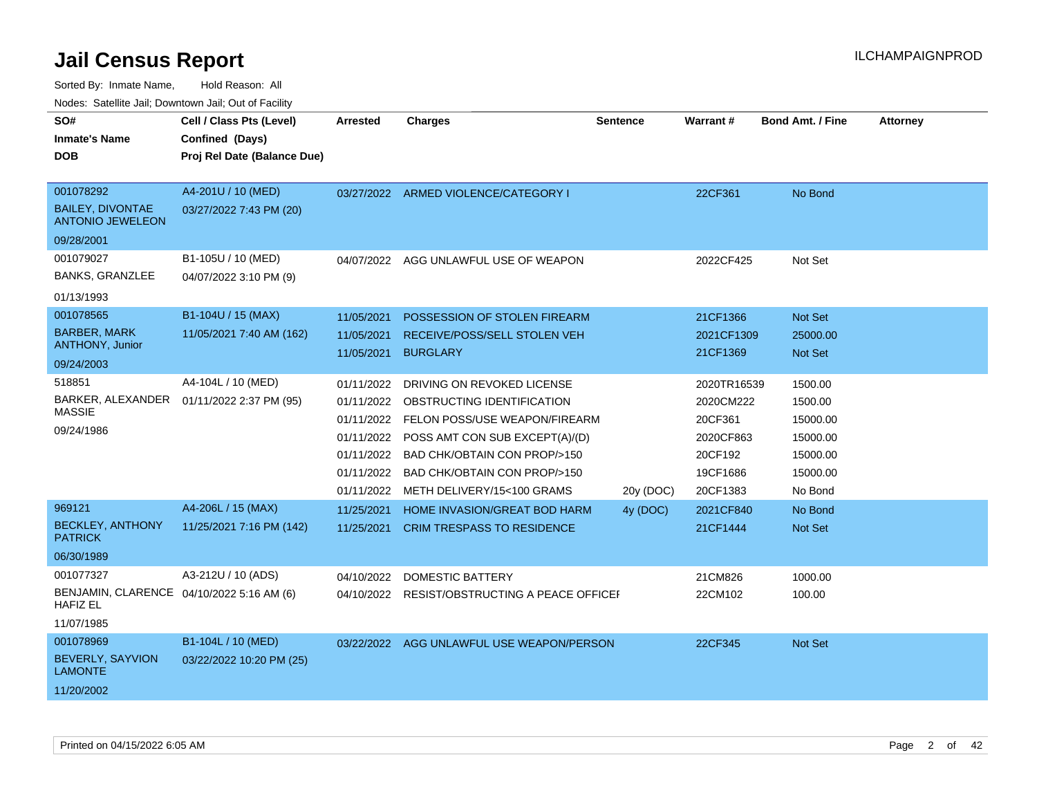# Jail Census Report

ILCHAMPAIGNPROD

Sorted By: Inmate Name, Hold Reason: All

Nodes: Satellite Jail; Downtown Jail; Out of Facility

| SO# / Inmate's Name / DOB | Cell / Class Pts (Level) / Confined (Days) / Proj Rel Date (Balance Due) | Arrested | Charges | Sentence | Warrant # | Bond Amt. / Fine | Attorney |
|---|---|---|---|---|---|---|---|
| 001078292 BAILEY, DIVONTAE ANTONIO JEWELEON 09/28/2001 | A4-201U / 10 (MED) 03/27/2022 7:43 PM (20) | 03/27/2022 | ARMED VIOLENCE/CATEGORY I | | 22CF361 | No Bond | |
| 001079027 BANKS, GRANZLEE 01/13/1993 | B1-105U / 10 (MED) 04/07/2022 3:10 PM (9) | 04/07/2022 | AGG UNLAWFUL USE OF WEAPON | | 2022CF425 | Not Set | |
| 001078565 BARBER, MARK ANTHONY, Junior 09/24/2003 | B1-104U / 15 (MAX) 11/05/2021 7:40 AM (162) | 11/05/2021 | POSSESSION OF STOLEN FIREARM | | 21CF1366 | Not Set | |
| | | 11/05/2021 | RECEIVE/POSS/SELL STOLEN VEH | | 2021CF1309 | 25000.00 | |
| | | 11/05/2021 | BURGLARY | | 21CF1369 | Not Set | |
| 518851 BARKER, ALEXANDER MASSIE 09/24/1986 | A4-104L / 10 (MED) 01/11/2022 2:37 PM (95) | 01/11/2022 | DRIVING ON REVOKED LICENSE | | 2020TR16539 | 1500.00 | |
| | | 01/11/2022 | OBSTRUCTING IDENTIFICATION | | 2020CM222 | 1500.00 | |
| | | 01/11/2022 | FELON POSS/USE WEAPON/FIREARM | | 20CF361 | 15000.00 | |
| | | 01/11/2022 | POSS AMT CON SUB EXCEPT(A)/(D) | | 2020CF863 | 15000.00 | |
| | | 01/11/2022 | BAD CHK/OBTAIN CON PROP/>150 | | 20CF192 | 15000.00 | |
| | | 01/11/2022 | BAD CHK/OBTAIN CON PROP/>150 | | 19CF1686 | 15000.00 | |
| | | 01/11/2022 | METH DELIVERY/15<100 GRAMS | 20y (DOC) | 20CF1383 | No Bond | |
| 969121 BECKLEY, ANTHONY PATRICK 06/30/1989 | A4-206L / 15 (MAX) 11/25/2021 7:16 PM (142) | 11/25/2021 | HOME INVASION/GREAT BOD HARM | 4y (DOC) | 2021CF840 | No Bond | |
| | | 11/25/2021 | CRIM TRESPASS TO RESIDENCE | | 21CF1444 | Not Set | |
| 001077327 BENJAMIN, CLARENCE HAFIZ EL 11/07/1985 | A3-212U / 10 (ADS) 04/10/2022 5:16 AM (6) | 04/10/2022 | DOMESTIC BATTERY | | 21CM826 | 1000.00 | |
| | | 04/10/2022 | RESIST/OBSTRUCTING A PEACE OFFICEI | | 22CM102 | 100.00 | |
| 001078969 BEVERLY, SAYVION LAMONTE 11/20/2002 | B1-104L / 10 (MED) 03/22/2022 10:20 PM (25) | 03/22/2022 | AGG UNLAWFUL USE WEAPON/PERSON | | 22CF345 | Not Set | |

Printed on 04/15/2022 6:05 AM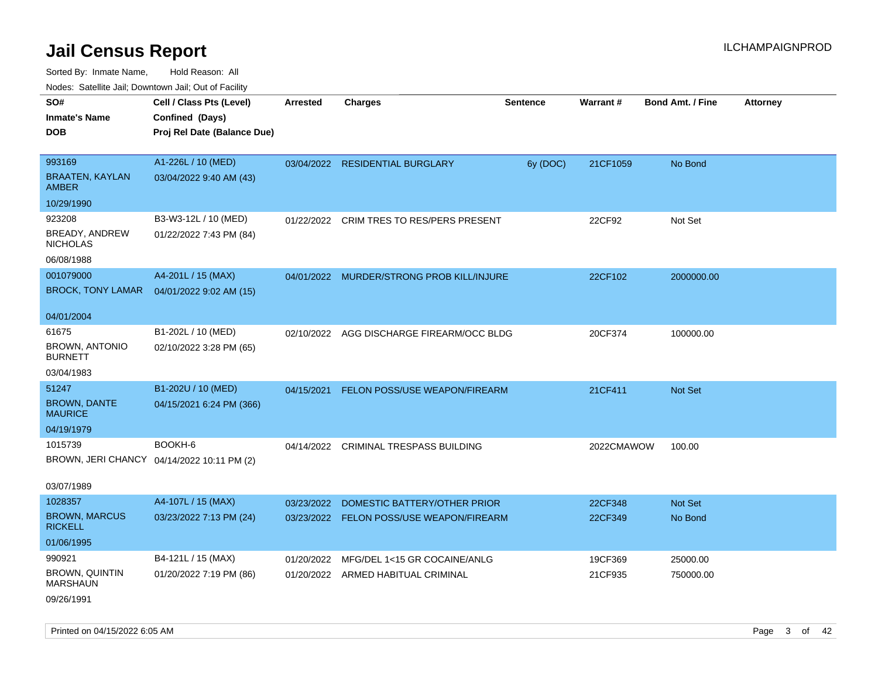# Jail Census Report

ILCHAMPAIGNPROD

Sorted By: Inmate Name, Hold Reason: All

Nodes: Satellite Jail; Downtown Jail; Out of Facility

| SO# / Inmate's Name / DOB | Cell / Class Pts (Level) / Confined (Days) / Proj Rel Date (Balance Due) | Arrested | Charges | Sentence | Warrant # | Bond Amt. / Fine | Attorney |
|---|---|---|---|---|---|---|---|
| 993169<br>BRAATEN, KAYLAN AMBER<br>10/29/1990 | A1-226L / 10 (MED)<br>03/04/2022 9:40 AM (43) | 03/04/2022 | RESIDENTIAL BURGLARY | 6y (DOC) | 21CF1059 | No Bond | |
| 923208<br>BREADY, ANDREW NICHOLAS<br>06/08/1988 | B3-W3-12L / 10 (MED)<br>01/22/2022 7:43 PM (84) | 01/22/2022 | CRIM TRES TO RES/PERS PRESENT | | 22CF92 | Not Set | |
| 001079000<br>BROCK, TONY LAMAR<br>04/01/2004 | A4-201L / 15 (MAX)<br>04/01/2022 9:02 AM (15) | 04/01/2022 | MURDER/STRONG PROB KILL/INJURE | | 22CF102 | 2000000.00 | |
| 61675<br>BROWN, ANTONIO BURNETT<br>03/04/1983 | B1-202L / 10 (MED)<br>02/10/2022 3:28 PM (65) | 02/10/2022 | AGG DISCHARGE FIREARM/OCC BLDG | | 20CF374 | 100000.00 | |
| 51247<br>BROWN, DANTE MAURICE<br>04/19/1979 | B1-202U / 10 (MED)<br>04/15/2021 6:24 PM (366) | 04/15/2021 | FELON POSS/USE WEAPON/FIREARM | | 21CF411 | Not Set | |
| 1015739<br>BROWN, JERI CHANCY<br>03/07/1989 | BOOKH-6<br>04/14/2022 10:11 PM (2) | 04/14/2022 | CRIMINAL TRESPASS BUILDING | | 2022CMAWOW | 100.00 | |
| 1028357<br>BROWN, MARCUS RICKELL<br>01/06/1995 | A4-107L / 15 (MAX)<br>03/23/2022 7:13 PM (24) | 03/23/2022 | DOMESTIC BATTERY/OTHER PRIOR | | 22CF348 | Not Set | |
| | | 03/23/2022 | FELON POSS/USE WEAPON/FIREARM | | 22CF349 | No Bond | |
| 990921<br>BROWN, QUINTIN MARSHAUN<br>09/26/1991 | B4-121L / 15 (MAX)<br>01/20/2022 7:19 PM (86) | 01/20/2022 | MFG/DEL 1<15 GR COCAINE/ANLG | | 19CF369 | 25000.00 | |
| | | 01/20/2022 | ARMED HABITUAL CRIMINAL | | 21CF935 | 750000.00 | |

Printed on 04/15/2022 6:05 AM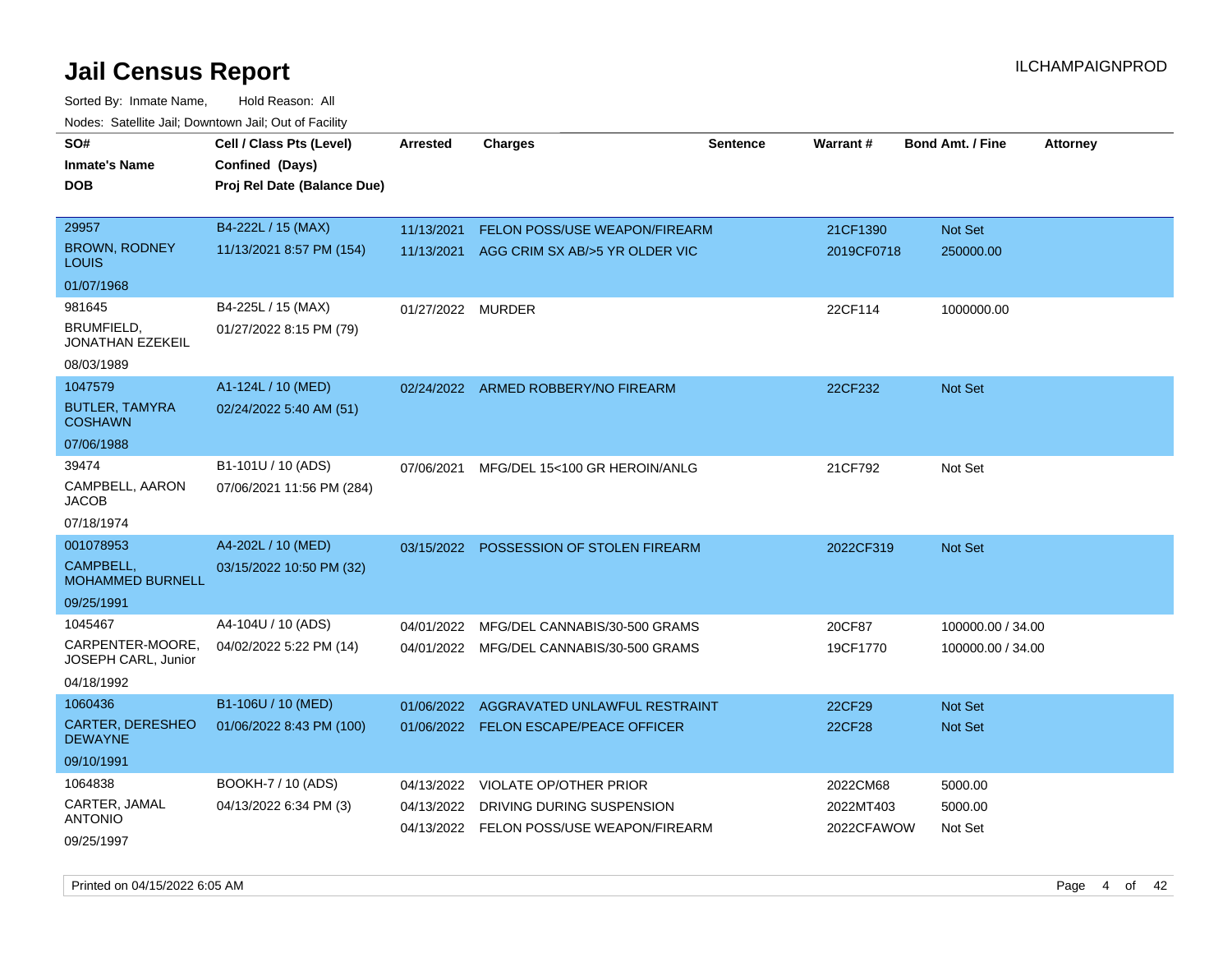# Jail Census Report

ILCHAMPAIGNPROD

Sorted By: Inmate Name, Hold Reason: All

Nodes: Satellite Jail; Downtown Jail; Out of Facility

| SO# / Inmate's Name / DOB | Cell / Class Pts (Level) / Confined (Days) / Proj Rel Date (Balance Due) | Arrested | Charges | Sentence | Warrant # | Bond Amt. / Fine | Attorney |
|---|---|---|---|---|---|---|---|
| 29957<br>BROWN, RODNEY LOUIS<br>01/07/1968 | B4-222L / 15 (MAX)<br>11/13/2021 8:57 PM (154) | 11/13/2021<br>11/13/2021 | FELON POSS/USE WEAPON/FIREARM<br>AGG CRIM SX AB/>5 YR OLDER VIC | | 21CF1390<br>2019CF0718 | Not Set<br>250000.00 | |
| 981645<br>BRUMFIELD, JONATHAN EZEKEIL<br>08/03/1989 | B4-225L / 15 (MAX)<br>01/27/2022 8:15 PM (79) | 01/27/2022 | MURDER | | 22CF114 | 1000000.00 | |
| 1047579<br>BUTLER, TAMYRA COSHAWN<br>07/06/1988 | A1-124L / 10 (MED)<br>02/24/2022 5:40 AM (51) | 02/24/2022 | ARMED ROBBERY/NO FIREARM | | 22CF232 | Not Set | |
| 39474<br>CAMPBELL, AARON JACOB<br>07/18/1974 | B1-101U / 10 (ADS)<br>07/06/2021 11:56 PM (284) | 07/06/2021 | MFG/DEL 15<100 GR HEROIN/ANLG | | 21CF792 | Not Set | |
| 001078953<br>CAMPBELL, MOHAMMED BURNELL<br>09/25/1991 | A4-202L / 10 (MED)<br>03/15/2022 10:50 PM (32) | 03/15/2022 | POSSESSION OF STOLEN FIREARM | | 2022CF319 | Not Set | |
| 1045467<br>CARPENTER-MOORE, JOSEPH CARL, Junior<br>04/18/1992 | A4-104U / 10 (ADS)<br>04/02/2022 5:22 PM (14) | 04/01/2022<br>04/01/2022 | MFG/DEL CANNABIS/30-500 GRAMS<br>MFG/DEL CANNABIS/30-500 GRAMS | | 20CF87<br>19CF1770 | 100000.00 / 34.00<br>100000.00 / 34.00 | |
| 1060436<br>CARTER, DERESHEO DEWAYNE<br>09/10/1991 | B1-106U / 10 (MED)<br>01/06/2022 8:43 PM (100) | 01/06/2022<br>01/06/2022 | AGGRAVATED UNLAWFUL RESTRAINT<br>FELON ESCAPE/PEACE OFFICER | | 22CF29<br>22CF28 | Not Set<br>Not Set | |
| 1064838<br>CARTER, JAMAL ANTONIO<br>09/25/1997 | BOOKH-7 / 10 (ADS)<br>04/13/2022 6:34 PM (3) | 04/13/2022<br>04/13/2022<br>04/13/2022 | VIOLATE OP/OTHER PRIOR<br>DRIVING DURING SUSPENSION<br>FELON POSS/USE WEAPON/FIREARM | | 2022CM68<br>2022MT403<br>2022CFAWOW | 5000.00<br>5000.00<br>Not Set | |

Printed on 04/15/2022 6:05 AM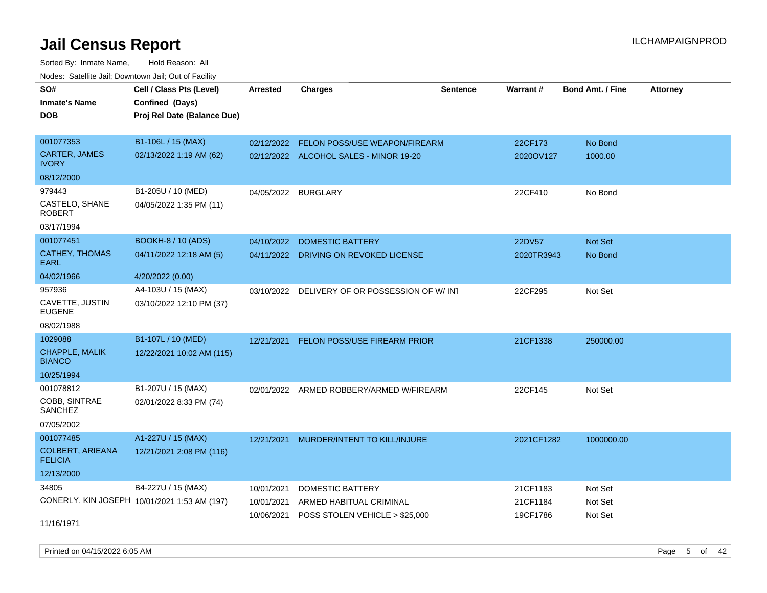# Jail Census Report

ILCHAMPAIGNPROD

Sorted By: Inmate Name, Hold Reason: All

Nodes: Satellite Jail; Downtown Jail; Out of Facility

| SO# / Inmate's Name / DOB | Cell / Class Pts (Level) / Confined (Days) / Proj Rel Date (Balance Due) | Arrested | Charges | Sentence | Warrant # | Bond Amt. / Fine | Attorney |
|---|---|---|---|---|---|---|---|
| 001077353<br>CARTER, JAMES IVORY<br>08/12/2000 | B1-106L / 15 (MAX)<br>02/13/2022 1:19 AM (62) | 02/12/2022 | FELON POSS/USE WEAPON/FIREARM | | 22CF173 | No Bond | |
| | | 02/12/2022 | ALCOHOL SALES - MINOR 19-20 | | 2020OV127 | 1000.00 | |
| 979443<br>CASTELO, SHANE ROBERT<br>03/17/1994 | B1-205U / 10 (MED)<br>04/05/2022 1:35 PM (11) | 04/05/2022 | BURGLARY | | 22CF410 | No Bond | |
| 001077451<br>CATHEY, THOMAS EARL<br>04/02/1966 | BOOKH-8 / 10 (ADS)<br>04/11/2022 12:18 AM (5)<br>4/20/2022 (0.00) | 04/10/2022 | DOMESTIC BATTERY | | 22DV57 | Not Set | |
| | | 04/11/2022 | DRIVING ON REVOKED LICENSE | | 2020TR3943 | No Bond | |
| 957936<br>CAVETTE, JUSTIN EUGENE<br>08/02/1988 | A4-103U / 15 (MAX)<br>03/10/2022 12:10 PM (37) | 03/10/2022 | DELIVERY OF OR POSSESSION OF W/ INT | | 22CF295 | Not Set | |
| 1029088<br>CHAPPLE, MALIK BIANCO<br>10/25/1994 | B1-107L / 10 (MED)<br>12/22/2021 10:02 AM (115) | 12/21/2021 | FELON POSS/USE FIREARM PRIOR | | 21CF1338 | 250000.00 | |
| 001078812<br>COBB, SINTRAE SANCHEZ<br>07/05/2002 | B1-207U / 15 (MAX)<br>02/01/2022 8:33 PM (74) | 02/01/2022 | ARMED ROBBERY/ARMED W/FIREARM | | 22CF145 | Not Set | |
| 001077485<br>COLBERT, ARIEANA FELICIA<br>12/13/2000 | A1-227U / 15 (MAX)<br>12/21/2021 2:08 PM (116) | 12/21/2021 | MURDER/INTENT TO KILL/INJURE | | 2021CF1282 | 1000000.00 | |
| 34805<br>CONERLY, KIN JOSEPH<br>11/16/1971 | B4-227U / 15 (MAX)<br>10/01/2021 1:53 AM (197) | 10/01/2021 | DOMESTIC BATTERY | | 21CF1183 | Not Set | |
| | | 10/01/2021 | ARMED HABITUAL CRIMINAL | | 21CF1184 | Not Set | |
| | | 10/06/2021 | POSS STOLEN VEHICLE > $25,000 | | 19CF1786 | Not Set | |

Printed on 04/15/2022 6:05 AM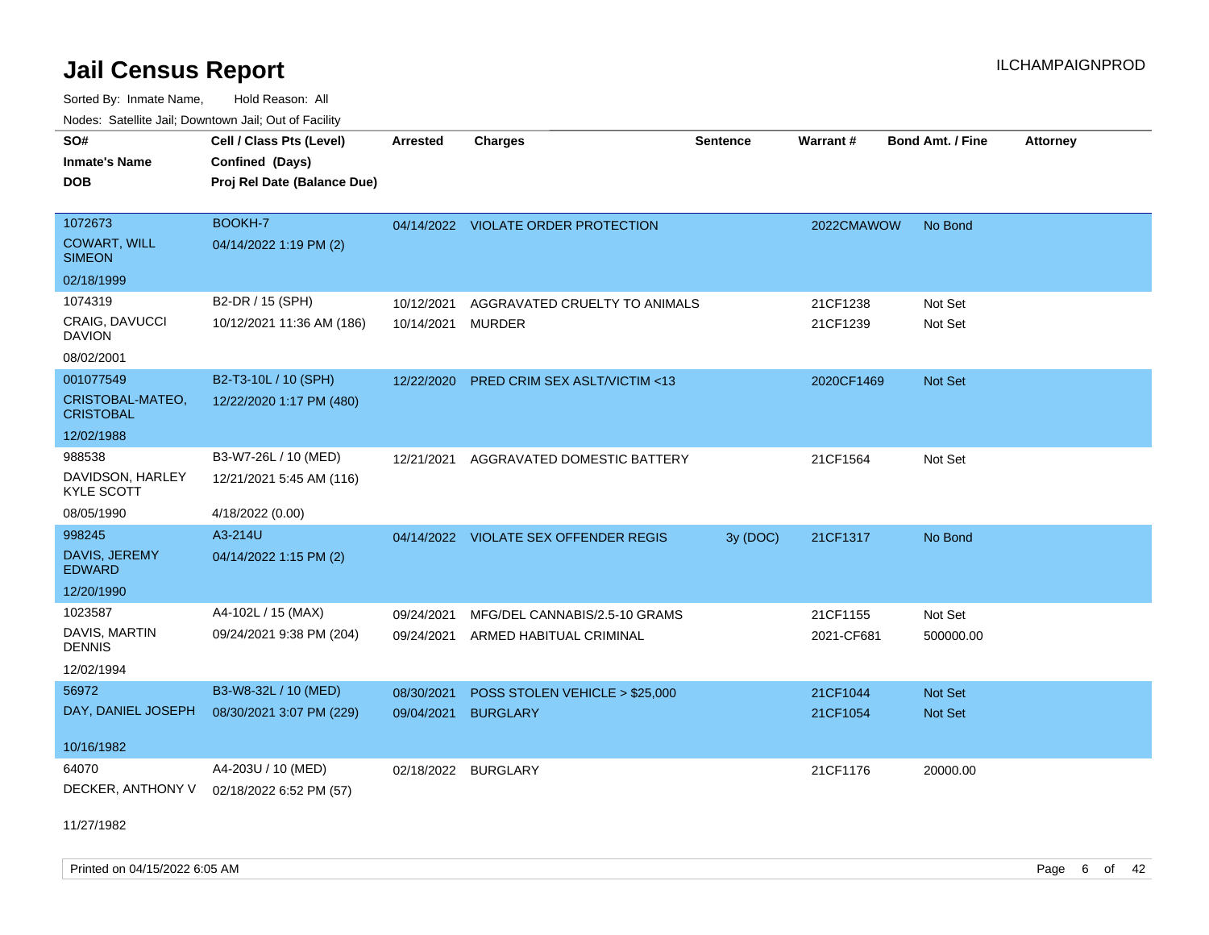# Jail Census Report

ILCHAMPAIGNPROD

Sorted By: Inmate Name, Hold Reason: All

Nodes: Satellite Jail; Downtown Jail; Out of Facility

| SO# / Inmate's Name / DOB | Cell / Class Pts (Level) / Confined (Days) / Proj Rel Date (Balance Due) | Arrested | Charges | Sentence | Warrant # | Bond Amt. / Fine | Attorney |
|---|---|---|---|---|---|---|---|
| 1072673<br>COWART, WILL SIMEON<br>02/18/1999 | BOOKH-7<br>04/14/2022 1:19 PM (2) | 04/14/2022 | VIOLATE ORDER PROTECTION | | 2022CMAWOW | No Bond | |
| 1074319<br>CRAIG, DAVUCCI DAVION<br>08/02/2001 | B2-DR / 15 (SPH)<br>10/12/2021 11:36 AM (186) | 10/12/2021<br>10/14/2021 | AGGRAVATED CRUELTY TO ANIMALS<br>MURDER | | 21CF1238<br>21CF1239 | Not Set<br>Not Set | |
| 001077549<br>CRISTOBAL-MATEO, CRISTOBAL<br>12/02/1988 | B2-T3-10L / 10 (SPH)<br>12/22/2020 1:17 PM (480) | 12/22/2020 | PRED CRIM SEX ASLT/VICTIM <13 | | 2020CF1469 | Not Set | |
| 988538<br>DAVIDSON, HARLEY KYLE SCOTT<br>08/05/1990 | B3-W7-26L / 10 (MED)<br>12/21/2021 5:45 AM (116)<br>4/18/2022 (0.00) | 12/21/2021 | AGGRAVATED DOMESTIC BATTERY | | 21CF1564 | Not Set | |
| 998245<br>DAVIS, JEREMY EDWARD<br>12/20/1990 | A3-214U<br>04/14/2022 1:15 PM (2) | 04/14/2022 | VIOLATE SEX OFFENDER REGIS | 3y (DOC) | 21CF1317 | No Bond | |
| 1023587<br>DAVIS, MARTIN DENNIS<br>12/02/1994 | A4-102L / 15 (MAX)<br>09/24/2021 9:38 PM (204) | 09/24/2021<br>09/24/2021 | MFG/DEL CANNABIS/2.5-10 GRAMS<br>ARMED HABITUAL CRIMINAL | | 21CF1155<br>2021-CF681 | Not Set<br>500000.00 | |
| 56972<br>DAY, DANIEL JOSEPH<br>10/16/1982 | B3-W8-32L / 10 (MED)<br>08/30/2021 3:07 PM (229) | 08/30/2021<br>09/04/2021 | POSS STOLEN VEHICLE > $25,000<br>BURGLARY | | 21CF1044<br>21CF1054 | Not Set<br>Not Set | |
| 64070<br>DECKER, ANTHONY V<br>11/27/1982 | A4-203U / 10 (MED)<br>02/18/2022 6:52 PM (57) | 02/18/2022 | BURGLARY | | 21CF1176 | 20000.00 | |

Printed on 04/15/2022 6:05 AM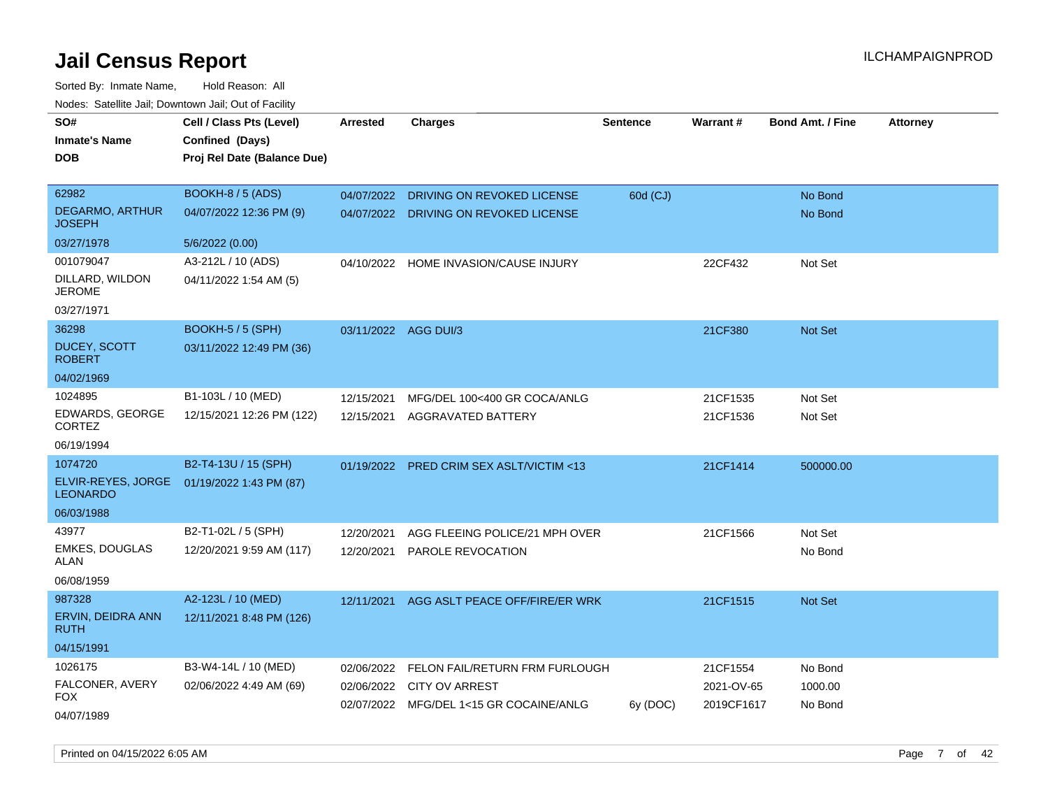# Jail Census Report

ILCHAMPAIGNPROD

Sorted By: Inmate Name, Hold Reason: All

Nodes: Satellite Jail; Downtown Jail; Out of Facility

| SO# / Inmate's Name / DOB | Cell / Class Pts (Level) / Confined (Days) / Proj Rel Date (Balance Due) | Arrested | Charges | Sentence | Warrant # | Bond Amt. / Fine | Attorney |
|---|---|---|---|---|---|---|---|
| 62982 | BOOKH-8 / 5 (ADS) | 04/07/2022 | DRIVING ON REVOKED LICENSE | 60d (CJ) | | No Bond | |
| DEGARMO, ARTHUR JOSEPH | 04/07/2022 12:36 PM (9) | 04/07/2022 | DRIVING ON REVOKED LICENSE | | | No Bond | |
| 03/27/1978 | 5/6/2022 (0.00) | | | | | | |
| 001079047 | A3-212L / 10 (ADS) | 04/10/2022 | HOME INVASION/CAUSE INJURY | | 22CF432 | Not Set | |
| DILLARD, WILDON JEROME | 04/11/2022 1:54 AM (5) | | | | | | |
| 03/27/1971 | | | | | | | |
| 36298 | BOOKH-5 / 5 (SPH) | 03/11/2022 | AGG DUI/3 | | 21CF380 | Not Set | |
| DUCEY, SCOTT ROBERT | 03/11/2022 12:49 PM (36) | | | | | | |
| 04/02/1969 | | | | | | | |
| 1024895 | B1-103L / 10 (MED) | 12/15/2021 | MFG/DEL 100<400 GR COCA/ANLG | | 21CF1535 | Not Set | |
| EDWARDS, GEORGE CORTEZ | 12/15/2021 12:26 PM (122) | 12/15/2021 | AGGRAVATED BATTERY | | 21CF1536 | Not Set | |
| 06/19/1994 | | | | | | | |
| 1074720 | B2-T4-13U / 15 (SPH) | 01/19/2022 | PRED CRIM SEX ASLT/VICTIM <13 | | 21CF1414 | 500000.00 | |
| ELVIR-REYES, JORGE LEONARDO | 01/19/2022 1:43 PM (87) | | | | | | |
| 06/03/1988 | | | | | | | |
| 43977 | B2-T1-02L / 5 (SPH) | 12/20/2021 | AGG FLEEING POLICE/21 MPH OVER | | 21CF1566 | Not Set | |
| EMKES, DOUGLAS ALAN | 12/20/2021 9:59 AM (117) | 12/20/2021 | PAROLE REVOCATION | | | No Bond | |
| 06/08/1959 | | | | | | | |
| 987328 | A2-123L / 10 (MED) | 12/11/2021 | AGG ASLT PEACE OFF/FIRE/ER WRK | | 21CF1515 | Not Set | |
| ERVIN, DEIDRA ANN RUTH | 12/11/2021 8:48 PM (126) | | | | | | |
| 04/15/1991 | | | | | | | |
| 1026175 | B3-W4-14L / 10 (MED) | 02/06/2022 | FELON FAIL/RETURN FRM FURLOUGH | | 21CF1554 | No Bond | |
| FALCONER, AVERY FOX | 02/06/2022 4:49 AM (69) | 02/06/2022 | CITY OV ARREST | | 2021-OV-65 | 1000.00 | |
| 04/07/1989 | | 02/07/2022 | MFG/DEL 1<15 GR COCAINE/ANLG | 6y (DOC) | 2019CF1617 | No Bond | |

Printed on 04/15/2022 6:05 AM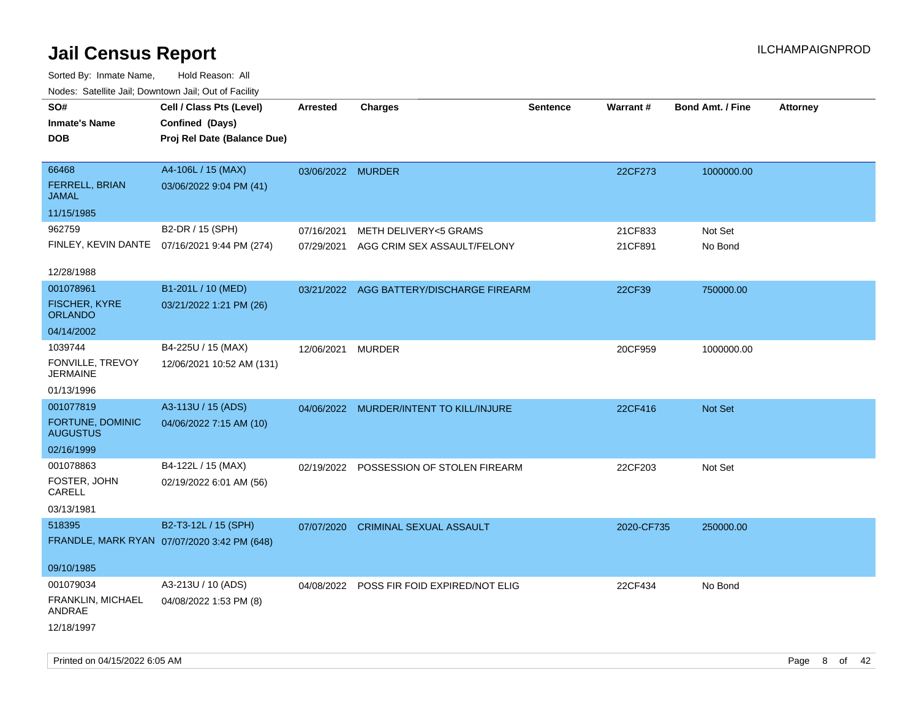# Jail Census Report

ILCHAMPAIGNPROD

Sorted By: Inmate Name, Hold Reason: All

Nodes: Satellite Jail; Downtown Jail; Out of Facility

| SO# / Inmate's Name / DOB | Cell / Class Pts (Level) / Confined (Days) / Proj Rel Date (Balance Due) | Arrested | Charges | Sentence | Warrant # | Bond Amt. / Fine | Attorney |
|---|---|---|---|---|---|---|---|
| 66468 FERRELL, BRIAN JAMAL 11/15/1985 | A4-106L / 15 (MAX) 03/06/2022 9:04 PM (41) | 03/06/2022 | MURDER | | 22CF273 | 1000000.00 | |
| 962759 FINLEY, KEVIN DANTE 12/28/1988 | B2-DR / 15 (SPH) 07/16/2021 9:44 PM (274) | 07/16/2021 | METH DELIVERY<5 GRAMS | | 21CF833 | Not Set | |
| | | 07/29/2021 | AGG CRIM SEX ASSAULT/FELONY | | 21CF891 | No Bond | |
| 001078961 FISCHER, KYRE ORLANDO 04/14/2002 | B1-201L / 10 (MED) 03/21/2022 1:21 PM (26) | 03/21/2022 | AGG BATTERY/DISCHARGE FIREARM | | 22CF39 | 750000.00 | |
| 1039744 FONVILLE, TREVOY JERMAINE 01/13/1996 | B4-225U / 15 (MAX) 12/06/2021 10:52 AM (131) | 12/06/2021 | MURDER | | 20CF959 | 1000000.00 | |
| 001077819 FORTUNE, DOMINIC AUGUSTUS 02/16/1999 | A3-113U / 15 (ADS) 04/06/2022 7:15 AM (10) | 04/06/2022 | MURDER/INTENT TO KILL/INJURE | | 22CF416 | Not Set | |
| 001078863 FOSTER, JOHN CARELL 03/13/1981 | B4-122L / 15 (MAX) 02/19/2022 6:01 AM (56) | 02/19/2022 | POSSESSION OF STOLEN FIREARM | | 22CF203 | Not Set | |
| 518395 FRANDLE, MARK RYAN 09/10/1985 | B2-T3-12L / 15 (SPH) 07/07/2020 3:42 PM (648) | 07/07/2020 | CRIMINAL SEXUAL ASSAULT | | 2020-CF735 | 250000.00 | |
| 001079034 FRANKLIN, MICHAEL ANDRAE 12/18/1997 | A3-213U / 10 (ADS) 04/08/2022 1:53 PM (8) | 04/08/2022 | POSS FIR FOID EXPIRED/NOT ELIG | | 22CF434 | No Bond | |

Printed on 04/15/2022 6:05 AM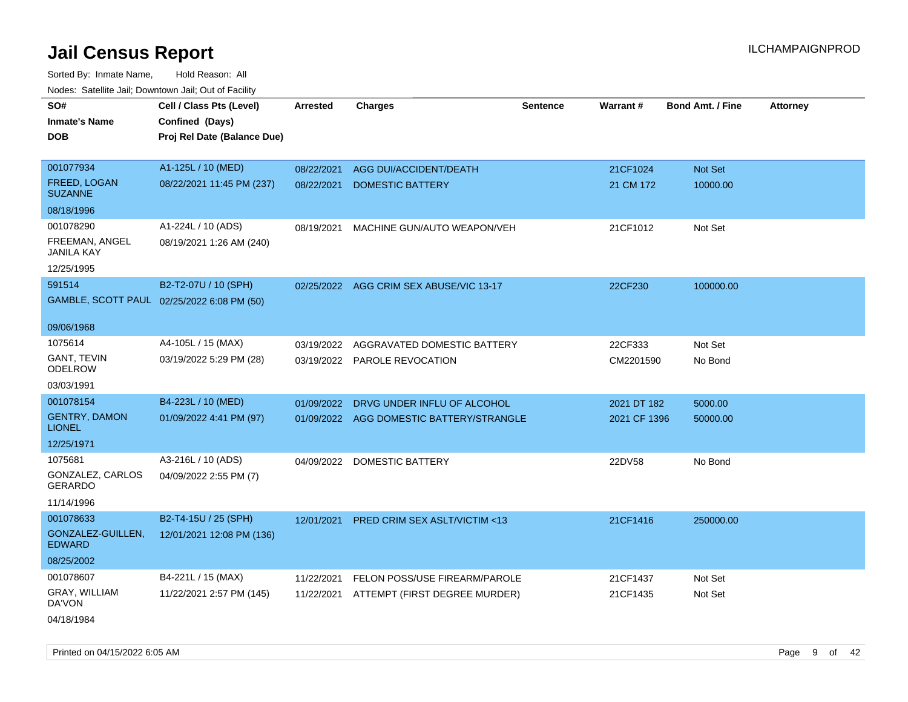# Jail Census Report

ILCHAMPAIGNPROD

Sorted By: Inmate Name, Hold Reason: All

Nodes: Satellite Jail; Downtown Jail; Out of Facility

| SO# / Inmate's Name / DOB | Cell / Class Pts (Level) / Confined (Days) / Proj Rel Date (Balance Due) | Arrested | Charges | Sentence | Warrant # | Bond Amt. / Fine | Attorney |
|---|---|---|---|---|---|---|---|
| 001077934<br>FREED, LOGAN SUZANNE<br>08/18/1996 | A1-125L / 10 (MED)<br>08/22/2021 11:45 PM (237) | 08/22/2021 | AGG DUI/ACCIDENT/DEATH | | 21CF1024 | Not Set | |
| | | 08/22/2021 | DOMESTIC BATTERY | | 21 CM 172 | 10000.00 | |
| 001078290<br>FREEMAN, ANGEL JANILA KAY<br>12/25/1995 | A1-224L / 10 (ADS)<br>08/19/2021 1:26 AM (240) | 08/19/2021 | MACHINE GUN/AUTO WEAPON/VEH | | 21CF1012 | Not Set | |
| 591514<br>GAMBLE, SCOTT PAUL<br>09/06/1968 | B2-T2-07U / 10 (SPH)<br>02/25/2022 6:08 PM (50) | 02/25/2022 | AGG CRIM SEX ABUSE/VIC 13-17 | | 22CF230 | 100000.00 | |
| 1075614<br>GANT, TEVIN ODELROW<br>03/03/1991 | A4-105L / 15 (MAX)<br>03/19/2022 5:29 PM (28) | 03/19/2022 | AGGRAVATED DOMESTIC BATTERY | | 22CF333 | Not Set | |
| | | 03/19/2022 | PAROLE REVOCATION | | CM2201590 | No Bond | |
| 001078154<br>GENTRY, DAMON LIONEL<br>12/25/1971 | B4-223L / 10 (MED)<br>01/09/2022 4:41 PM (97) | 01/09/2022 | DRVG UNDER INFLU OF ALCOHOL | | 2021 DT 182 | 5000.00 | |
| | | 01/09/2022 | AGG DOMESTIC BATTERY/STRANGLE | | 2021 CF 1396 | 50000.00 | |
| 1075681<br>GONZALEZ, CARLOS GERARDO<br>11/14/1996 | A3-216L / 10 (ADS)<br>04/09/2022 2:55 PM (7) | 04/09/2022 | DOMESTIC BATTERY | | 22DV58 | No Bond | |
| 001078633<br>GONZALEZ-GUILLEN, EDWARD<br>08/25/2002 | B2-T4-15U / 25 (SPH)<br>12/01/2021 12:08 PM (136) | 12/01/2021 | PRED CRIM SEX ASLT/VICTIM <13 | | 21CF1416 | 250000.00 | |
| 001078607<br>GRAY, WILLIAM DA'VON<br>04/18/1984 | B4-221L / 15 (MAX)<br>11/22/2021 2:57 PM (145) | 11/22/2021 | FELON POSS/USE FIREARM/PAROLE | | 21CF1437 | Not Set | |
| | | 11/22/2021 | ATTEMPT (FIRST DEGREE MURDER) | | 21CF1435 | Not Set | |

Printed on 04/15/2022 6:05 AM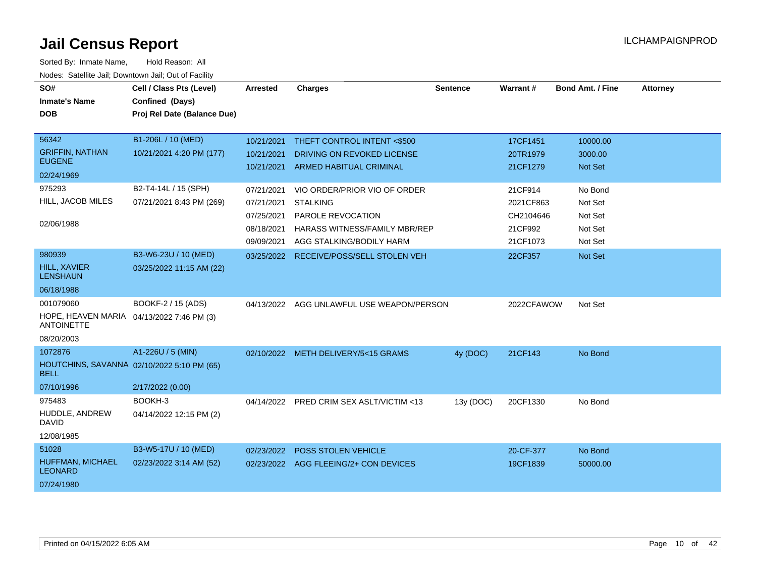# Jail Census Report

ILCHAMPAIGNPROD

Sorted By: Inmate Name, Hold Reason: All

Nodes: Satellite Jail; Downtown Jail; Out of Facility

| SO# / Inmate's Name / DOB | Cell / Class Pts (Level) / Confined (Days) / Proj Rel Date (Balance Due) | Arrested | Charges | Sentence | Warrant # | Bond Amt. / Fine | Attorney |
|---|---|---|---|---|---|---|---|
| 56342<br>GRIFFIN, NATHAN EUGENE<br>02/24/1969 | B1-206L / 10 (MED)<br>10/21/2021 4:20 PM (177) | 10/21/2021 | THEFT CONTROL INTENT <$500 | | 17CF1451 | 10000.00 | |
| | | 10/21/2021 | DRIVING ON REVOKED LICENSE | | 20TR1979 | 3000.00 | |
| | | 10/21/2021 | ARMED HABITUAL CRIMINAL | | 21CF1279 | Not Set | |
| 975293<br>HILL, JACOB MILES<br>02/06/1988 | B2-T4-14L / 15 (SPH)<br>07/21/2021 8:43 PM (269) | 07/21/2021 | VIO ORDER/PRIOR VIO OF ORDER | | 21CF914 | No Bond | |
| | | 07/21/2021 | STALKING | | 2021CF863 | Not Set | |
| | | 07/25/2021 | PAROLE REVOCATION | | CH2104646 | Not Set | |
| | | 08/18/2021 | HARASS WITNESS/FAMILY MBR/REP | | 21CF992 | Not Set | |
| | | 09/09/2021 | AGG STALKING/BODILY HARM | | 21CF1073 | Not Set | |
| 980939<br>HILL, XAVIER LENSHAUN<br>06/18/1988 | B3-W6-23U / 10 (MED)<br>03/25/2022 11:15 AM (22) | 03/25/2022 | RECEIVE/POSS/SELL STOLEN VEH | | 22CF357 | Not Set | |
| 001079060<br>HOPE, HEAVEN MARIA ANTOINETTE<br>08/20/2003 | BOOKF-2 / 15 (ADS)<br>04/13/2022 7:46 PM (3) | 04/13/2022 | AGG UNLAWFUL USE WEAPON/PERSON | | 2022CFAWOW | Not Set | |
| 1072876<br>HOUTCHINS, SAVANNA BELL<br>07/10/1996 | A1-226U / 5 (MIN)<br>02/10/2022 5:10 PM (65)<br>2/17/2022 (0.00) | 02/10/2022 | METH DELIVERY/5<15 GRAMS | 4y (DOC) | 21CF143 | No Bond | |
| 975483<br>HUDDLE, ANDREW DAVID<br>12/08/1985 | BOOKH-3<br>04/14/2022 12:15 PM (2) | 04/14/2022 | PRED CRIM SEX ASLT/VICTIM <13 | 13y (DOC) | 20CF1330 | No Bond | |
| 51028<br>HUFFMAN, MICHAEL LEONARD<br>07/24/1980 | B3-W5-17U / 10 (MED)<br>02/23/2022 3:14 AM (52) | 02/23/2022 | POSS STOLEN VEHICLE | | 20-CF-377 | No Bond | |
| | | 02/23/2022 | AGG FLEEING/2+ CON DEVICES | | 19CF1839 | 50000.00 | |

Printed on 04/15/2022 6:05 AM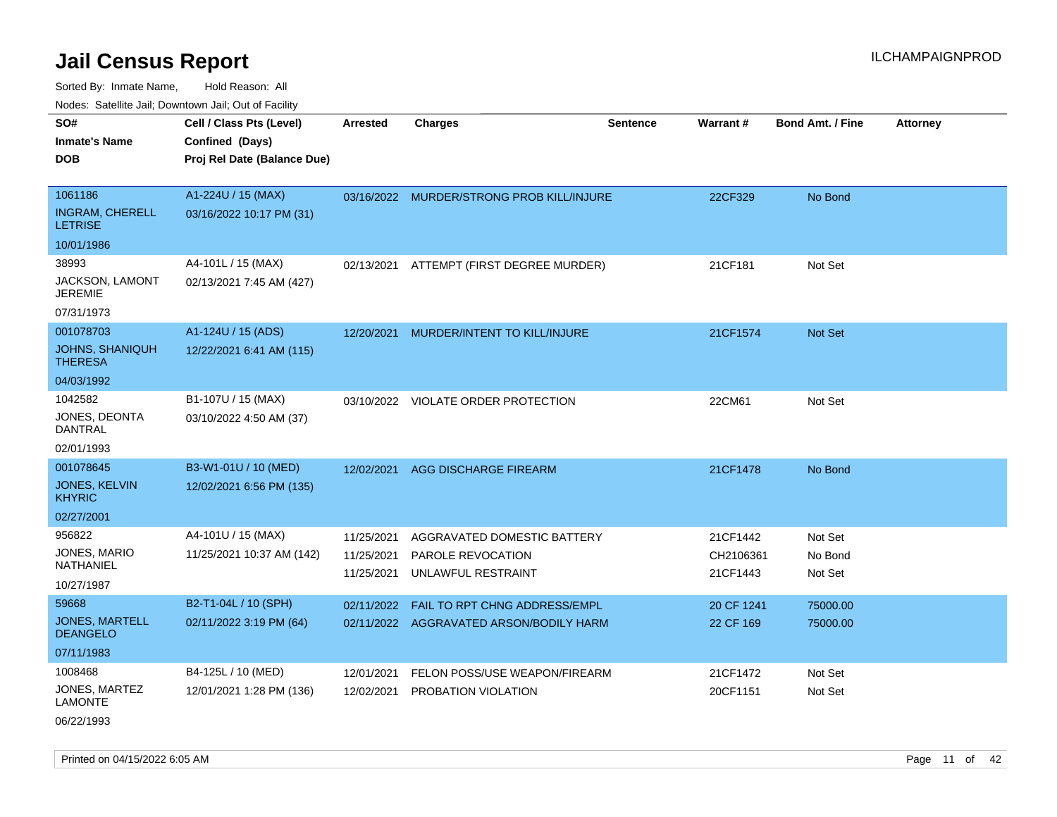# Jail Census Report

ILCHAMPAIGNPROD

Sorted By: Inmate Name, Hold Reason: All

Nodes: Satellite Jail; Downtown Jail; Out of Facility

| SO# / Inmate's Name / DOB | Cell / Class Pts (Level) / Confined (Days) / Proj Rel Date (Balance Due) | Arrested | Charges | Sentence | Warrant # | Bond Amt. / Fine | Attorney |
|---|---|---|---|---|---|---|---|
| 1061186<br>INGRAM, CHERELL LETRISE<br>10/01/1986 | A1-224U / 15 (MAX)<br>03/16/2022 10:17 PM (31) | 03/16/2022 | MURDER/STRONG PROB KILL/INJURE | | 22CF329 | No Bond | |
| 38993<br>JACKSON, LAMONT JEREMIE<br>07/31/1973 | A4-101L / 15 (MAX)<br>02/13/2021 7:45 AM (427) | 02/13/2021 | ATTEMPT (FIRST DEGREE MURDER) | | 21CF181 | Not Set | |
| 001078703<br>JOHNS, SHANIQUH THERESA<br>04/03/1992 | A1-124U / 15 (ADS)<br>12/22/2021 6:41 AM (115) | 12/20/2021 | MURDER/INTENT TO KILL/INJURE | | 21CF1574 | Not Set | |
| 1042582<br>JONES, DEONTA DANTRAL<br>02/01/1993 | B1-107U / 15 (MAX)<br>03/10/2022 4:50 AM (37) | 03/10/2022 | VIOLATE ORDER PROTECTION | | 22CM61 | Not Set | |
| 001078645<br>JONES, KELVIN KHYRIC<br>02/27/2001 | B3-W1-01U / 10 (MED)<br>12/02/2021 6:56 PM (135) | 12/02/2021 | AGG DISCHARGE FIREARM | | 21CF1478 | No Bond | |
| 956822<br>JONES, MARIO NATHANIEL<br>10/27/1987 | A4-101U / 15 (MAX)<br>11/25/2021 10:37 AM (142) | 11/25/2021<br>11/25/2021<br>11/25/2021 | AGGRAVATED DOMESTIC BATTERY<br>PAROLE REVOCATION<br>UNLAWFUL RESTRAINT | | 21CF1442<br>CH2106361<br>21CF1443 | Not Set<br>No Bond<br>Not Set | |
| 59668<br>JONES, MARTELL DEANGELO<br>07/11/1983 | B2-T1-04L / 10 (SPH)<br>02/11/2022 3:19 PM (64) | 02/11/2022<br>02/11/2022 | FAIL TO RPT CHNG ADDRESS/EMPL<br>AGGRAVATED ARSON/BODILY HARM | | 20 CF 1241<br>22 CF 169 | 75000.00<br>75000.00 | |
| 1008468<br>JONES, MARTEZ LAMONTE<br>06/22/1993 | B4-125L / 10 (MED)<br>12/01/2021 1:28 PM (136) | 12/01/2021<br>12/02/2021 | FELON POSS/USE WEAPON/FIREARM<br>PROBATION VIOLATION | | 21CF1472<br>20CF1151 | Not Set<br>Not Set | |

Printed on 04/15/2022 6:05 AM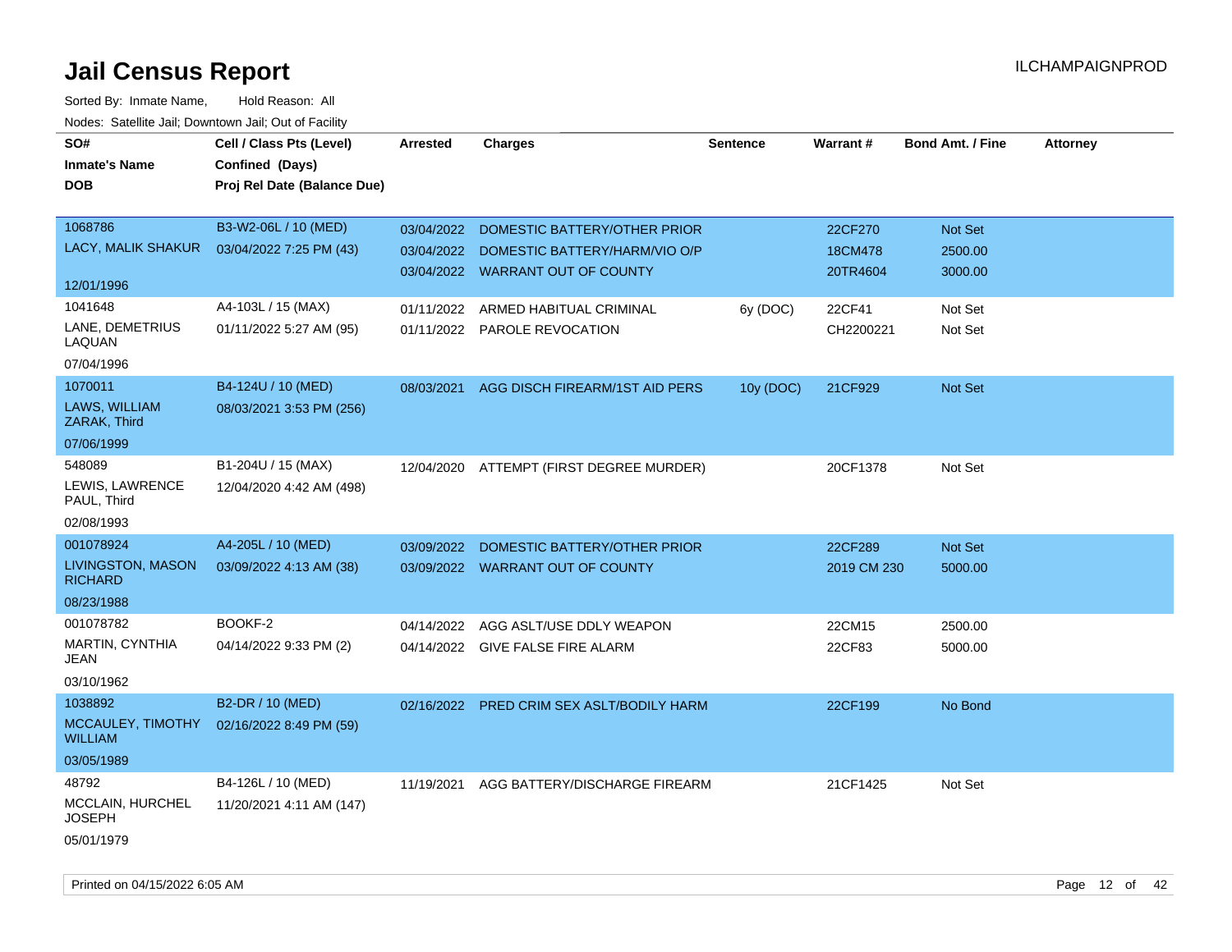# Jail Census Report

ILCHAMPAIGNPROD

Sorted By: Inmate Name, Hold Reason: All

Nodes: Satellite Jail; Downtown Jail; Out of Facility

| SO# / Inmate's Name / DOB | Cell / Class Pts (Level) / Confined (Days) / Proj Rel Date (Balance Due) | Arrested | Charges | Sentence | Warrant # | Bond Amt. / Fine | Attorney |
|---|---|---|---|---|---|---|---|
| 1068786<br>LACY, MALIK SHAKUR<br>12/01/1996 | B3-W2-06L / 10 (MED)<br>03/04/2022 7:25 PM (43) | 03/04/2022 | DOMESTIC BATTERY/OTHER PRIOR | | 22CF270 | Not Set | |
| | | 03/04/2022 | DOMESTIC BATTERY/HARM/VIO O/P | | 18CM478 | 2500.00 | |
| | | 03/04/2022 | WARRANT OUT OF COUNTY | | 20TR4604 | 3000.00 | |
| 1041648<br>LANE, DEMETRIUS LAQUAN<br>07/04/1996 | A4-103L / 15 (MAX)<br>01/11/2022 5:27 AM (95) | 01/11/2022 | ARMED HABITUAL CRIMINAL | 6y (DOC) | 22CF41 | Not Set | |
| | | 01/11/2022 | PAROLE REVOCATION | | CH2200221 | Not Set | |
| 1070011<br>LAWS, WILLIAM ZARAK, Third<br>07/06/1999 | B4-124U / 10 (MED)<br>08/03/2021 3:53 PM (256) | 08/03/2021 | AGG DISCH FIREARM/1ST AID PERS | 10y (DOC) | 21CF929 | Not Set | |
| 548089<br>LEWIS, LAWRENCE PAUL, Third<br>02/08/1993 | B1-204U / 15 (MAX)<br>12/04/2020 4:42 AM (498) | 12/04/2020 | ATTEMPT (FIRST DEGREE MURDER) | | 20CF1378 | Not Set | |
| 001078924<br>LIVINGSTON, MASON RICHARD<br>08/23/1988 | A4-205L / 10 (MED)<br>03/09/2022 4:13 AM (38) | 03/09/2022 | DOMESTIC BATTERY/OTHER PRIOR | | 22CF289 | Not Set | |
| | | 03/09/2022 | WARRANT OUT OF COUNTY | | 2019 CM 230 | 5000.00 | |
| 001078782<br>MARTIN, CYNTHIA JEAN<br>03/10/1962 | BOOKF-2<br>04/14/2022 9:33 PM (2) | 04/14/2022 | AGG ASLT/USE DDLY WEAPON | | 22CM15 | 2500.00 | |
| | | 04/14/2022 | GIVE FALSE FIRE ALARM | | 22CF83 | 5000.00 | |
| 1038892<br>MCCAULEY, TIMOTHY WILLIAM<br>03/05/1989 | B2-DR / 10 (MED)<br>02/16/2022 8:49 PM (59) | 02/16/2022 | PRED CRIM SEX ASLT/BODILY HARM | | 22CF199 | No Bond | |
| 48792<br>MCCLAIN, HURCHEL JOSEPH<br>05/01/1979 | B4-126L / 10 (MED)<br>11/20/2021 4:11 AM (147) | 11/19/2021 | AGG BATTERY/DISCHARGE FIREARM | | 21CF1425 | Not Set | |

Printed on 04/15/2022 6:05 AM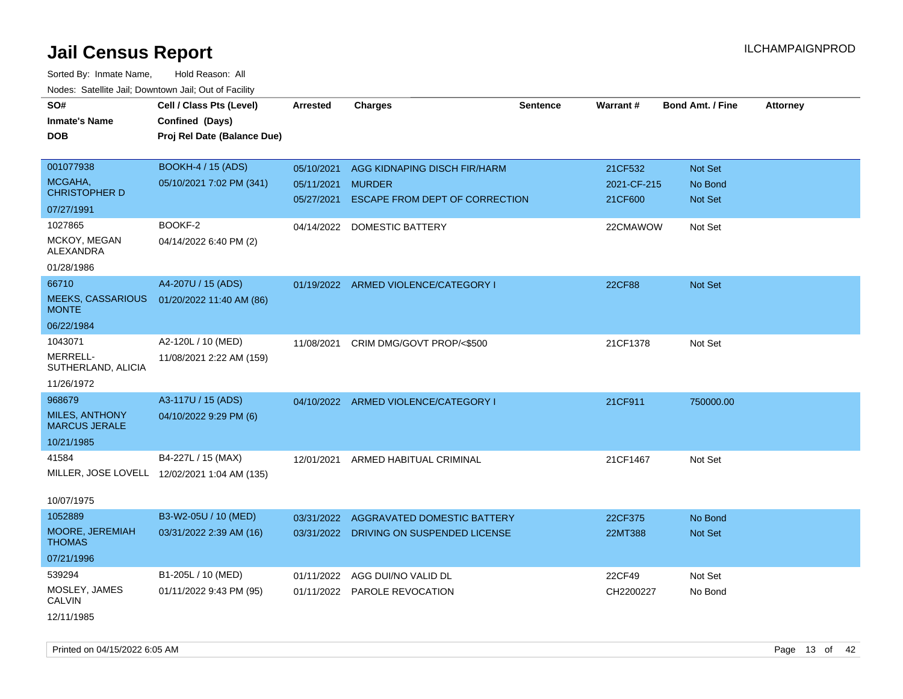# Jail Census Report

Sorted By: Inmate Name, Hold Reason: All

Nodes: Satellite Jail; Downtown Jail; Out of Facility

| SO# / Inmate's Name / DOB | Cell / Class Pts (Level) / Confined (Days) / Proj Rel Date (Balance Due) | Arrested | Charges | Sentence | Warrant # | Bond Amt. / Fine | Attorney |
|---|---|---|---|---|---|---|---|
| 001077938<br>MCGAHA, CHRISTOPHER D<br>07/27/1991 | BOOKH-4 / 15 (ADS)<br>05/10/2021 7:02 PM (341) | 05/10/2021<br>05/11/2021<br>05/27/2021 | AGG KIDNAPING DISCH FIR/HARM<br>MURDER<br>ESCAPE FROM DEPT OF CORRECTION | | 21CF532<br>2021-CF-215<br>21CF600 | Not Set<br>No Bond<br>Not Set | |
| 1027865<br>MCKOY, MEGAN ALEXANDRA<br>01/28/1986 | BOOKF-2<br>04/14/2022 6:40 PM (2) | 04/14/2022 | DOMESTIC BATTERY | | 22CMAWOW | Not Set | |
| 66710<br>MEEKS, CASSARIOUS MONTE<br>06/22/1984 | A4-207U / 15 (ADS)<br>01/20/2022 11:40 AM (86) | 01/19/2022 | ARMED VIOLENCE/CATEGORY I | | 22CF88 | Not Set | |
| 1043071<br>MERRELL-SUTHERLAND, ALICIA<br>11/26/1972 | A2-120L / 10 (MED)<br>11/08/2021 2:22 AM (159) | 11/08/2021 | CRIM DMG/GOVT PROP/<$500 | | 21CF1378 | Not Set | |
| 968679<br>MILES, ANTHONY MARCUS JERALE<br>10/21/1985 | A3-117U / 15 (ADS)<br>04/10/2022 9:29 PM (6) | 04/10/2022 | ARMED VIOLENCE/CATEGORY I | | 21CF911 | 750000.00 | |
| 41584<br>MILLER, JOSE LOVELL<br>10/07/1975 | B4-227L / 15 (MAX)<br>12/02/2021 1:04 AM (135) | 12/01/2021 | ARMED HABITUAL CRIMINAL | | 21CF1467 | Not Set | |
| 1052889<br>MOORE, JEREMIAH THOMAS<br>07/21/1996 | B3-W2-05U / 10 (MED)<br>03/31/2022 2:39 AM (16) | 03/31/2022<br>03/31/2022 | AGGRAVATED DOMESTIC BATTERY<br>DRIVING ON SUSPENDED LICENSE | | 22CF375<br>22MT388 | No Bond<br>Not Set | |
| 539294<br>MOSLEY, JAMES CALVIN<br>12/11/1985 | B1-205L / 10 (MED)<br>01/11/2022 9:43 PM (95) | 01/11/2022<br>01/11/2022 | AGG DUI/NO VALID DL<br>PAROLE REVOCATION | | 22CF49<br>CH2200227 | Not Set<br>No Bond | |

Printed on 04/15/2022 6:05 AM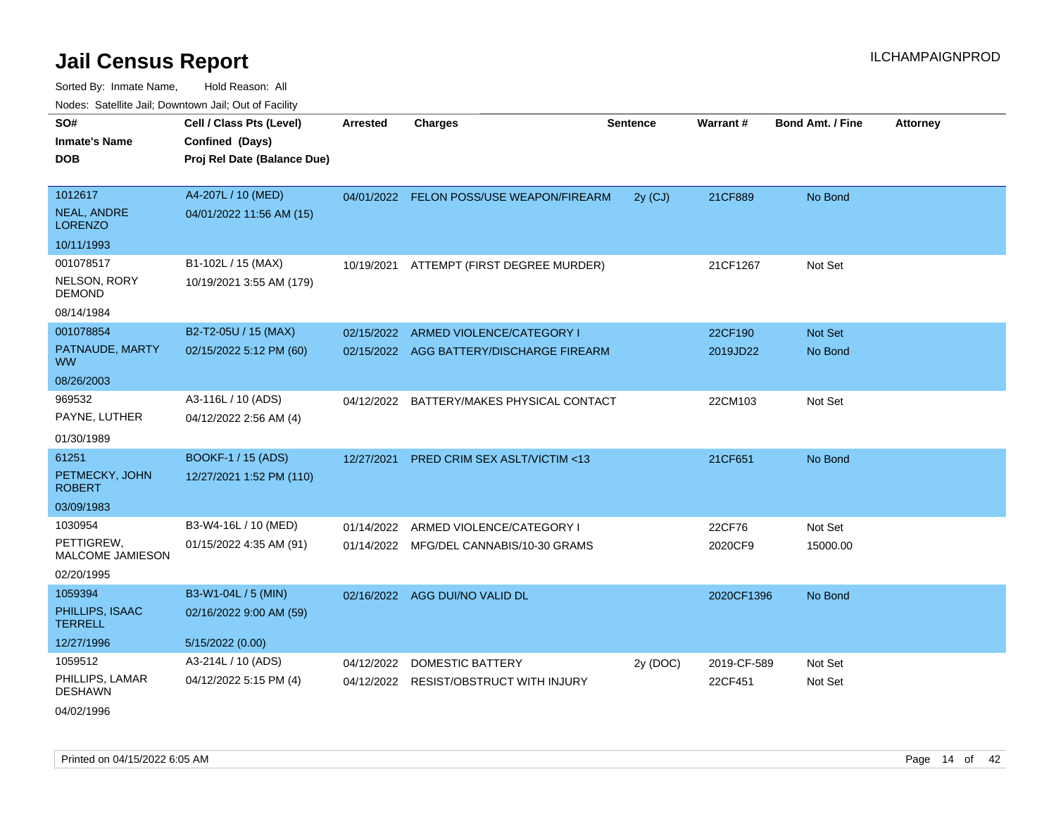# Jail Census Report

ILCHAMPAIGNPROD

Sorted By: Inmate Name, Hold Reason: All

Nodes: Satellite Jail; Downtown Jail; Out of Facility

| SO# / Inmate's Name / DOB | Cell / Class Pts (Level) / Confined (Days) / Proj Rel Date (Balance Due) | Arrested | Charges | Sentence | Warrant # | Bond Amt. / Fine | Attorney |
|---|---|---|---|---|---|---|---|
| 1012617<br>NEAL, ANDRE LORENZO<br>10/11/1993 | A4-207L / 10 (MED)<br>04/01/2022 11:56 AM (15) | 04/01/2022 | FELON POSS/USE WEAPON/FIREARM | 2y (CJ) | 21CF889 | No Bond | |
| 001078517<br>NELSON, RORY DEMOND<br>08/14/1984 | B1-102L / 15 (MAX)<br>10/19/2021 3:55 AM (179) | 10/19/2021 | ATTEMPT (FIRST DEGREE MURDER) | | 21CF1267 | Not Set | |
| 001078854<br>PATNAUDE, MARTY WW<br>08/26/2003 | B2-T2-05U / 15 (MAX)<br>02/15/2022 5:12 PM (60) | 02/15/2022<br>02/15/2022 | ARMED VIOLENCE/CATEGORY I<br>AGG BATTERY/DISCHARGE FIREARM | | 22CF190<br>2019JD22 | Not Set<br>No Bond | |
| 969532<br>PAYNE, LUTHER<br>01/30/1989 | A3-116L / 10 (ADS)<br>04/12/2022 2:56 AM (4) | 04/12/2022 | BATTERY/MAKES PHYSICAL CONTACT | | 22CM103 | Not Set | |
| 61251<br>PETMECKY, JOHN ROBERT<br>03/09/1983 | BOOKF-1 / 15 (ADS)<br>12/27/2021 1:52 PM (110) | 12/27/2021 | PRED CRIM SEX ASLT/VICTIM <13 | | 21CF651 | No Bond | |
| 1030954<br>PETTIGREW, MALCOME JAMIESON<br>02/20/1995 | B3-W4-16L / 10 (MED)<br>01/15/2022 4:35 AM (91) | 01/14/2022<br>01/14/2022 | ARMED VIOLENCE/CATEGORY I<br>MFG/DEL CANNABIS/10-30 GRAMS | | 22CF76<br>2020CF9 | Not Set<br>15000.00 | |
| 1059394<br>PHILLIPS, ISAAC TERRELL<br>12/27/1996 | B3-W1-04L / 5 (MIN)<br>02/16/2022 9:00 AM (59)<br>5/15/2022 (0.00) | 02/16/2022 | AGG DUI/NO VALID DL | | 2020CF1396 | No Bond | |
| 1059512<br>PHILLIPS, LAMAR DESHAWN<br>04/02/1996 | A3-214L / 10 (ADS)<br>04/12/2022 5:15 PM (4) | 04/12/2022<br>04/12/2022 | DOMESTIC BATTERY<br>RESIST/OBSTRUCT WITH INJURY | 2y (DOC) | 2019-CF-589<br>22CF451 | Not Set<br>Not Set | |

Printed on 04/15/2022 6:05 AM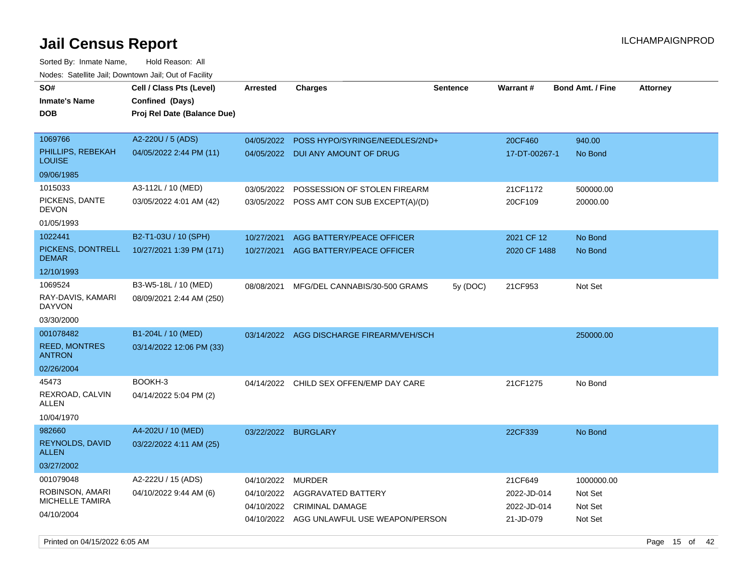# Jail Census Report

ILCHAMPAIGNPROD

Sorted By: Inmate Name, Hold Reason: All

Nodes: Satellite Jail; Downtown Jail; Out of Facility

| SO# / Inmate's Name / DOB | Cell / Class Pts (Level) / Confined (Days) / Proj Rel Date (Balance Due) | Arrested | Charges | Sentence | Warrant # | Bond Amt. / Fine | Attorney |
|---|---|---|---|---|---|---|---|
| 1069766 PHILLIPS, REBEKAH LOUISE 09/06/1985 | A2-220U / 5 (ADS) 04/05/2022 2:44 PM (11) | 04/05/2022 | POSS HYPO/SYRINGE/NEEDLES/2ND+ | | 20CF460 | 940.00 | |
| | | 04/05/2022 | DUI ANY AMOUNT OF DRUG | | 17-DT-00267-1 | No Bond | |
| 1015033 PICKENS, DANTE DEVON 01/05/1993 | A3-112L / 10 (MED) 03/05/2022 4:01 AM (42) | 03/05/2022 | POSSESSION OF STOLEN FIREARM | | 21CF1172 | 500000.00 | |
| | | 03/05/2022 | POSS AMT CON SUB EXCEPT(A)/(D) | | 20CF109 | 20000.00 | |
| 1022441 PICKENS, DONTRELL DEMAR 12/10/1993 | B2-T1-03U / 10 (SPH) 10/27/2021 1:39 PM (171) | 10/27/2021 | AGG BATTERY/PEACE OFFICER | | 2021 CF 12 | No Bond | |
| | | 10/27/2021 | AGG BATTERY/PEACE OFFICER | | 2020 CF 1488 | No Bond | |
| 1069524 RAY-DAVIS, KAMARI DAYVON 03/30/2000 | B3-W5-18L / 10 (MED) 08/09/2021 2:44 AM (250) | 08/08/2021 | MFG/DEL CANNABIS/30-500 GRAMS | 5y (DOC) | 21CF953 | Not Set | |
| 001078482 REED, MONTRES ANTRON 02/26/2004 | B1-204L / 10 (MED) 03/14/2022 12:06 PM (33) | 03/14/2022 | AGG DISCHARGE FIREARM/VEH/SCH | | | 250000.00 | |
| 45473 REXROAD, CALVIN ALLEN 10/04/1970 | BOOKH-3 04/14/2022 5:04 PM (2) | 04/14/2022 | CHILD SEX OFFEN/EMP DAY CARE | | 21CF1275 | No Bond | |
| 982660 REYNOLDS, DAVID ALLEN 03/27/2002 | A4-202U / 10 (MED) 03/22/2022 4:11 AM (25) | 03/22/2022 | BURGLARY | | 22CF339 | No Bond | |
| 001079048 ROBINSON, AMARI MICHELLE TAMIRA 04/10/2004 | A2-222U / 15 (ADS) 04/10/2022 9:44 AM (6) | 04/10/2022 | MURDER | | 21CF649 | 1000000.00 | |
| | | 04/10/2022 | AGGRAVATED BATTERY | | 2022-JD-014 | Not Set | |
| | | 04/10/2022 | CRIMINAL DAMAGE | | 2022-JD-014 | Not Set | |
| | | 04/10/2022 | AGG UNLAWFUL USE WEAPON/PERSON | | 21-JD-079 | Not Set | |

Printed on 04/15/2022 6:05 AM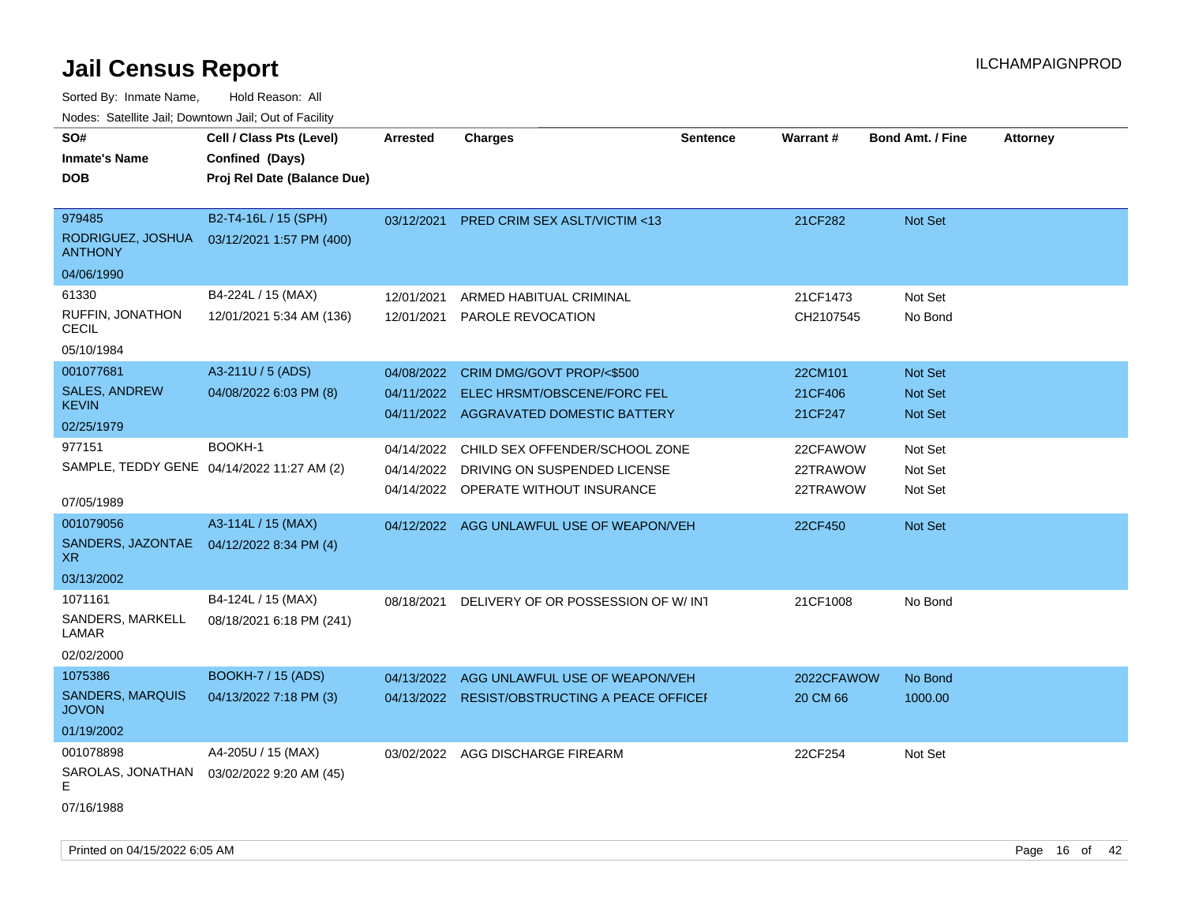# Jail Census Report

ILCHAMPAIGNPROD

Sorted By: Inmate Name, Hold Reason: All

Nodes: Satellite Jail; Downtown Jail; Out of Facility

| SO# / Inmate's Name / DOB | Cell / Class Pts (Level) / Confined (Days) / Proj Rel Date (Balance Due) | Arrested | Charges | Sentence | Warrant # | Bond Amt. / Fine | Attorney |
|---|---|---|---|---|---|---|---|
| 979485<br>RODRIGUEZ, JOSHUA ANTHONY<br>04/06/1990 | B2-T4-16L / 15 (SPH)<br>03/12/2021 1:57 PM (400) | 03/12/2021 | PRED CRIM SEX ASLT/VICTIM <13 | | 21CF282 | Not Set | |
| 61330<br>RUFFIN, JONATHON CECIL<br>05/10/1984 | B4-224L / 15 (MAX)<br>12/01/2021 5:34 AM (136) | 12/01/2021<br>12/01/2021 | ARMED HABITUAL CRIMINAL<br>PAROLE REVOCATION | | 21CF1473<br>CH2107545 | Not Set<br>No Bond | |
| 001077681<br>SALES, ANDREW KEVIN<br>02/25/1979 | A3-211U / 5 (ADS)<br>04/08/2022 6:03 PM (8) | 04/08/2022<br>04/11/2022<br>04/11/2022 | CRIM DMG/GOVT PROP/<$500<br>ELEC HRSMT/OBSCENE/FORC FEL<br>AGGRAVATED DOMESTIC BATTERY | | 22CM101<br>21CF406<br>21CF247 | Not Set<br>Not Set<br>Not Set | |
| 977151<br>SAMPLE, TEDDY GENE<br>07/05/1989 | BOOKH-1<br>04/14/2022 11:27 AM (2) | 04/14/2022<br>04/14/2022<br>04/14/2022 | CHILD SEX OFFENDER/SCHOOL ZONE<br>DRIVING ON SUSPENDED LICENSE<br>OPERATE WITHOUT INSURANCE | | 22CFAWOW<br>22TRAWOW<br>22TRAWOW | Not Set<br>Not Set<br>Not Set | |
| 001079056<br>SANDERS, JAZONTAE XR<br>03/13/2002 | A3-114L / 15 (MAX)<br>04/12/2022 8:34 PM (4) | 04/12/2022 | AGG UNLAWFUL USE OF WEAPON/VEH | | 22CF450 | Not Set | |
| 1071161<br>SANDERS, MARKELL LAMAR<br>02/02/2000 | B4-124L / 15 (MAX)<br>08/18/2021 6:18 PM (241) | 08/18/2021 | DELIVERY OF OR POSSESSION OF W/ INT | | 21CF1008 | No Bond | |
| 1075386<br>SANDERS, MARQUIS JOVON<br>01/19/2002 | BOOKH-7 / 15 (ADS)<br>04/13/2022 7:18 PM (3) | 04/13/2022<br>04/13/2022 | AGG UNLAWFUL USE OF WEAPON/VEH<br>RESIST/OBSTRUCTING A PEACE OFFICEI | | 2022CFAWOW<br>20 CM 66 | No Bond<br>1000.00 | |
| 001078898<br>SAROLAS, JONATHAN E<br>07/16/1988 | A4-205U / 15 (MAX)<br>03/02/2022 9:20 AM (45) | 03/02/2022 | AGG DISCHARGE FIREARM | | 22CF254 | Not Set | |

Printed on 04/15/2022 6:05 AM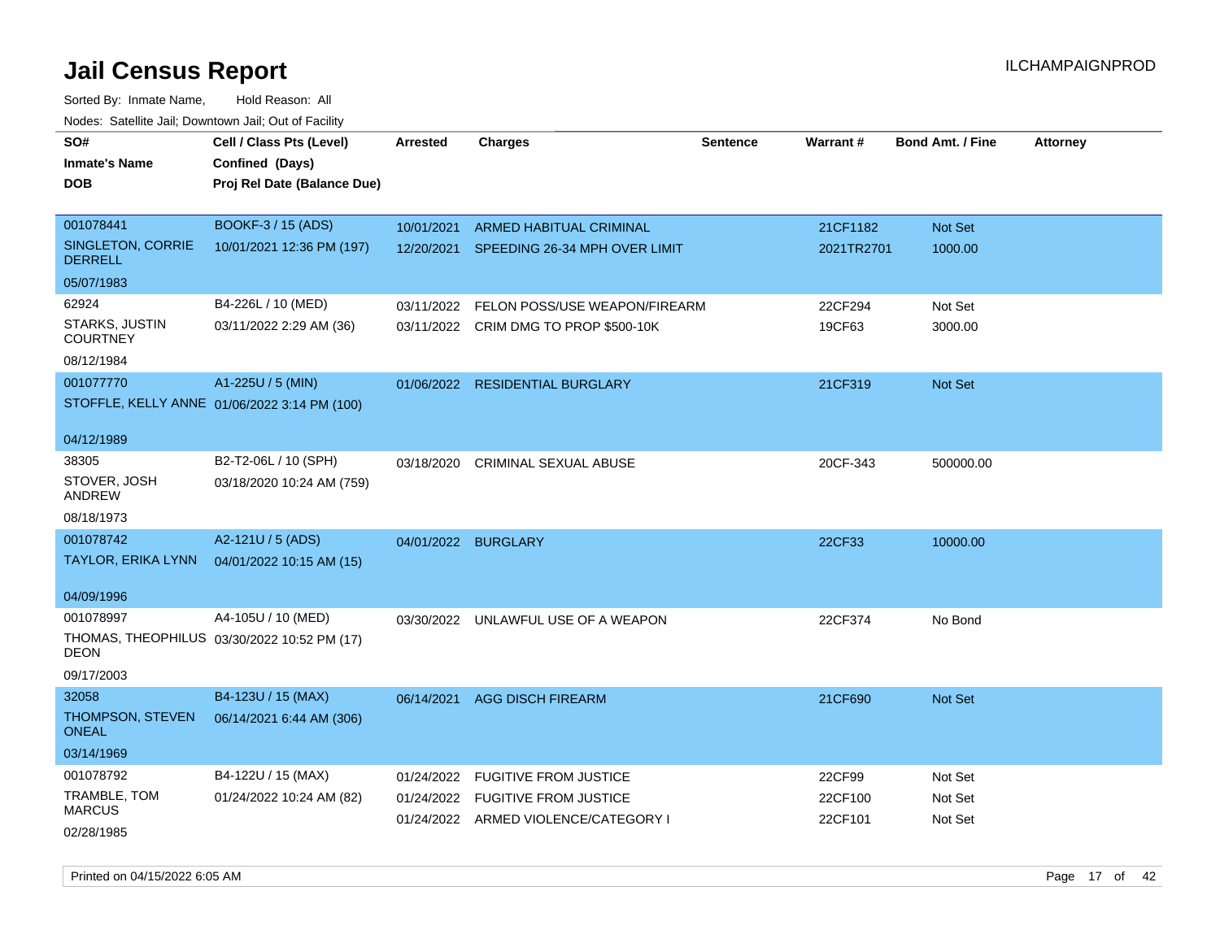# Jail Census Report

ILCHAMPAIGNPROD

Sorted By: Inmate Name, Hold Reason: All

Nodes: Satellite Jail; Downtown Jail; Out of Facility

| SO# / Inmate's Name / DOB | Cell / Class Pts (Level) / Confined (Days) / Proj Rel Date (Balance Due) | Arrested | Charges | Sentence | Warrant # | Bond Amt. / Fine | Attorney |
|---|---|---|---|---|---|---|---|
| 001078441<br>SINGLETON, CORRIE DERRELL<br>05/07/1983 | BOOKF-3 / 15 (ADS)<br>10/01/2021 12:36 PM (197) | 10/01/2021<br>12/20/2021 | ARMED HABITUAL CRIMINAL<br>SPEEDING 26-34 MPH OVER LIMIT | | 21CF1182<br>2021TR2701 | Not Set<br>1000.00 | |
| 62924<br>STARKS, JUSTIN COURTNEY<br>08/12/1984 | B4-226L / 10 (MED)<br>03/11/2022 2:29 AM (36) | 03/11/2022<br>03/11/2022 | FELON POSS/USE WEAPON/FIREARM<br>CRIM DMG TO PROP $500-10K | | 22CF294<br>19CF63 | Not Set<br>3000.00 | |
| 001077770<br>STOFFLE, KELLY ANNE<br>04/12/1989 | A1-225U / 5 (MIN)<br>01/06/2022 3:14 PM (100) | 01/06/2022 | RESIDENTIAL BURGLARY | | 21CF319 | Not Set | |
| 38305<br>STOVER, JOSH ANDREW<br>08/18/1973 | B2-T2-06L / 10 (SPH)<br>03/18/2020 10:24 AM (759) | 03/18/2020 | CRIMINAL SEXUAL ABUSE | | 20CF-343 | 500000.00 | |
| 001078742<br>TAYLOR, ERIKA LYNN<br>04/09/1996 | A2-121U / 5 (ADS)<br>04/01/2022 10:15 AM (15) | 04/01/2022 | BURGLARY | | 22CF33 | 10000.00 | |
| 001078997<br>THOMAS, THEOPHILUS DEON<br>09/17/2003 | A4-105U / 10 (MED)<br>03/30/2022 10:52 PM (17) | 03/30/2022 | UNLAWFUL USE OF A WEAPON | | 22CF374 | No Bond | |
| 32058<br>THOMPSON, STEVEN ONEAL<br>03/14/1969 | B4-123U / 15 (MAX)<br>06/14/2021 6:44 AM (306) | 06/14/2021 | AGG DISCH FIREARM | | 21CF690 | Not Set | |
| 001078792<br>TRAMBLE, TOM MARCUS<br>02/28/1985 | B4-122U / 15 (MAX)<br>01/24/2022 10:24 AM (82) | 01/24/2022<br>01/24/2022<br>01/24/2022 | FUGITIVE FROM JUSTICE<br>FUGITIVE FROM JUSTICE<br>ARMED VIOLENCE/CATEGORY I | | 22CF99<br>22CF100<br>22CF101 | Not Set<br>Not Set<br>Not Set | |

Printed on 04/15/2022 6:05 AM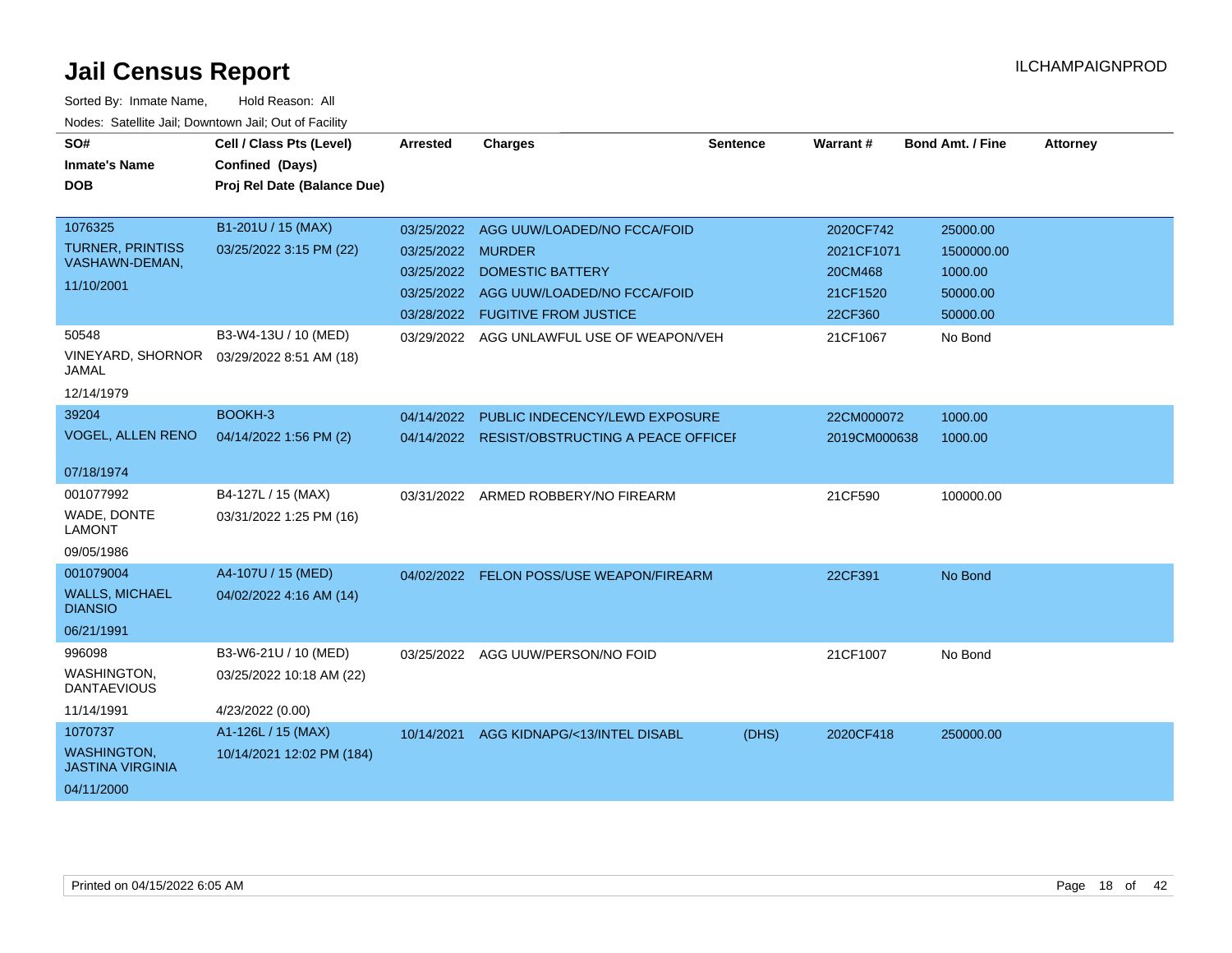# Jail Census Report

ILCHAMPAIGNPROD

Sorted By: Inmate Name, Hold Reason: All

Nodes: Satellite Jail; Downtown Jail; Out of Facility

| SO# / Inmate's Name / DOB | Cell / Class Pts (Level) / Confined (Days) / Proj Rel Date (Balance Due) | Arrested | Charges | Sentence | Warrant # | Bond Amt. / Fine | Attorney |
|---|---|---|---|---|---|---|---|
| 1076325 TURNER, PRINTISS VASHAWN-DEMAN, 11/10/2001 | B1-201U / 15 (MAX) 03/25/2022 3:15 PM (22) | 03/25/2022 | AGG UUW/LOADED/NO FCCA/FOID | | 2020CF742 | 25000.00 | |
| | | 03/25/2022 | MURDER | | 2021CF1071 | 1500000.00 | |
| | | 03/25/2022 | DOMESTIC BATTERY | | 20CM468 | 1000.00 | |
| | | 03/25/2022 | AGG UUW/LOADED/NO FCCA/FOID | | 21CF1520 | 50000.00 | |
| | | 03/28/2022 | FUGITIVE FROM JUSTICE | | 22CF360 | 50000.00 | |
| 50548 VINEYARD, SHORNOR JAMAL 12/14/1979 | B3-W4-13U / 10 (MED) 03/29/2022 8:51 AM (18) | 03/29/2022 | AGG UNLAWFUL USE OF WEAPON/VEH | | 21CF1067 | No Bond | |
| 39204 VOGEL, ALLEN RENO 07/18/1974 | BOOKH-3 04/14/2022 1:56 PM (2) | 04/14/2022 | PUBLIC INDECENCY/LEWD EXPOSURE | | 22CM000072 | 1000.00 | |
| | | 04/14/2022 | RESIST/OBSTRUCTING A PEACE OFFICEI | | 2019CM000638 | 1000.00 | |
| 001077992 WADE, DONTE LAMONT 09/05/1986 | B4-127L / 15 (MAX) 03/31/2022 1:25 PM (16) | 03/31/2022 | ARMED ROBBERY/NO FIREARM | | 21CF590 | 100000.00 | |
| 001079004 WALLS, MICHAEL DIANSIO 06/21/1991 | A4-107U / 15 (MED) 04/02/2022 4:16 AM (14) | 04/02/2022 | FELON POSS/USE WEAPON/FIREARM | | 22CF391 | No Bond | |
| 996098 WASHINGTON, DANTAEVIOUS 11/14/1991 | B3-W6-21U / 10 (MED) 03/25/2022 10:18 AM (22) 4/23/2022 (0.00) | 03/25/2022 | AGG UUW/PERSON/NO FOID | | 21CF1007 | No Bond | |
| 1070737 WASHINGTON, JASTINA VIRGINIA 04/11/2000 | A1-126L / 15 (MAX) 10/14/2021 12:02 PM (184) | 10/14/2021 | AGG KIDNAPG/<13/INTEL DISABL | (DHS) | 2020CF418 | 250000.00 | |

Printed on 04/15/2022 6:05 AM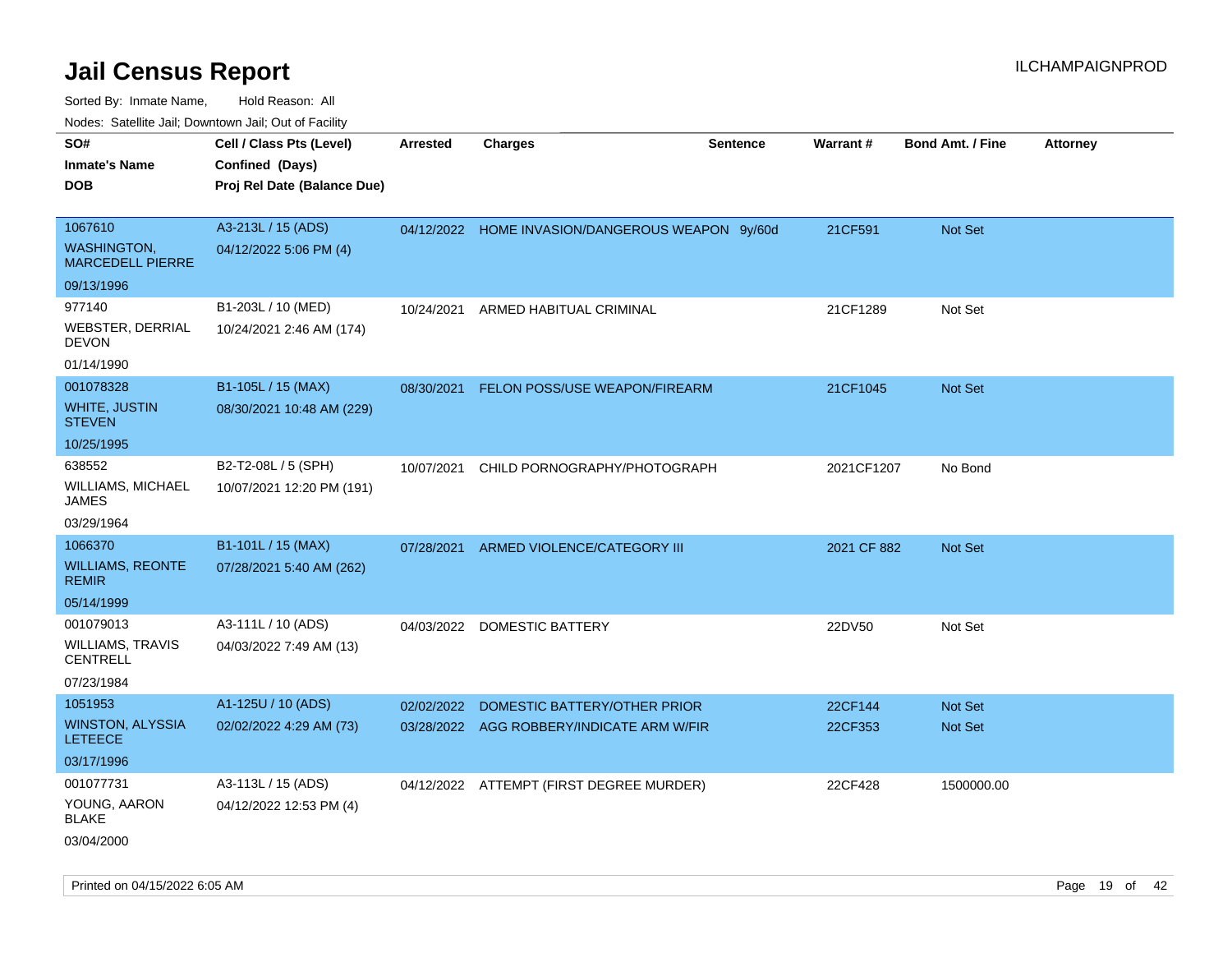# Jail Census Report

ILCHAMPAIGNPROD

Sorted By: Inmate Name, Hold Reason: All

Nodes: Satellite Jail; Downtown Jail; Out of Facility

| SO# / Inmate's Name / DOB | Cell / Class Pts (Level) / Confined (Days) / Proj Rel Date (Balance Due) | Arrested | Charges | Sentence | Warrant # | Bond Amt. / Fine | Attorney |
|---|---|---|---|---|---|---|---|
| 1067610 WASHINGTON, MARCEDELL PIERRE 09/13/1996 | A3-213L / 15 (ADS) 04/12/2022 5:06 PM (4) | 04/12/2022 | HOME INVASION/DANGEROUS WEAPON | 9y/60d | 21CF591 | Not Set | |
| 977140 WEBSTER, DERRIAL DEVON 01/14/1990 | B1-203L / 10 (MED) 10/24/2021 2:46 AM (174) | 10/24/2021 | ARMED HABITUAL CRIMINAL | | 21CF1289 | Not Set | |
| 001078328 WHITE, JUSTIN STEVEN 10/25/1995 | B1-105L / 15 (MAX) 08/30/2021 10:48 AM (229) | 08/30/2021 | FELON POSS/USE WEAPON/FIREARM | | 21CF1045 | Not Set | |
| 638552 WILLIAMS, MICHAEL JAMES 03/29/1964 | B2-T2-08L / 5 (SPH) 10/07/2021 12:20 PM (191) | 10/07/2021 | CHILD PORNOGRAPHY/PHOTOGRAPH | | 2021CF1207 | No Bond | |
| 1066370 WILLIAMS, REONTE REMIR 05/14/1999 | B1-101L / 15 (MAX) 07/28/2021 5:40 AM (262) | 07/28/2021 | ARMED VIOLENCE/CATEGORY III | | 2021 CF 882 | Not Set | |
| 001079013 WILLIAMS, TRAVIS CENTRELL 07/23/1984 | A3-111L / 10 (ADS) 04/03/2022 7:49 AM (13) | 04/03/2022 | DOMESTIC BATTERY | | 22DV50 | Not Set | |
| 1051953 WINSTON, ALYSSIA LETEECE 03/17/1996 | A1-125U / 10 (ADS) 02/02/2022 4:29 AM (73) | 02/02/2022 | DOMESTIC BATTERY/OTHER PRIOR | | 22CF144 | Not Set | |
| | | 03/28/2022 | AGG ROBBERY/INDICATE ARM W/FIR | | 22CF353 | Not Set | |
| 001077731 YOUNG, AARON BLAKE 03/04/2000 | A3-113L / 15 (ADS) 04/12/2022 12:53 PM (4) | 04/12/2022 | ATTEMPT (FIRST DEGREE MURDER) | | 22CF428 | 1500000.00 | |

Printed on 04/15/2022 6:05 AM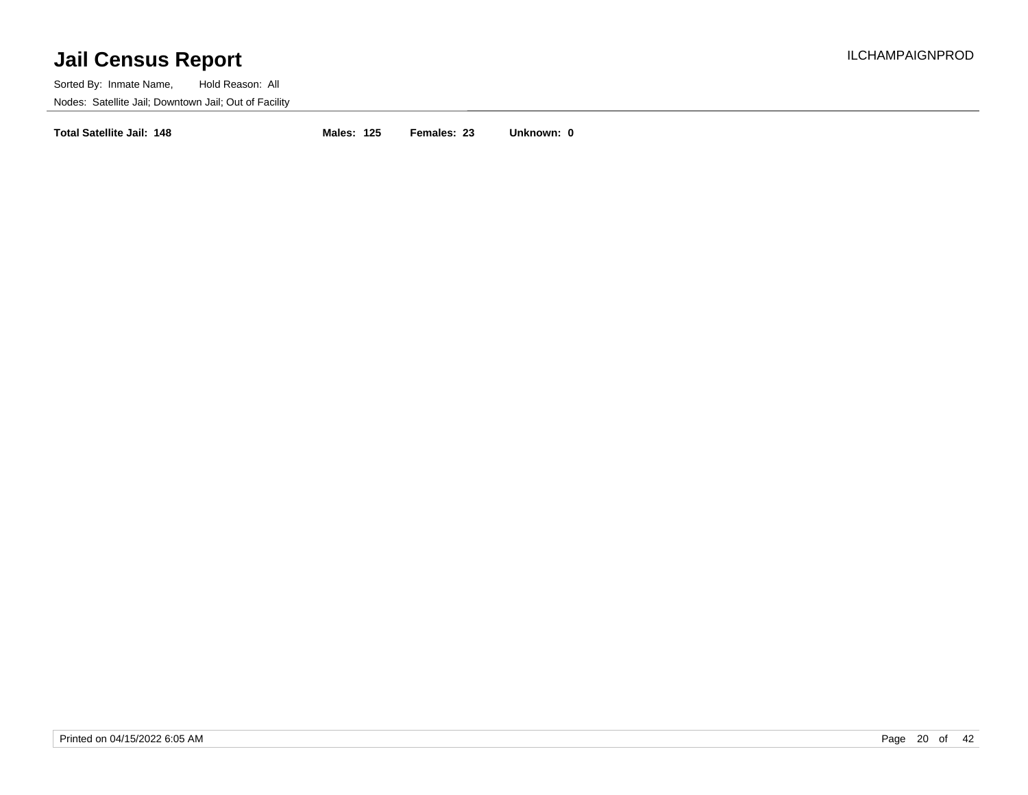# Jail Census Report

ILCHAMPAIGNPROD

Sorted By: Inmate Name, Hold Reason: All

Nodes: Satellite Jail; Downtown Jail; Out of Facility

**Total Satellite Jail: 148** **Males: 125** **Females: 23** **Unknown: 0**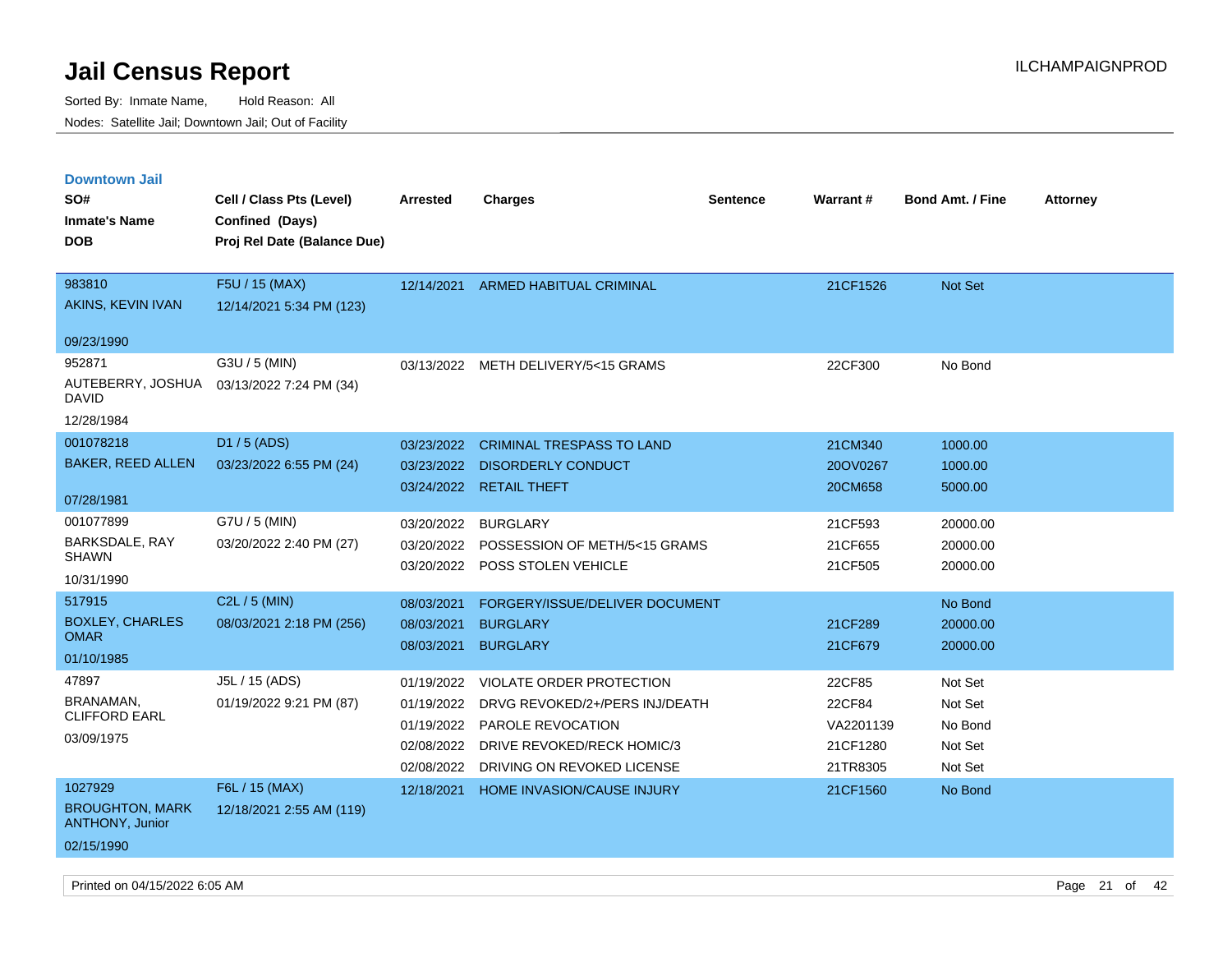# Jail Census Report

Sorted By: Inmate Name, Hold Reason: All

Nodes: Satellite Jail; Downtown Jail; Out of Facility

ILCHAMPAIGNPROD

## Downtown Jail

| SO# / Inmate's Name / DOB | Cell / Class Pts (Level) / Confined (Days) / Proj Rel Date (Balance Due) | Arrested | Charges | Sentence | Warrant # | Bond Amt. / Fine | Attorney |
|---|---|---|---|---|---|---|---|
| 983810<br>AKINS, KEVIN IVAN<br>09/23/1990 | F5U / 15 (MAX)<br>12/14/2021 5:34 PM (123) | 12/14/2021 | ARMED HABITUAL CRIMINAL | | 21CF1526 | Not Set | |
| 952871<br>AUTEBERRY, JOSHUA DAVID<br>12/28/1984 | G3U / 5 (MIN)<br>03/13/2022 7:24 PM (34) | 03/13/2022 | METH DELIVERY/5<15 GRAMS | | 22CF300 | No Bond | |
| 001078218<br>BAKER, REED ALLEN<br>07/28/1981 | D1 / 5 (ADS)<br>03/23/2022 6:55 PM (24) | 03/23/2022 | CRIMINAL TRESPASS TO LAND | | 21CM340 | 1000.00 | |
| | | 03/23/2022 | DISORDERLY CONDUCT | | 20OV0267 | 1000.00 | |
| | | 03/24/2022 | RETAIL THEFT | | 20CM658 | 5000.00 | |
| 001077899<br>BARKSDALE, RAY SHAWN<br>10/31/1990 | G7U / 5 (MIN)<br>03/20/2022 2:40 PM (27) | 03/20/2022 | BURGLARY | | 21CF593 | 20000.00 | |
| | | 03/20/2022 | POSSESSION OF METH/5<15 GRAMS | | 21CF655 | 20000.00 | |
| | | 03/20/2022 | POSS STOLEN VEHICLE | | 21CF505 | 20000.00 | |
| 517915<br>BOXLEY, CHARLES OMAR<br>01/10/1985 | C2L / 5 (MIN)<br>08/03/2021 2:18 PM (256) | 08/03/2021 | FORGERY/ISSUE/DELIVER DOCUMENT | | | No Bond | |
| | | 08/03/2021 | BURGLARY | | 21CF289 | 20000.00 | |
| | | 08/03/2021 | BURGLARY | | 21CF679 | 20000.00 | |
| 47897<br>BRANAMAN, CLIFFORD EARL<br>03/09/1975 | J5L / 15 (ADS)<br>01/19/2022 9:21 PM (87) | 01/19/2022 | VIOLATE ORDER PROTECTION | | 22CF85 | Not Set | |
| | | 01/19/2022 | DRVG REVOKED/2+/PERS INJ/DEATH | | 22CF84 | Not Set | |
| | | 01/19/2022 | PAROLE REVOCATION | | VA2201139 | No Bond | |
| | | 02/08/2022 | DRIVE REVOKED/RECK HOMIC/3 | | 21CF1280 | Not Set | |
| | | 02/08/2022 | DRIVING ON REVOKED LICENSE | | 21TR8305 | Not Set | |
| 1027929<br>BROUGHTON, MARK ANTHONY, Junior<br>02/15/1990 | F6L / 15 (MAX)<br>12/18/2021 2:55 AM (119) | 12/18/2021 | HOME INVASION/CAUSE INJURY | | 21CF1560 | No Bond | |

Printed on 04/15/2022 6:05 AM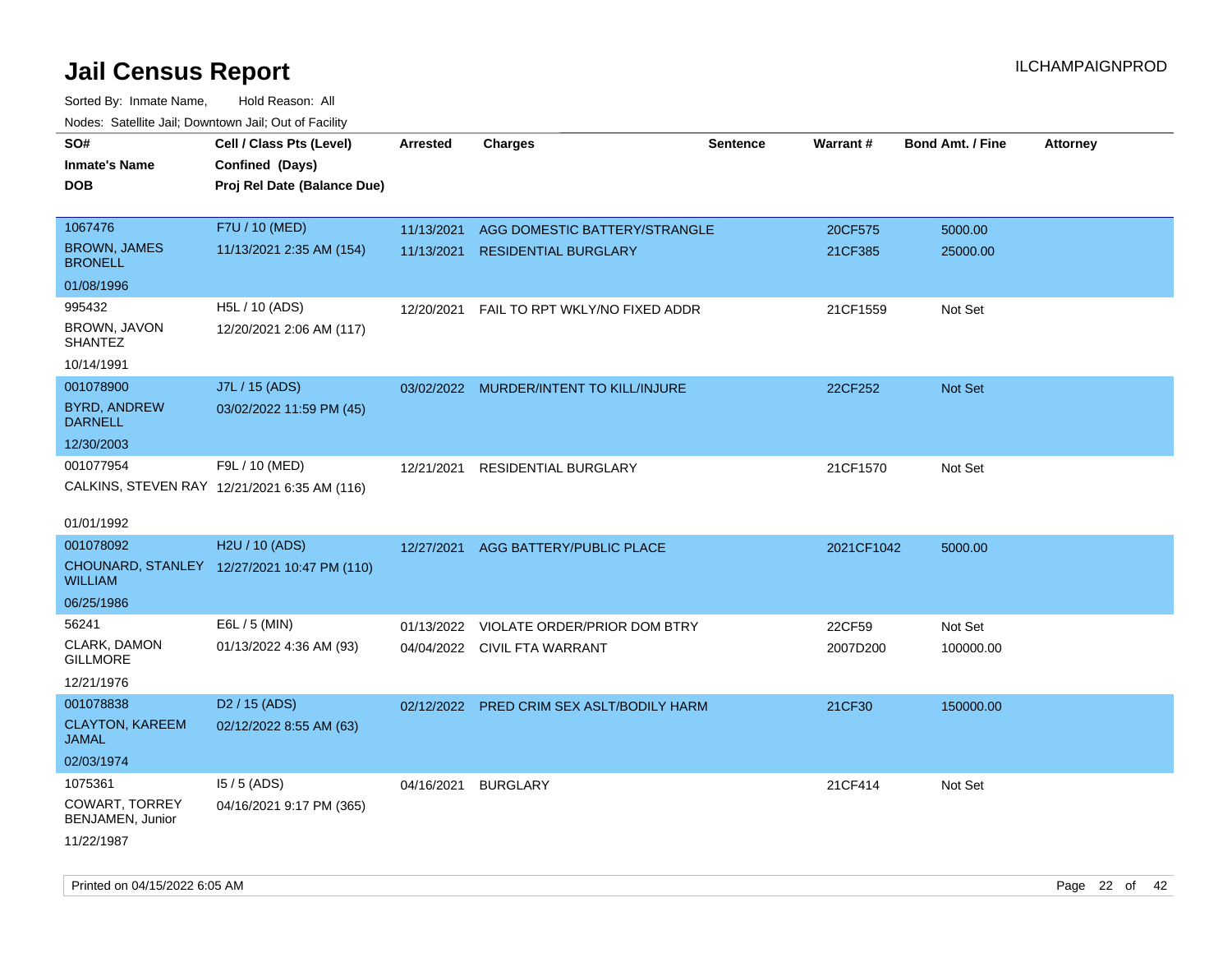# Jail Census Report

ILCHAMPAIGNPROD

Sorted By: Inmate Name, Hold Reason: All

Nodes: Satellite Jail; Downtown Jail; Out of Facility

| SO# / Inmate's Name / DOB | Cell / Class Pts (Level) / Confined (Days) / Proj Rel Date (Balance Due) | Arrested | Charges | Sentence | Warrant # | Bond Amt. / Fine | Attorney |
|---|---|---|---|---|---|---|---|
| 1067476 BROWN, JAMES BRONELL 01/08/1996 | F7U / 10 (MED) 11/13/2021 2:35 AM (154) | 11/13/2021 | AGG DOMESTIC BATTERY/STRANGLE | | 20CF575 | 5000.00 | |
| | | 11/13/2021 | RESIDENTIAL BURGLARY | | 21CF385 | 25000.00 | |
| 995432 BROWN, JAVON SHANTEZ 10/14/1991 | H5L / 10 (ADS) 12/20/2021 2:06 AM (117) | 12/20/2021 | FAIL TO RPT WKLY/NO FIXED ADDR | | 21CF1559 | Not Set | |
| 001078900 BYRD, ANDREW DARNELL 12/30/2003 | J7L / 15 (ADS) 03/02/2022 11:59 PM (45) | 03/02/2022 | MURDER/INTENT TO KILL/INJURE | | 22CF252 | Not Set | |
| 001077954 CALKINS, STEVEN RAY 01/01/1992 | F9L / 10 (MED) 12/21/2021 6:35 AM (116) | 12/21/2021 | RESIDENTIAL BURGLARY | | 21CF1570 | Not Set | |
| 001078092 CHOUNARD, STANLEY WILLIAM 06/25/1986 | H2U / 10 (ADS) 12/27/2021 10:47 PM (110) | 12/27/2021 | AGG BATTERY/PUBLIC PLACE | | 2021CF1042 | 5000.00 | |
| 56241 CLARK, DAMON GILLMORE 12/21/1976 | E6L / 5 (MIN) 01/13/2022 4:36 AM (93) | 01/13/2022 | VIOLATE ORDER/PRIOR DOM BTRY | | 22CF59 | Not Set | |
| | | 04/04/2022 | CIVIL FTA WARRANT | | 2007D200 | 100000.00 | |
| 001078838 CLAYTON, KAREEM JAMAL 02/03/1974 | D2 / 15 (ADS) 02/12/2022 8:55 AM (63) | 02/12/2022 | PRED CRIM SEX ASLT/BODILY HARM | | 21CF30 | 150000.00 | |
| 1075361 COWART, TORREY BENJAMEN, Junior 11/22/1987 | I5 / 5 (ADS) 04/16/2021 9:17 PM (365) | 04/16/2021 | BURGLARY | | 21CF414 | Not Set | |

Printed on 04/15/2022 6:05 AM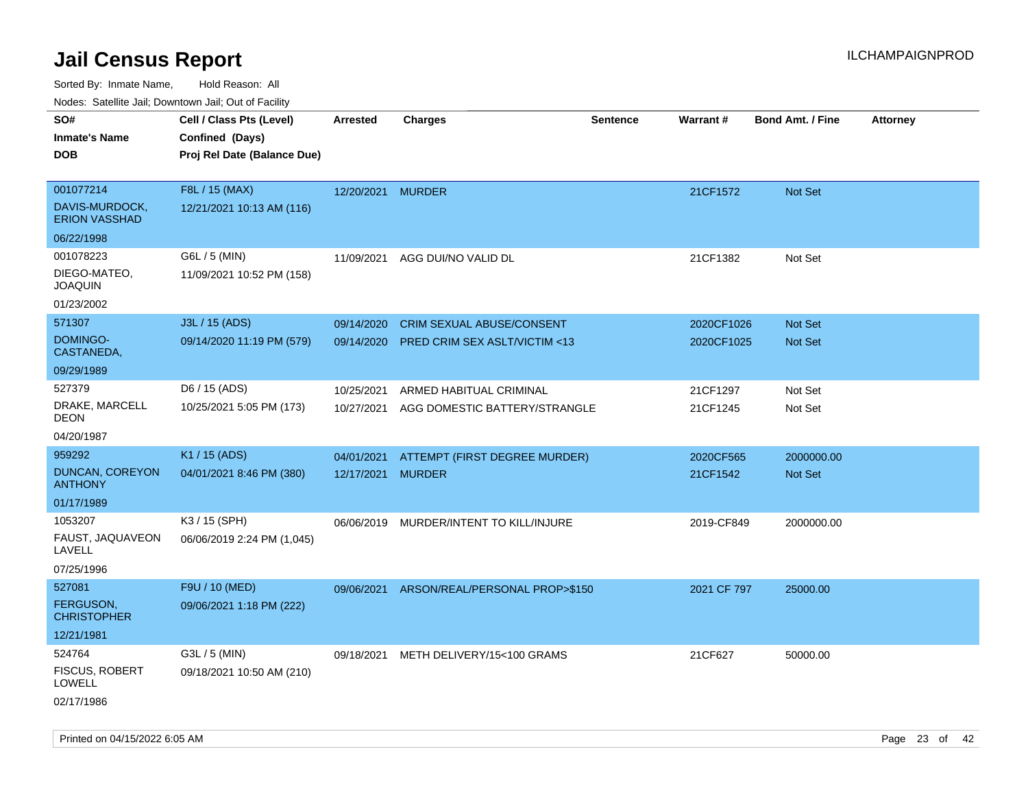# Jail Census Report

ILCHAMPAIGNPROD

Sorted By: Inmate Name, Hold Reason: All

Nodes: Satellite Jail; Downtown Jail; Out of Facility

| SO# / Inmate's Name / DOB | Cell / Class Pts (Level) / Confined (Days) / Proj Rel Date (Balance Due) | Arrested | Charges | Sentence | Warrant # | Bond Amt. / Fine | Attorney |
|---|---|---|---|---|---|---|---|
| 001077214<br>DAVIS-MURDOCK, ERION VASSHAD<br>06/22/1998 | F8L / 15 (MAX)<br>12/21/2021 10:13 AM (116) | 12/20/2021 | MURDER | | 21CF1572 | Not Set | |
| 001078223<br>DIEGO-MATEO, JOAQUIN<br>01/23/2002 | G6L / 5 (MIN)<br>11/09/2021 10:52 PM (158) | 11/09/2021 | AGG DUI/NO VALID DL | | 21CF1382 | Not Set | |
| 571307<br>DOMINGO-CASTANEDA,<br>09/29/1989 | J3L / 15 (ADS)<br>09/14/2020 11:19 PM (579) | 09/14/2020<br>09/14/2020 | CRIM SEXUAL ABUSE/CONSENT<br>PRED CRIM SEX ASLT/VICTIM <13 | | 2020CF1026<br>2020CF1025 | Not Set<br>Not Set | |
| 527379<br>DRAKE, MARCELL DEON<br>04/20/1987 | D6 / 15 (ADS)<br>10/25/2021 5:05 PM (173) | 10/25/2021<br>10/27/2021 | ARMED HABITUAL CRIMINAL<br>AGG DOMESTIC BATTERY/STRANGLE | | 21CF1297<br>21CF1245 | Not Set<br>Not Set | |
| 959292<br>DUNCAN, COREYON ANTHONY<br>01/17/1989 | K1 / 15 (ADS)<br>04/01/2021 8:46 PM (380) | 04/01/2021<br>12/17/2021 | ATTEMPT (FIRST DEGREE MURDER)<br>MURDER | | 2020CF565<br>21CF1542 | 2000000.00<br>Not Set | |
| 1053207<br>FAUST, JAQUAVEON LAVELL<br>07/25/1996 | K3 / 15 (SPH)<br>06/06/2019 2:24 PM (1,045) | 06/06/2019 | MURDER/INTENT TO KILL/INJURE | | 2019-CF849 | 2000000.00 | |
| 527081<br>FERGUSON, CHRISTOPHER<br>12/21/1981 | F9U / 10 (MED)<br>09/06/2021 1:18 PM (222) | 09/06/2021 | ARSON/REAL/PERSONAL PROP>$150 | | 2021 CF 797 | 25000.00 | |
| 524764<br>FISCUS, ROBERT LOWELL<br>02/17/1986 | G3L / 5 (MIN)<br>09/18/2021 10:50 AM (210) | 09/18/2021 | METH DELIVERY/15<100 GRAMS | | 21CF627 | 50000.00 | |

Printed on 04/15/2022 6:05 AM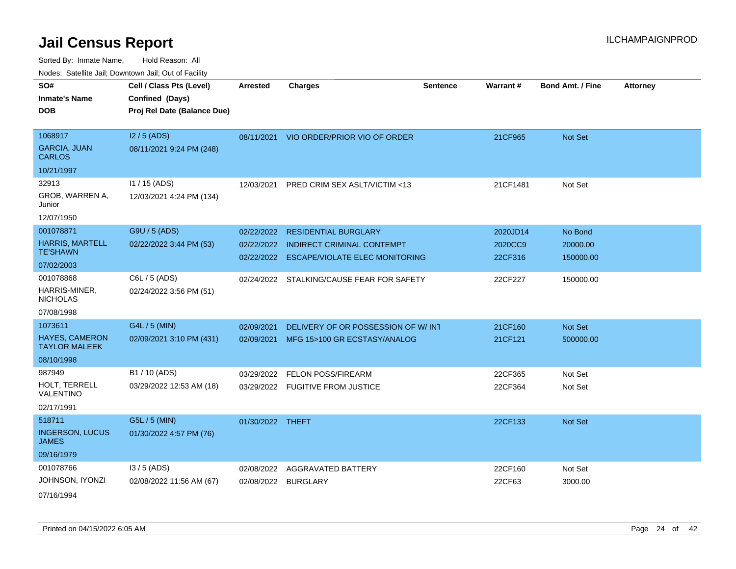# Jail Census Report

Sorted By: Inmate Name, Hold Reason: All

Nodes: Satellite Jail; Downtown Jail; Out of Facility

| SO# / Inmate's Name / DOB | Cell / Class Pts (Level) / Confined (Days) / Proj Rel Date (Balance Due) | Arrested | Charges | Sentence | Warrant # | Bond Amt. / Fine | Attorney |
|---|---|---|---|---|---|---|---|
| 1068917<br>GARCIA, JUAN CARLOS<br>10/21/1997 | I2 / 5 (ADS)<br>08/11/2021 9:24 PM (248) | 08/11/2021 | VIO ORDER/PRIOR VIO OF ORDER | | 21CF965 | Not Set | |
| 32913<br>GROB, WARREN A, Junior<br>12/07/1950 | I1 / 15 (ADS)<br>12/03/2021 4:24 PM (134) | 12/03/2021 | PRED CRIM SEX ASLT/VICTIM <13 | | 21CF1481 | Not Set | |
| 001078871<br>HARRIS, MARTELL TE'SHAWN<br>07/02/2003 | G9U / 5 (ADS)<br>02/22/2022 3:44 PM (53) | 02/22/2022<br>02/22/2022<br>02/22/2022 | RESIDENTIAL BURGLARY<br>INDIRECT CRIMINAL CONTEMPT<br>ESCAPE/VIOLATE ELEC MONITORING | | 2020JD14<br>2020CC9<br>22CF316 | No Bond<br>20000.00<br>150000.00 | |
| 001078868<br>HARRIS-MINER, NICHOLAS<br>07/08/1998 | C6L / 5 (ADS)<br>02/24/2022 3:56 PM (51) | 02/24/2022 | STALKING/CAUSE FEAR FOR SAFETY | | 22CF227 | 150000.00 | |
| 1073611<br>HAYES, CAMERON TAYLOR MALEEK<br>08/10/1998 | G4L / 5 (MIN)<br>02/09/2021 3:10 PM (431) | 02/09/2021<br>02/09/2021 | DELIVERY OF OR POSSESSION OF W/ INT<br>MFG 15>100 GR ECSTASY/ANALOG | | 21CF160<br>21CF121 | Not Set<br>500000.00 | |
| 987949<br>HOLT, TERRELL VALENTINO<br>02/17/1991 | B1 / 10 (ADS)<br>03/29/2022 12:53 AM (18) | 03/29/2022<br>03/29/2022 | FELON POSS/FIREARM<br>FUGITIVE FROM JUSTICE | | 22CF365<br>22CF364 | Not Set<br>Not Set | |
| 518711<br>INGERSON, LUCUS JAMES<br>09/16/1979 | G5L / 5 (MIN)<br>01/30/2022 4:57 PM (76) | 01/30/2022 | THEFT | | 22CF133 | Not Set | |
| 001078766<br>JOHNSON, IYONZI<br>07/16/1994 | I3 / 5 (ADS)<br>02/08/2022 11:56 AM (67) | 02/08/2022<br>02/08/2022 | AGGRAVATED BATTERY<br>BURGLARY | | 22CF160<br>22CF63 | Not Set<br>3000.00 | |

Printed on 04/15/2022 6:05 AM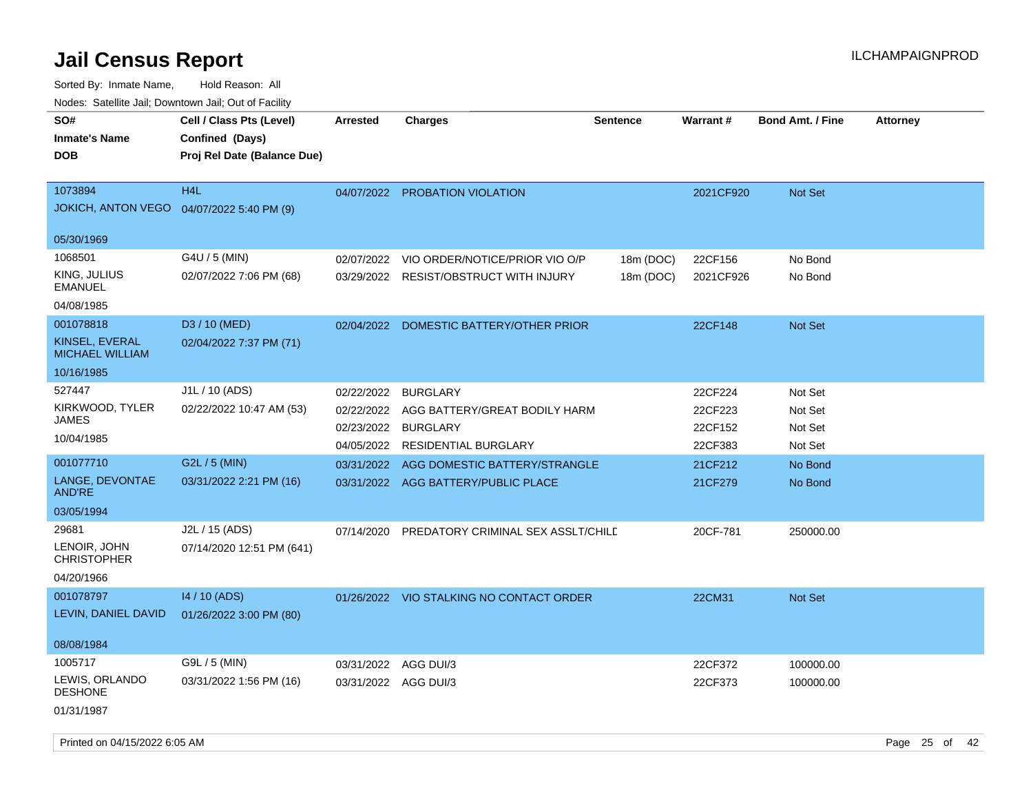# Jail Census Report

ILCHAMPAIGNPROD

Sorted By: Inmate Name, Hold Reason: All

Nodes: Satellite Jail; Downtown Jail; Out of Facility

| SO# / Inmate's Name / DOB | Cell / Class Pts (Level) / Confined (Days) / Proj Rel Date (Balance Due) | Arrested | Charges | Sentence | Warrant # | Bond Amt. / Fine | Attorney |
|---|---|---|---|---|---|---|---|
| 1073894 JOKICH, ANTON VEGO 05/30/1969 | H4L 04/07/2022 5:40 PM (9) | 04/07/2022 | PROBATION VIOLATION | | 2021CF920 | Not Set | |
| 1068501 KING, JULIUS EMANUEL 04/08/1985 | G4U / 5 (MIN) 02/07/2022 7:06 PM (68) | 02/07/2022 | VIO ORDER/NOTICE/PRIOR VIO O/P | 18m (DOC) | 22CF156 | No Bond | |
| | | 03/29/2022 | RESIST/OBSTRUCT WITH INJURY | 18m (DOC) | 2021CF926 | No Bond | |
| 001078818 KINSEL, EVERAL MICHAEL WILLIAM 10/16/1985 | D3 / 10 (MED) 02/04/2022 7:37 PM (71) | 02/04/2022 | DOMESTIC BATTERY/OTHER PRIOR | | 22CF148 | Not Set | |
| 527447 KIRKWOOD, TYLER JAMES 10/04/1985 | J1L / 10 (ADS) 02/22/2022 10:47 AM (53) | 02/22/2022 | BURGLARY | | 22CF224 | Not Set | |
| | | 02/22/2022 | AGG BATTERY/GREAT BODILY HARM | | 22CF223 | Not Set | |
| | | 02/23/2022 | BURGLARY | | 22CF152 | Not Set | |
| | | 04/05/2022 | RESIDENTIAL BURGLARY | | 22CF383 | Not Set | |
| 001077710 LANGE, DEVONTAE AND'RE 03/05/1994 | G2L / 5 (MIN) 03/31/2022 2:21 PM (16) | 03/31/2022 | AGG DOMESTIC BATTERY/STRANGLE | | 21CF212 | No Bond | |
| | | 03/31/2022 | AGG BATTERY/PUBLIC PLACE | | 21CF279 | No Bond | |
| 29681 LENOIR, JOHN CHRISTOPHER 04/20/1966 | J2L / 15 (ADS) 07/14/2020 12:51 PM (641) | 07/14/2020 | PREDATORY CRIMINAL SEX ASSLT/CHILD | | 20CF-781 | 250000.00 | |
| 001078797 LEVIN, DANIEL DAVID 08/08/1984 | I4 / 10 (ADS) 01/26/2022 3:00 PM (80) | 01/26/2022 | VIO STALKING NO CONTACT ORDER | | 22CM31 | Not Set | |
| 1005717 LEWIS, ORLANDO DESHONE 01/31/1987 | G9L / 5 (MIN) 03/31/2022 1:56 PM (16) | 03/31/2022 | AGG DUI/3 | | 22CF372 | 100000.00 | |
| | | 03/31/2022 | AGG DUI/3 | | 22CF373 | 100000.00 | |

Printed on 04/15/2022 6:05 AM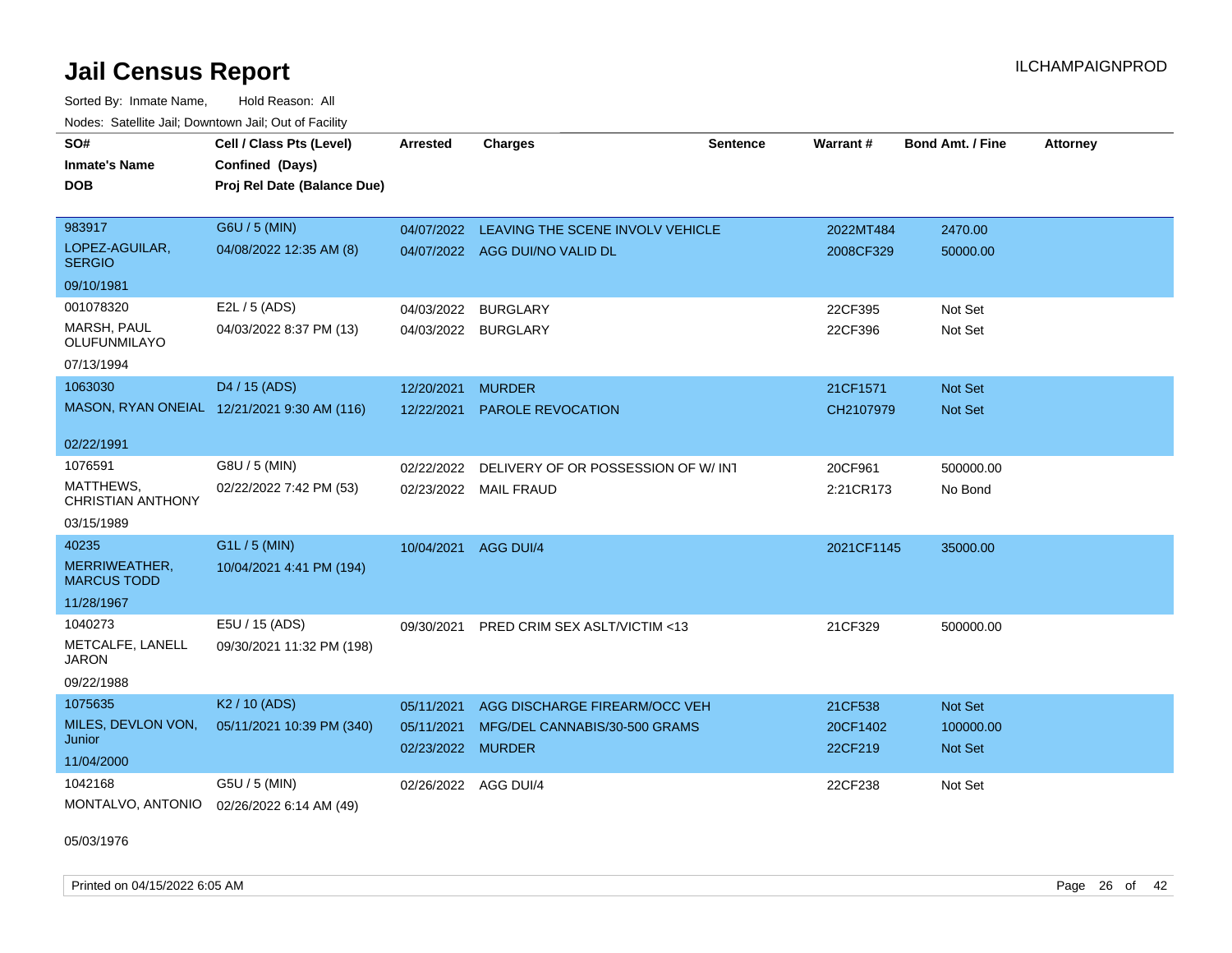# Jail Census Report

ILCHAMPAIGNPROD

Sorted By: Inmate Name, Hold Reason: All

Nodes: Satellite Jail; Downtown Jail; Out of Facility

| SO# / Inmate's Name / DOB | Cell / Class Pts (Level) / Confined (Days) / Proj Rel Date (Balance Due) | Arrested | Charges | Sentence | Warrant # | Bond Amt. / Fine | Attorney |
|---|---|---|---|---|---|---|---|
| 983917<br>LOPEZ-AGUILAR, SERGIO<br>09/10/1981 | G6U / 5 (MIN)<br>04/08/2022 12:35 AM (8) | 04/07/2022<br>04/07/2022 | LEAVING THE SCENE INVOLV VEHICLE<br>AGG DUI/NO VALID DL | | 2022MT484<br>2008CF329 | 2470.00<br>50000.00 | |
| 001078320<br>MARSH, PAUL OLUFUNMILAYO<br>07/13/1994 | E2L / 5 (ADS)<br>04/03/2022 8:37 PM (13) | 04/03/2022<br>04/03/2022 | BURGLARY<br>BURGLARY | | 22CF395<br>22CF396 | Not Set<br>Not Set | |
| 1063030<br>MASON, RYAN ONEIAL<br>02/22/1991 | D4 / 15 (ADS)<br>12/21/2021 9:30 AM (116) | 12/20/2021<br>12/22/2021 | MURDER<br>PAROLE REVOCATION | | 21CF1571<br>CH2107979 | Not Set<br>Not Set | |
| 1076591<br>MATTHEWS, CHRISTIAN ANTHONY<br>03/15/1989 | G8U / 5 (MIN)<br>02/22/2022 7:42 PM (53) | 02/22/2022<br>02/23/2022 | DELIVERY OF OR POSSESSION OF W/ INT<br>MAIL FRAUD | | 20CF961<br>2:21CR173 | 500000.00<br>No Bond | |
| 40235<br>MERRIWEATHER, MARCUS TODD<br>11/28/1967 | G1L / 5 (MIN)<br>10/04/2021 4:41 PM (194) | 10/04/2021 | AGG DUI/4 | | 2021CF1145 | 35000.00 | |
| 1040273<br>METCALFE, LANELL JARON<br>09/22/1988 | E5U / 15 (ADS)<br>09/30/2021 11:32 PM (198) | 09/30/2021 | PRED CRIM SEX ASLT/VICTIM <13 | | 21CF329 | 500000.00 | |
| 1075635<br>MILES, DEVLON VON, Junior<br>11/04/2000 | K2 / 10 (ADS)<br>05/11/2021 10:39 PM (340) | 05/11/2021<br>05/11/2021<br>02/23/2022 | AGG DISCHARGE FIREARM/OCC VEH<br>MFG/DEL CANNABIS/30-500 GRAMS<br>MURDER | | 21CF538<br>20CF1402<br>22CF219 | Not Set<br>100000.00<br>Not Set | |
| 1042168<br>MONTALVO, ANTONIO<br>05/03/1976 | G5U / 5 (MIN)<br>02/26/2022 6:14 AM (49) | 02/26/2022 | AGG DUI/4 | | 22CF238 | Not Set | |

Printed on 04/15/2022 6:05 AM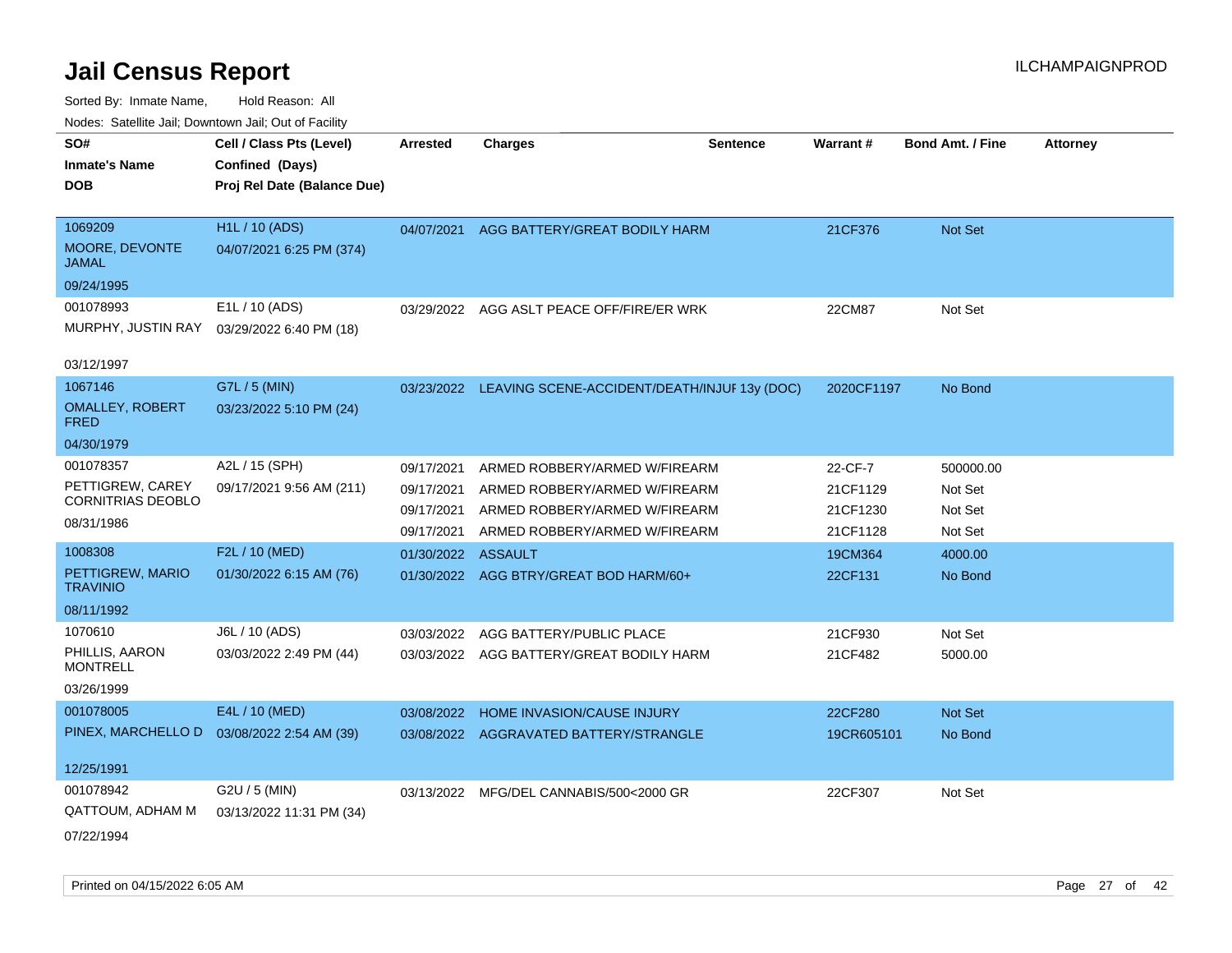# Jail Census Report

ILCHAMPAIGNPROD

Sorted By: Inmate Name, Hold Reason: All

Nodes: Satellite Jail; Downtown Jail; Out of Facility

| SO# / Inmate's Name / DOB | Cell / Class Pts (Level) / Confined (Days) / Proj Rel Date (Balance Due) | Arrested | Charges | Sentence | Warrant # | Bond Amt. / Fine | Attorney |
|---|---|---|---|---|---|---|---|
| 1069209<br>MOORE, DEVONTE JAMAL<br>09/24/1995 | H1L / 10 (ADS)<br>04/07/2021 6:25 PM (374) | 04/07/2021 | AGG BATTERY/GREAT BODILY HARM | | 21CF376 | Not Set | |
| 001078993<br>MURPHY, JUSTIN RAY<br>03/12/1997 | E1L / 10 (ADS)<br>03/29/2022 6:40 PM (18) | 03/29/2022 | AGG ASLT PEACE OFF/FIRE/ER WRK | | 22CM87 | Not Set | |
| 1067146<br>OMALLEY, ROBERT FRED<br>04/30/1979 | G7L / 5 (MIN)<br>03/23/2022 5:10 PM (24) | 03/23/2022 | LEAVING SCENE-ACCIDENT/DEATH/INJUF | 13y (DOC) | 2020CF1197 | No Bond | |
| 001078357<br>PETTIGREW, CAREY CORNITRIAS DEOBLO<br>08/31/1986 | A2L / 15 (SPH)<br>09/17/2021 9:56 AM (211) | 09/17/2021 | ARMED ROBBERY/ARMED W/FIREARM | | 22-CF-7 | 500000.00 | |
| | | 09/17/2021 | ARMED ROBBERY/ARMED W/FIREARM | | 21CF1129 | Not Set | |
| | | 09/17/2021 | ARMED ROBBERY/ARMED W/FIREARM | | 21CF1230 | Not Set | |
| | | 09/17/2021 | ARMED ROBBERY/ARMED W/FIREARM | | 21CF1128 | Not Set | |
| 1008308<br>PETTIGREW, MARIO TRAVINIO<br>08/11/1992 | F2L / 10 (MED)<br>01/30/2022 6:15 AM (76) | 01/30/2022 | ASSAULT | | 19CM364 | 4000.00 | |
| | | 01/30/2022 | AGG BTRY/GREAT BOD HARM/60+ | | 22CF131 | No Bond | |
| 1070610<br>PHILLIS, AARON MONTRELL<br>03/26/1999 | J6L / 10 (ADS)<br>03/03/2022 2:49 PM (44) | 03/03/2022 | AGG BATTERY/PUBLIC PLACE | | 21CF930 | Not Set | |
| | | 03/03/2022 | AGG BATTERY/GREAT BODILY HARM | | 21CF482 | 5000.00 | |
| 001078005<br>PINEX, MARCHELLO D<br>12/25/1991 | E4L / 10 (MED)<br>03/08/2022 2:54 AM (39) | 03/08/2022 | HOME INVASION/CAUSE INJURY | | 22CF280 | Not Set | |
| | | 03/08/2022 | AGGRAVATED BATTERY/STRANGLE | | 19CR605101 | No Bond | |
| 001078942<br>QATTOUM, ADHAM M<br>07/22/1994 | G2U / 5 (MIN)<br>03/13/2022 11:31 PM (34) | 03/13/2022 | MFG/DEL CANNABIS/500<2000 GR | | 22CF307 | Not Set | |

Printed on 04/15/2022 6:05 AM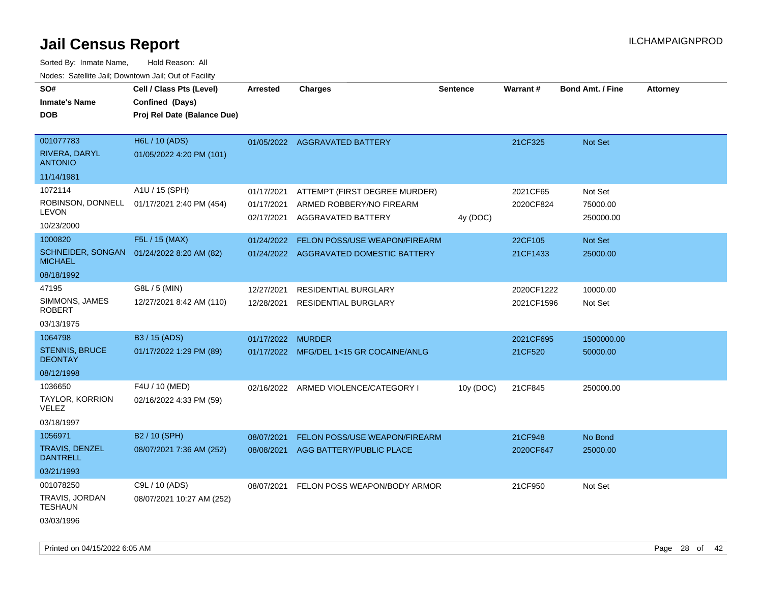# Jail Census Report

ILCHAMPAIGNPROD

Sorted By: Inmate Name, Hold Reason: All

Nodes: Satellite Jail; Downtown Jail; Out of Facility

| SO# / Inmate's Name / DOB | Cell / Class Pts (Level) / Confined (Days) / Proj Rel Date (Balance Due) | Arrested | Charges | Sentence | Warrant # | Bond Amt. / Fine | Attorney |
|---|---|---|---|---|---|---|---|
| 001077783<br>RIVERA, DARYL ANTONIO<br>11/14/1981 | H6L / 10 (ADS)<br>01/05/2022 4:20 PM (101) | 01/05/2022 | AGGRAVATED BATTERY | | 21CF325 | Not Set | |
| 1072114<br>ROBINSON, DONNELL LEVON<br>10/23/2000 | A1U / 15 (SPH)<br>01/17/2021 2:40 PM (454) | 01/17/2021<br>01/17/2021<br>02/17/2021 | ATTEMPT (FIRST DEGREE MURDER)<br>ARMED ROBBERY/NO FIREARM<br>AGGRAVATED BATTERY | <br><br>4y (DOC) | 2021CF65<br>2020CF824 | Not Set<br>75000.00<br>250000.00 | |
| 1000820<br>SCHNEIDER, SONGAN MICHAEL<br>08/18/1992 | F5L / 15 (MAX)<br>01/24/2022 8:20 AM (82) | 01/24/2022<br>01/24/2022 | FELON POSS/USE WEAPON/FIREARM<br>AGGRAVATED DOMESTIC BATTERY | | 22CF105<br>21CF1433 | Not Set<br>25000.00 | |
| 47195<br>SIMMONS, JAMES ROBERT<br>03/13/1975 | G8L / 5 (MIN)<br>12/27/2021 8:42 AM (110) | 12/27/2021<br>12/28/2021 | RESIDENTIAL BURGLARY<br>RESIDENTIAL BURGLARY | | 2020CF1222<br>2021CF1596 | 10000.00<br>Not Set | |
| 1064798<br>STENNIS, BRUCE DEONTAY<br>08/12/1998 | B3 / 15 (ADS)<br>01/17/2022 1:29 PM (89) | 01/17/2022<br>01/17/2022 | MURDER<br>MFG/DEL 1<15 GR COCAINE/ANLG | | 2021CF695<br>21CF520 | 1500000.00<br>50000.00 | |
| 1036650<br>TAYLOR, KORRION VELEZ<br>03/18/1997 | F4U / 10 (MED)<br>02/16/2022 4:33 PM (59) | 02/16/2022 | ARMED VIOLENCE/CATEGORY I | 10y (DOC) | 21CF845 | 250000.00 | |
| 1056971<br>TRAVIS, DENZEL DANTRELL<br>03/21/1993 | B2 / 10 (SPH)<br>08/07/2021 7:36 AM (252) | 08/07/2021<br>08/08/2021 | FELON POSS/USE WEAPON/FIREARM<br>AGG BATTERY/PUBLIC PLACE | | 21CF948<br>2020CF647 | No Bond<br>25000.00 | |
| 001078250<br>TRAVIS, JORDAN TESHAUN<br>03/03/1996 | C9L / 10 (ADS)<br>08/07/2021 10:27 AM (252) | 08/07/2021 | FELON POSS WEAPON/BODY ARMOR | | 21CF950 | Not Set | |

Printed on 04/15/2022 6:05 AM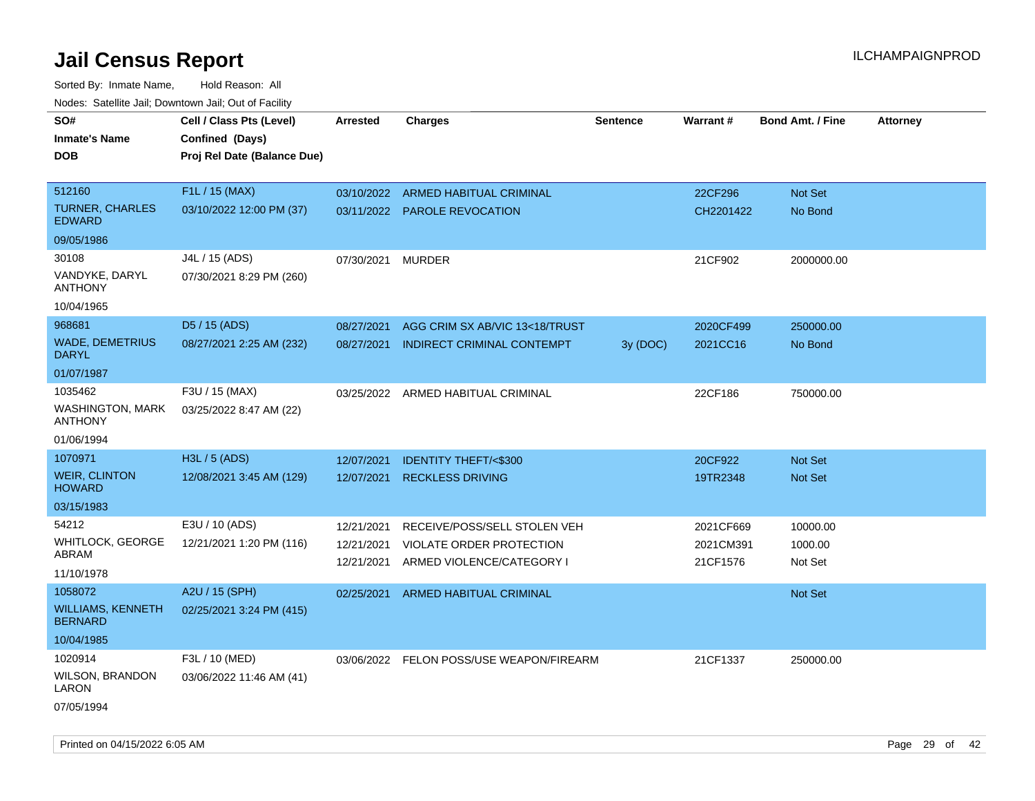# Jail Census Report

ILCHAMPAIGNPROD

Sorted By: Inmate Name, Hold Reason: All

Nodes: Satellite Jail; Downtown Jail; Out of Facility

| SO# / Inmate's Name / DOB | Cell / Class Pts (Level) / Confined (Days) / Proj Rel Date (Balance Due) | Arrested | Charges | Sentence | Warrant # | Bond Amt. / Fine | Attorney |
|---|---|---|---|---|---|---|---|
| 512160<br>TURNER, CHARLES EDWARD<br>09/05/1986 | F1L / 15 (MAX)<br>03/10/2022 12:00 PM (37) | 03/10/2022<br>03/11/2022 | ARMED HABITUAL CRIMINAL<br>PAROLE REVOCATION | | 22CF296<br>CH2201422 | Not Set<br>No Bond | |
| 30108<br>VANDYKE, DARYL ANTHONY<br>10/04/1965 | J4L / 15 (ADS)<br>07/30/2021 8:29 PM (260) | 07/30/2021 | MURDER | | 21CF902 | 2000000.00 | |
| 968681<br>WADE, DEMETRIUS DARYL<br>01/07/1987 | D5 / 15 (ADS)<br>08/27/2021 2:25 AM (232) | 08/27/2021<br>08/27/2021 | AGG CRIM SX AB/VIC 13<18/TRUST<br>INDIRECT CRIMINAL CONTEMPT | <br>3y (DOC) | 2020CF499<br>2021CC16 | 250000.00<br>No Bond | |
| 1035462<br>WASHINGTON, MARK ANTHONY<br>01/06/1994 | F3U / 15 (MAX)<br>03/25/2022 8:47 AM (22) | 03/25/2022 | ARMED HABITUAL CRIMINAL | | 22CF186 | 750000.00 | |
| 1070971<br>WEIR, CLINTON HOWARD<br>03/15/1983 | H3L / 5 (ADS)<br>12/08/2021 3:45 AM (129) | 12/07/2021<br>12/07/2021 | IDENTITY THEFT/<$300<br>RECKLESS DRIVING | | 20CF922<br>19TR2348 | Not Set<br>Not Set | |
| 54212<br>WHITLOCK, GEORGE ABRAM<br>11/10/1978 | E3U / 10 (ADS)<br>12/21/2021 1:20 PM (116) | 12/21/2021<br>12/21/2021<br>12/21/2021 | RECEIVE/POSS/SELL STOLEN VEH<br>VIOLATE ORDER PROTECTION<br>ARMED VIOLENCE/CATEGORY I | | 2021CF669<br>2021CM391<br>21CF1576 | 10000.00<br>1000.00<br>Not Set | |
| 1058072<br>WILLIAMS, KENNETH BERNARD<br>10/04/1985 | A2U / 15 (SPH)<br>02/25/2021 3:24 PM (415) | 02/25/2021 | ARMED HABITUAL CRIMINAL | | | Not Set | |
| 1020914<br>WILSON, BRANDON LARON<br>07/05/1994 | F3L / 10 (MED)<br>03/06/2022 11:46 AM (41) | 03/06/2022 | FELON POSS/USE WEAPON/FIREARM | | 21CF1337 | 250000.00 | |

Printed on 04/15/2022 6:05 AM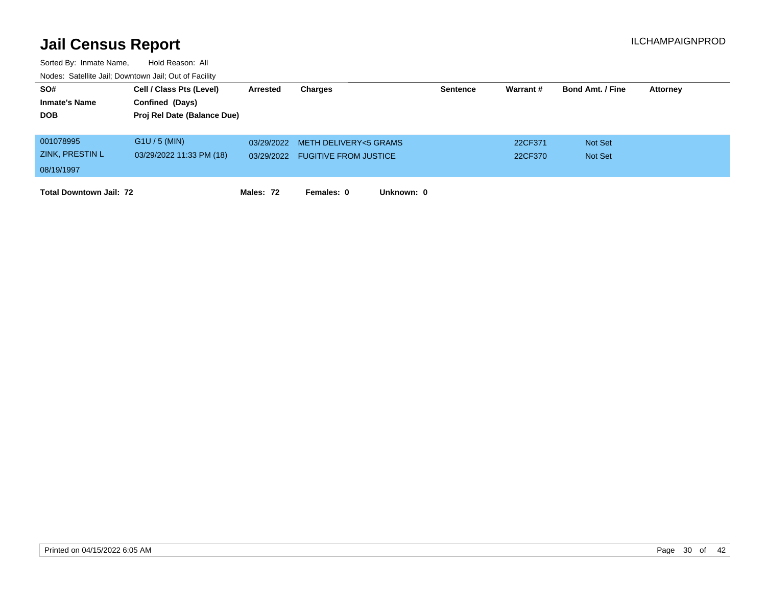# Jail Census Report

ILCHAMPAIGNPROD

Sorted By: Inmate Name, Hold Reason: All

Nodes: Satellite Jail; Downtown Jail; Out of Facility

| SO# / Inmate's Name / DOB | Cell / Class Pts (Level) / Confined (Days) / Proj Rel Date (Balance Due) | Arrested | Charges | Sentence | Warrant # | Bond Amt. / Fine | Attorney |
|---|---|---|---|---|---|---|---|
| 001078995 | G1U / 5 (MIN) | 03/29/2022 | METH DELIVERY<5 GRAMS | | 22CF371 | Not Set | |
| ZINK, PRESTIN L | 03/29/2022 11:33 PM (18) | 03/29/2022 | FUGITIVE FROM JUSTICE | | 22CF370 | Not Set | |
| 08/19/1997 | | | | | | | |

**Total Downtown Jail: 72** **Males: 72** **Females: 0** **Unknown: 0**

Printed on 04/15/2022 6:05 AM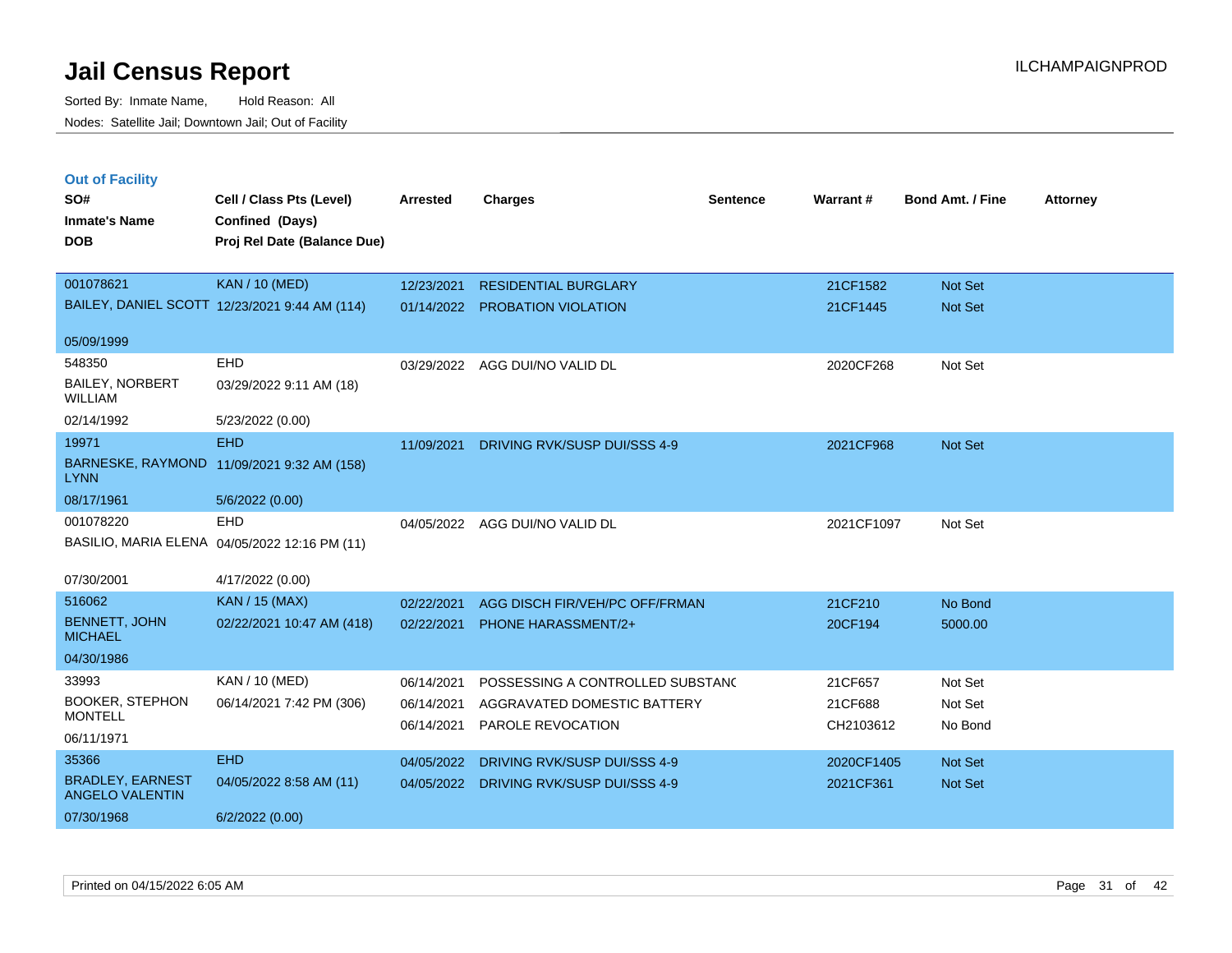# Jail Census Report

Sorted By: Inmate Name, Hold Reason: All

Nodes: Satellite Jail; Downtown Jail; Out of Facility

ILCHAMPAIGNPROD

## Out of Facility

| SO# / Inmate's Name / DOB | Cell / Class Pts (Level) / Confined (Days) / Proj Rel Date (Balance Due) | Arrested | Charges | Sentence | Warrant # | Bond Amt. / Fine | Attorney |
|---|---|---|---|---|---|---|---|
| 001078621 | KAN / 10 (MED) | 12/23/2021 | RESIDENTIAL BURGLARY | | 21CF1582 | Not Set | |
| BAILEY, DANIEL SCOTT | 12/23/2021 9:44 AM (114) | 01/14/2022 | PROBATION VIOLATION | | 21CF1445 | Not Set | |
| 05/09/1999 | | | | | | | |
| 548350 | EHD | 03/29/2022 | AGG DUI/NO VALID DL | | 2020CF268 | Not Set | |
| BAILEY, NORBERT WILLIAM | 03/29/2022 9:11 AM (18) | | | | | | |
| 02/14/1992 | 5/23/2022 (0.00) | | | | | | |
| 19971 | EHD | 11/09/2021 | DRIVING RVK/SUSP DUI/SSS 4-9 | | 2021CF968 | Not Set | |
| BARNESKE, RAYMOND LYNN | 11/09/2021 9:32 AM (158) | | | | | | |
| 08/17/1961 | 5/6/2022 (0.00) | | | | | | |
| 001078220 | EHD | 04/05/2022 | AGG DUI/NO VALID DL | | 2021CF1097 | Not Set | |
| BASILIO, MARIA ELENA | 04/05/2022 12:16 PM (11) | | | | | | |
| 07/30/2001 | 4/17/2022 (0.00) | | | | | | |
| 516062 | KAN / 15 (MAX) | 02/22/2021 | AGG DISCH FIR/VEH/PC OFF/FRMAN | | 21CF210 | No Bond | |
| BENNETT, JOHN MICHAEL | 02/22/2021 10:47 AM (418) | 02/22/2021 | PHONE HARASSMENT/2+ | | 20CF194 | 5000.00 | |
| 04/30/1986 | | | | | | | |
| 33993 | KAN / 10 (MED) | 06/14/2021 | POSSESSING A CONTROLLED SUBSTANC | | 21CF657 | Not Set | |
| BOOKER, STEPHON MONTELL | 06/14/2021 7:42 PM (306) | 06/14/2021 | AGGRAVATED DOMESTIC BATTERY | | 21CF688 | Not Set | |
| 06/11/1971 | | 06/14/2021 | PAROLE REVOCATION | | CH2103612 | No Bond | |
| 35366 | EHD | 04/05/2022 | DRIVING RVK/SUSP DUI/SSS 4-9 | | 2020CF1405 | Not Set | |
| BRADLEY, EARNEST ANGELO VALENTIN | 04/05/2022 8:58 AM (11) | 04/05/2022 | DRIVING RVK/SUSP DUI/SSS 4-9 | | 2021CF361 | Not Set | |
| 07/30/1968 | 6/2/2022 (0.00) | | | | | | |

Printed on 04/15/2022 6:05 AM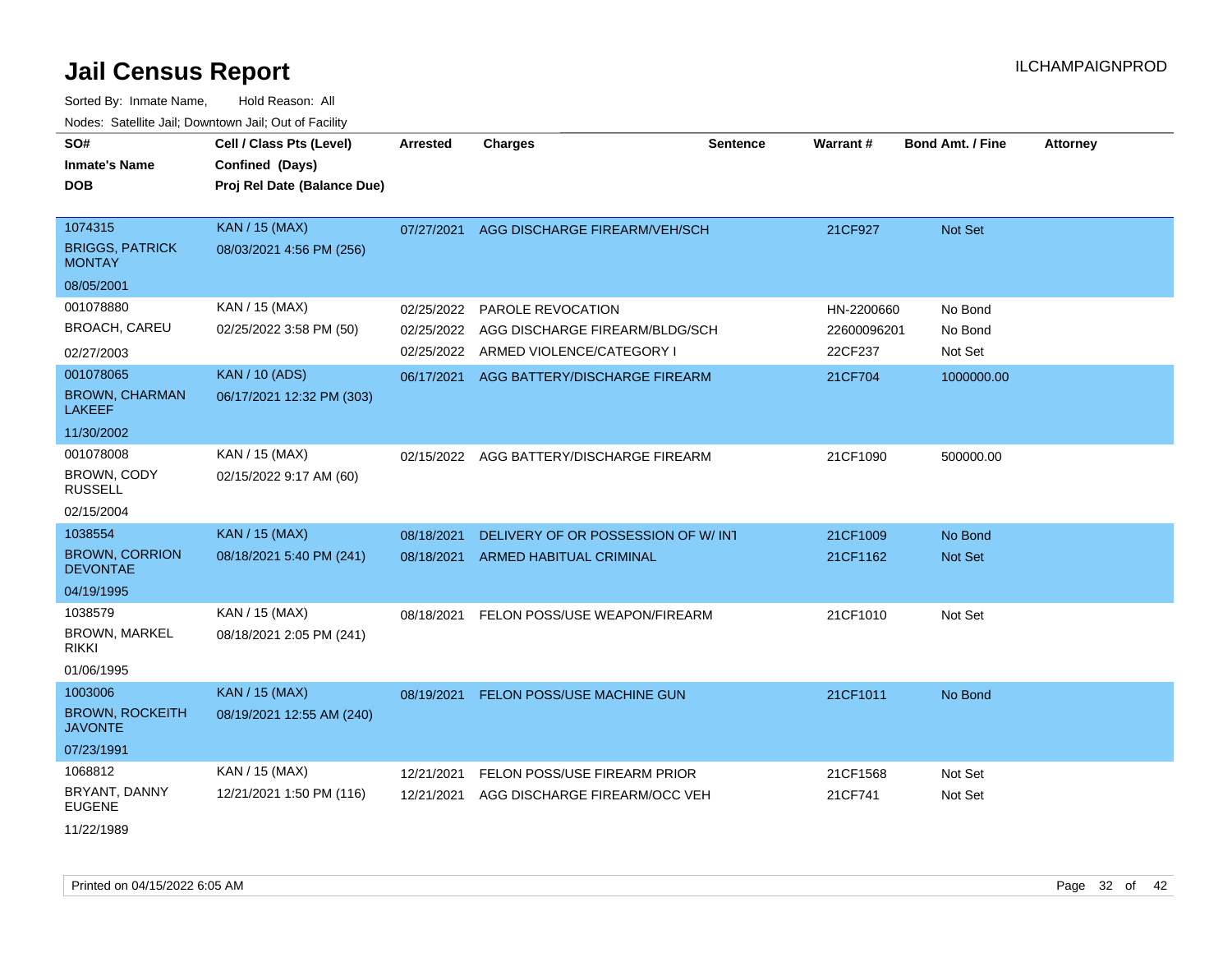# Jail Census Report

Sorted By: Inmate Name, Hold Reason: All

Nodes: Satellite Jail; Downtown Jail; Out of Facility

| SO# / Inmate's Name / DOB | Cell / Class Pts (Level) / Confined (Days) / Proj Rel Date (Balance Due) | Arrested | Charges | Sentence | Warrant # | Bond Amt. / Fine | Attorney |
|---|---|---|---|---|---|---|---|
| 1074315<br>BRIGGS, PATRICK MONTAY<br>08/05/2001 | KAN / 15 (MAX)<br>08/03/2021 4:56 PM (256) | 07/27/2021 | AGG DISCHARGE FIREARM/VEH/SCH | | 21CF927 | Not Set | |
| 001078880<br>BROACH, CAREU<br>02/27/2003 | KAN / 15 (MAX)<br>02/25/2022 3:58 PM (50) | 02/25/2022<br>02/25/2022<br>02/25/2022 | PAROLE REVOCATION<br>AGG DISCHARGE FIREARM/BLDG/SCH<br>ARMED VIOLENCE/CATEGORY I | | HN-2200660<br>22600096201<br>22CF237 | No Bond<br>No Bond<br>Not Set | |
| 001078065<br>BROWN, CHARMAN LAKEEF<br>11/30/2002 | KAN / 10 (ADS)<br>06/17/2021 12:32 PM (303) | 06/17/2021 | AGG BATTERY/DISCHARGE FIREARM | | 21CF704 | 1000000.00 | |
| 001078008<br>BROWN, CODY RUSSELL<br>02/15/2004 | KAN / 15 (MAX)<br>02/15/2022 9:17 AM (60) | 02/15/2022 | AGG BATTERY/DISCHARGE FIREARM | | 21CF1090 | 500000.00 | |
| 1038554<br>BROWN, CORRION DEVONTAE<br>04/19/1995 | KAN / 15 (MAX)<br>08/18/2021 5:40 PM (241) | 08/18/2021<br>08/18/2021 | DELIVERY OF OR POSSESSION OF W/ INT<br>ARMED HABITUAL CRIMINAL | | 21CF1009<br>21CF1162 | No Bond<br>Not Set | |
| 1038579<br>BROWN, MARKEL RIKKI<br>01/06/1995 | KAN / 15 (MAX)<br>08/18/2021 2:05 PM (241) | 08/18/2021 | FELON POSS/USE WEAPON/FIREARM | | 21CF1010 | Not Set | |
| 1003006<br>BROWN, ROCKEITH JAVONTE<br>07/23/1991 | KAN / 15 (MAX)<br>08/19/2021 12:55 AM (240) | 08/19/2021 | FELON POSS/USE MACHINE GUN | | 21CF1011 | No Bond | |
| 1068812<br>BRYANT, DANNY EUGENE<br>11/22/1989 | KAN / 15 (MAX)<br>12/21/2021 1:50 PM (116) | 12/21/2021<br>12/21/2021 | FELON POSS/USE FIREARM PRIOR<br>AGG DISCHARGE FIREARM/OCC VEH | | 21CF1568<br>21CF741 | Not Set<br>Not Set | |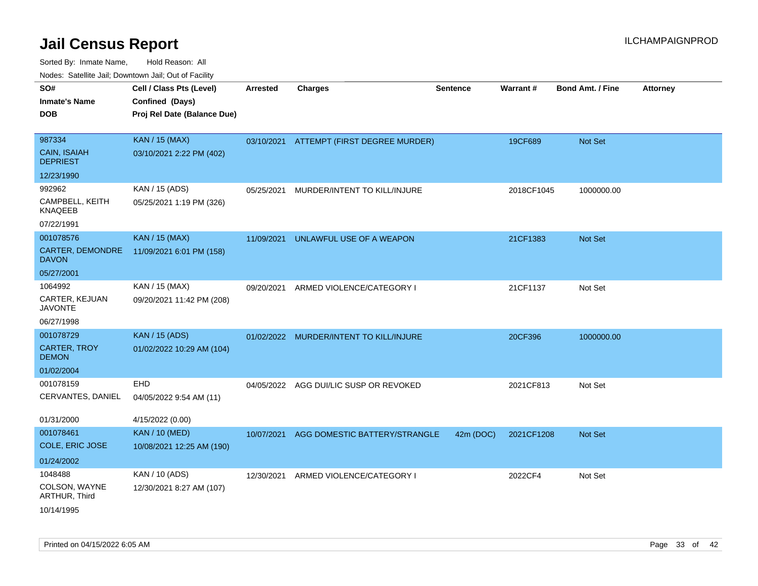# Jail Census Report

ILCHAMPAIGNPROD

Sorted By: Inmate Name, Hold Reason: All

Nodes: Satellite Jail; Downtown Jail; Out of Facility

| SO# / Inmate's Name / DOB | Cell / Class Pts (Level) / Confined (Days) / Proj Rel Date (Balance Due) | Arrested | Charges | Sentence | Warrant # | Bond Amt. / Fine | Attorney |
|---|---|---|---|---|---|---|---|
| 987334<br>CAIN, ISAIAH DEPRIEST<br>12/23/1990 | KAN / 15 (MAX)<br>03/10/2021 2:22 PM (402) | 03/10/2021 | ATTEMPT (FIRST DEGREE MURDER) | | 19CF689 | Not Set | |
| 992962<br>CAMPBELL, KEITH KNAQEEB<br>07/22/1991 | KAN / 15 (ADS)<br>05/25/2021 1:19 PM (326) | 05/25/2021 | MURDER/INTENT TO KILL/INJURE | | 2018CF1045 | 1000000.00 | |
| 001078576<br>CARTER, DEMONDRE DAVON<br>05/27/2001 | KAN / 15 (MAX)<br>11/09/2021 6:01 PM (158) | 11/09/2021 | UNLAWFUL USE OF A WEAPON | | 21CF1383 | Not Set | |
| 1064992<br>CARTER, KEJUAN JAVONTE<br>06/27/1998 | KAN / 15 (MAX)<br>09/20/2021 11:42 PM (208) | 09/20/2021 | ARMED VIOLENCE/CATEGORY I | | 21CF1137 | Not Set | |
| 001078729<br>CARTER, TROY DEMON<br>01/02/2004 | KAN / 15 (ADS)<br>01/02/2022 10:29 AM (104) | 01/02/2022 | MURDER/INTENT TO KILL/INJURE | | 20CF396 | 1000000.00 | |
| 001078159<br>CERVANTES, DANIEL<br>01/31/2000 | EHD<br>04/05/2022 9:54 AM (11)<br>4/15/2022 (0.00) | 04/05/2022 | AGG DUI/LIC SUSP OR REVOKED | | 2021CF813 | Not Set | |
| 001078461<br>COLE, ERIC JOSE<br>01/24/2002 | KAN / 10 (MED)<br>10/08/2021 12:25 AM (190) | 10/07/2021 | AGG DOMESTIC BATTERY/STRANGLE | 42m (DOC) | 2021CF1208 | Not Set | |
| 1048488<br>COLSON, WAYNE ARTHUR, Third<br>10/14/1995 | KAN / 10 (ADS)<br>12/30/2021 8:27 AM (107) | 12/30/2021 | ARMED VIOLENCE/CATEGORY I | | 2022CF4 | Not Set | |

Printed on 04/15/2022 6:05 AM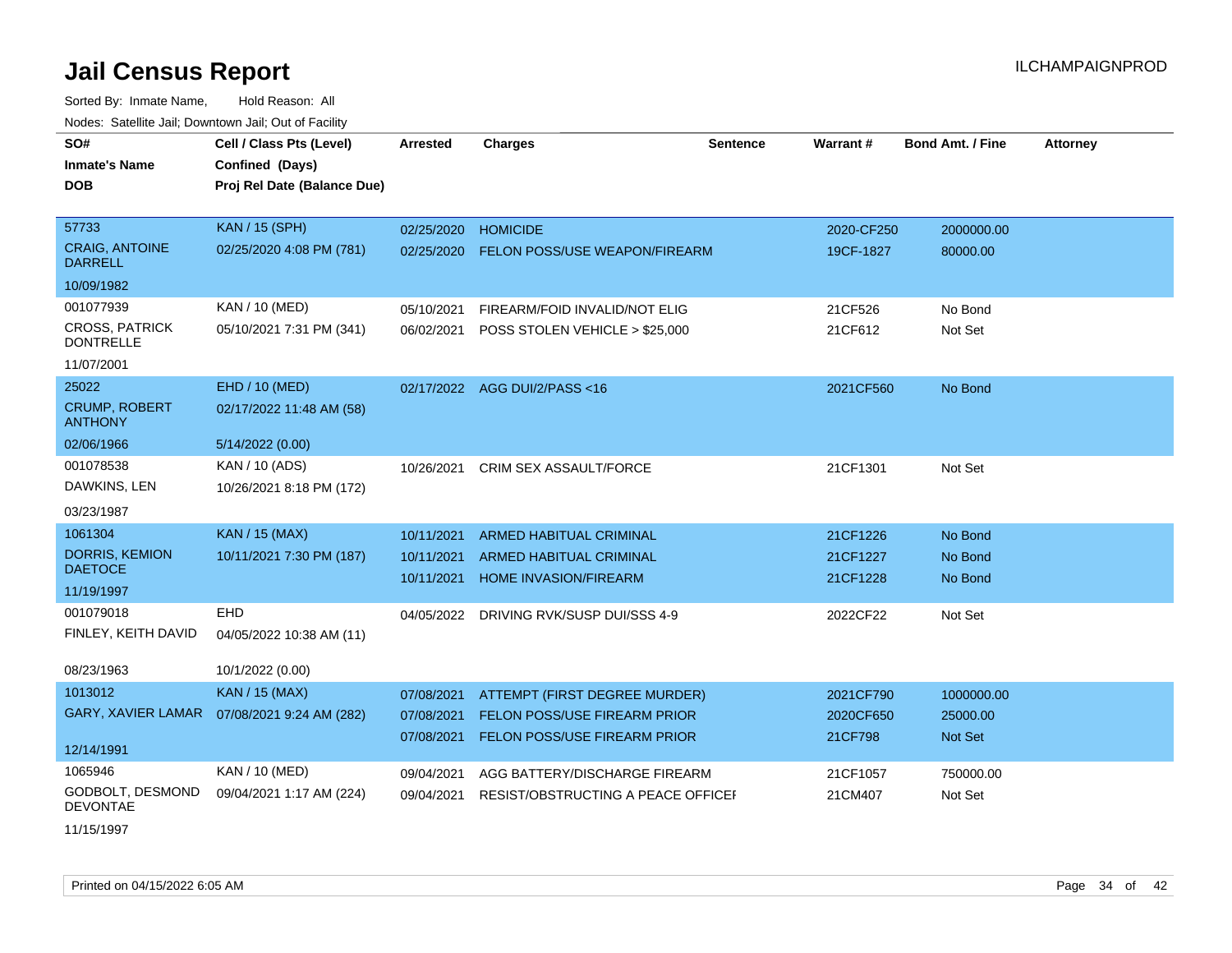# Jail Census Report

ILCHAMPAIGNPROD

Sorted By: Inmate Name, Hold Reason: All

Nodes: Satellite Jail; Downtown Jail; Out of Facility

| SO# / Inmate's Name / DOB | Cell / Class Pts (Level) / Confined (Days) / Proj Rel Date (Balance Due) | Arrested | Charges | Sentence | Warrant # | Bond Amt. / Fine | Attorney |
|---|---|---|---|---|---|---|---|
| 57733<br>CRAIG, ANTOINE DARRELL<br>10/09/1982 | KAN / 15 (SPH)<br>02/25/2020 4:08 PM (781) | 02/25/2020<br>02/25/2020 | HOMICIDE<br>FELON POSS/USE WEAPON/FIREARM | | 2020-CF250<br>19CF-1827 | 2000000.00<br>80000.00 | |
| 001077939<br>CROSS, PATRICK DONTRELLE<br>11/07/2001 | KAN / 10 (MED)<br>05/10/2021 7:31 PM (341) | 05/10/2021<br>06/02/2021 | FIREARM/FOID INVALID/NOT ELIG<br>POSS STOLEN VEHICLE > $25,000 | | 21CF526<br>21CF612 | No Bond<br>Not Set | |
| 25022<br>CRUMP, ROBERT ANTHONY<br>02/06/1966 | EHD / 10 (MED)<br>02/17/2022 11:48 AM (58)<br>5/14/2022 (0.00) | 02/17/2022 | AGG DUI/2/PASS <16 | | 2021CF560 | No Bond | |
| 001078538<br>DAWKINS, LEN<br>03/23/1987 | KAN / 10 (ADS)<br>10/26/2021 8:18 PM (172) | 10/26/2021 | CRIM SEX ASSAULT/FORCE | | 21CF1301 | Not Set | |
| 1061304<br>DORRIS, KEMION DAETOCE<br>11/19/1997 | KAN / 15 (MAX)<br>10/11/2021 7:30 PM (187) | 10/11/2021<br>10/11/2021<br>10/11/2021 | ARMED HABITUAL CRIMINAL<br>ARMED HABITUAL CRIMINAL<br>HOME INVASION/FIREARM | | 21CF1226<br>21CF1227<br>21CF1228 | No Bond<br>No Bond<br>No Bond | |
| 001079018<br>FINLEY, KEITH DAVID<br>08/23/1963 | EHD<br>04/05/2022 10:38 AM (11)<br>10/1/2022 (0.00) | 04/05/2022 | DRIVING RVK/SUSP DUI/SSS 4-9 | | 2022CF22 | Not Set | |
| 1013012<br>GARY, XAVIER LAMAR<br>12/14/1991 | KAN / 15 (MAX)<br>07/08/2021 9:24 AM (282) | 07/08/2021<br>07/08/2021<br>07/08/2021 | ATTEMPT (FIRST DEGREE MURDER)<br>FELON POSS/USE FIREARM PRIOR<br>FELON POSS/USE FIREARM PRIOR | | 2021CF790<br>2020CF650<br>21CF798 | 1000000.00<br>25000.00<br>Not Set | |
| 1065946<br>GODBOLT, DESMOND DEVONTAE<br>11/15/1997 | KAN / 10 (MED)<br>09/04/2021 1:17 AM (224) | 09/04/2021<br>09/04/2021 | AGG BATTERY/DISCHARGE FIREARM<br>RESIST/OBSTRUCTING A PEACE OFFICEI | | 21CF1057<br>21CM407 | 750000.00<br>Not Set | |

Printed on 04/15/2022 6:05 AM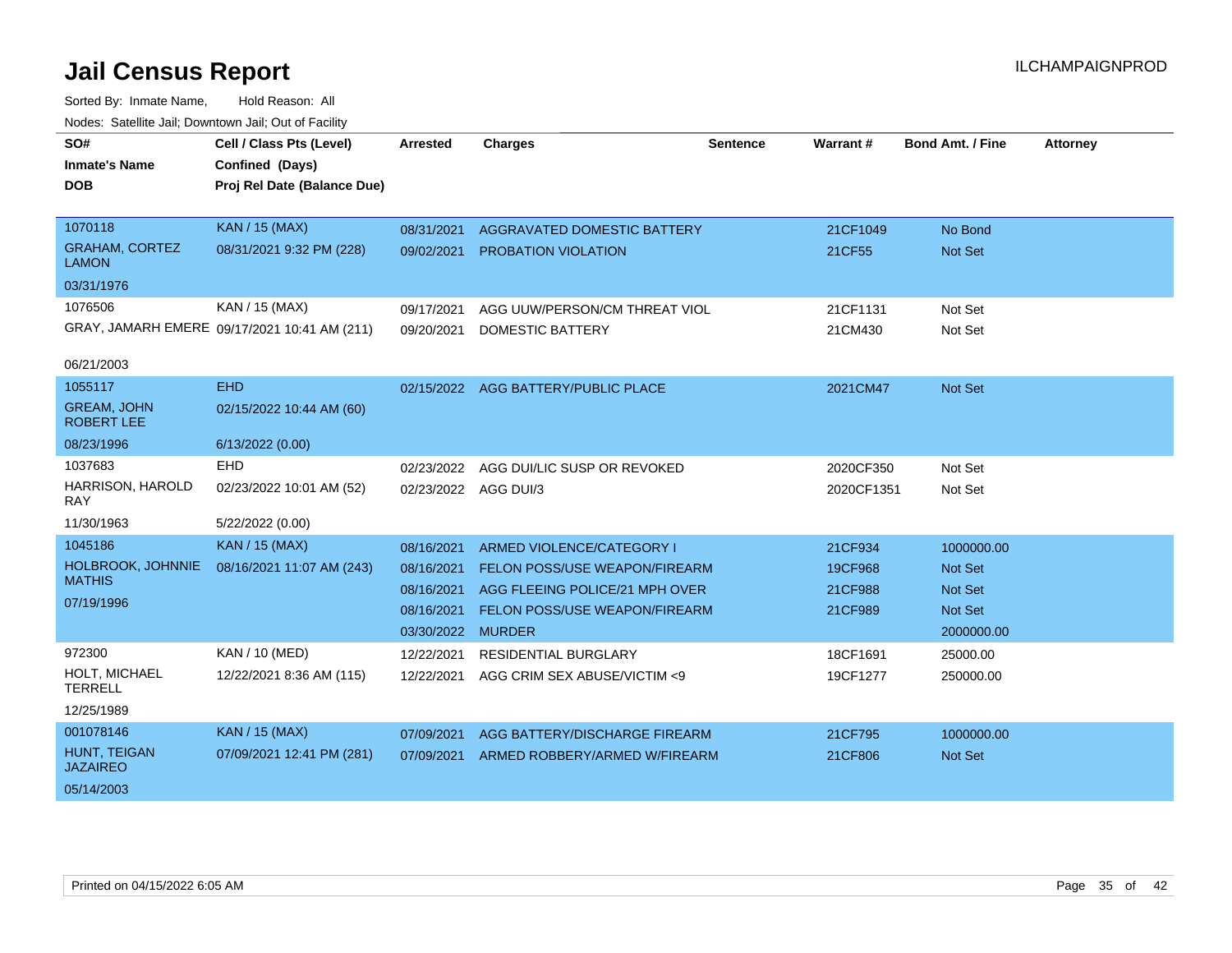# Jail Census Report

ILCHAMPAIGNPROD

Sorted By: Inmate Name, Hold Reason: All

Nodes: Satellite Jail; Downtown Jail; Out of Facility

| SO# / Inmate's Name / DOB | Cell / Class Pts (Level) / Confined (Days) / Proj Rel Date (Balance Due) | Arrested | Charges | Sentence | Warrant # | Bond Amt. / Fine | Attorney |
|---|---|---|---|---|---|---|---|
| 1070118<br>GRAHAM, CORTEZ LAMON<br>03/31/1976 | KAN / 15 (MAX)<br>08/31/2021 9:32 PM (228) | 08/31/2021 | AGGRAVATED DOMESTIC BATTERY | | 21CF1049 | No Bond | |
| | | 09/02/2021 | PROBATION VIOLATION | | 21CF55 | Not Set | |
| 1076506<br>GRAY, JAMARH EMERE<br>06/21/2003 | KAN / 15 (MAX)<br>09/17/2021 10:41 AM (211) | 09/17/2021 | AGG UUW/PERSON/CM THREAT VIOL | | 21CF1131 | Not Set | |
| | | 09/20/2021 | DOMESTIC BATTERY | | 21CM430 | Not Set | |
| 1055117<br>GREAM, JOHN ROBERT LEE<br>08/23/1996 | EHD<br>02/15/2022 10:44 AM (60)<br>6/13/2022 (0.00) | 02/15/2022 | AGG BATTERY/PUBLIC PLACE | | 2021CM47 | Not Set | |
| 1037683<br>HARRISON, HAROLD RAY<br>11/30/1963 | EHD<br>02/23/2022 10:01 AM (52)<br>5/22/2022 (0.00) | 02/23/2022 | AGG DUI/LIC SUSP OR REVOKED | | 2020CF350 | Not Set | |
| | | 02/23/2022 | AGG DUI/3 | | 2020CF1351 | Not Set | |
| 1045186<br>HOLBROOK, JOHNNIE MATHIS<br>07/19/1996 | KAN / 15 (MAX)<br>08/16/2021 11:07 AM (243) | 08/16/2021 | ARMED VIOLENCE/CATEGORY I | | 21CF934 | 1000000.00 | |
| | | 08/16/2021 | FELON POSS/USE WEAPON/FIREARM | | 19CF968 | Not Set | |
| | | 08/16/2021 | AGG FLEEING POLICE/21 MPH OVER | | 21CF988 | Not Set | |
| | | 08/16/2021 | FELON POSS/USE WEAPON/FIREARM | | 21CF989 | Not Set | |
| | | 03/30/2022 | MURDER | | | 2000000.00 | |
| 972300<br>HOLT, MICHAEL TERRELL<br>12/25/1989 | KAN / 10 (MED)<br>12/22/2021 8:36 AM (115) | 12/22/2021 | RESIDENTIAL BURGLARY | | 18CF1691 | 25000.00 | |
| | | 12/22/2021 | AGG CRIM SEX ABUSE/VICTIM <9 | | 19CF1277 | 250000.00 | |
| 001078146<br>HUNT, TEIGAN JAZAIREO<br>05/14/2003 | KAN / 15 (MAX)<br>07/09/2021 12:41 PM (281) | 07/09/2021 | AGG BATTERY/DISCHARGE FIREARM | | 21CF795 | 1000000.00 | |
| | | 07/09/2021 | ARMED ROBBERY/ARMED W/FIREARM | | 21CF806 | Not Set | |

Printed on 04/15/2022 6:05 AM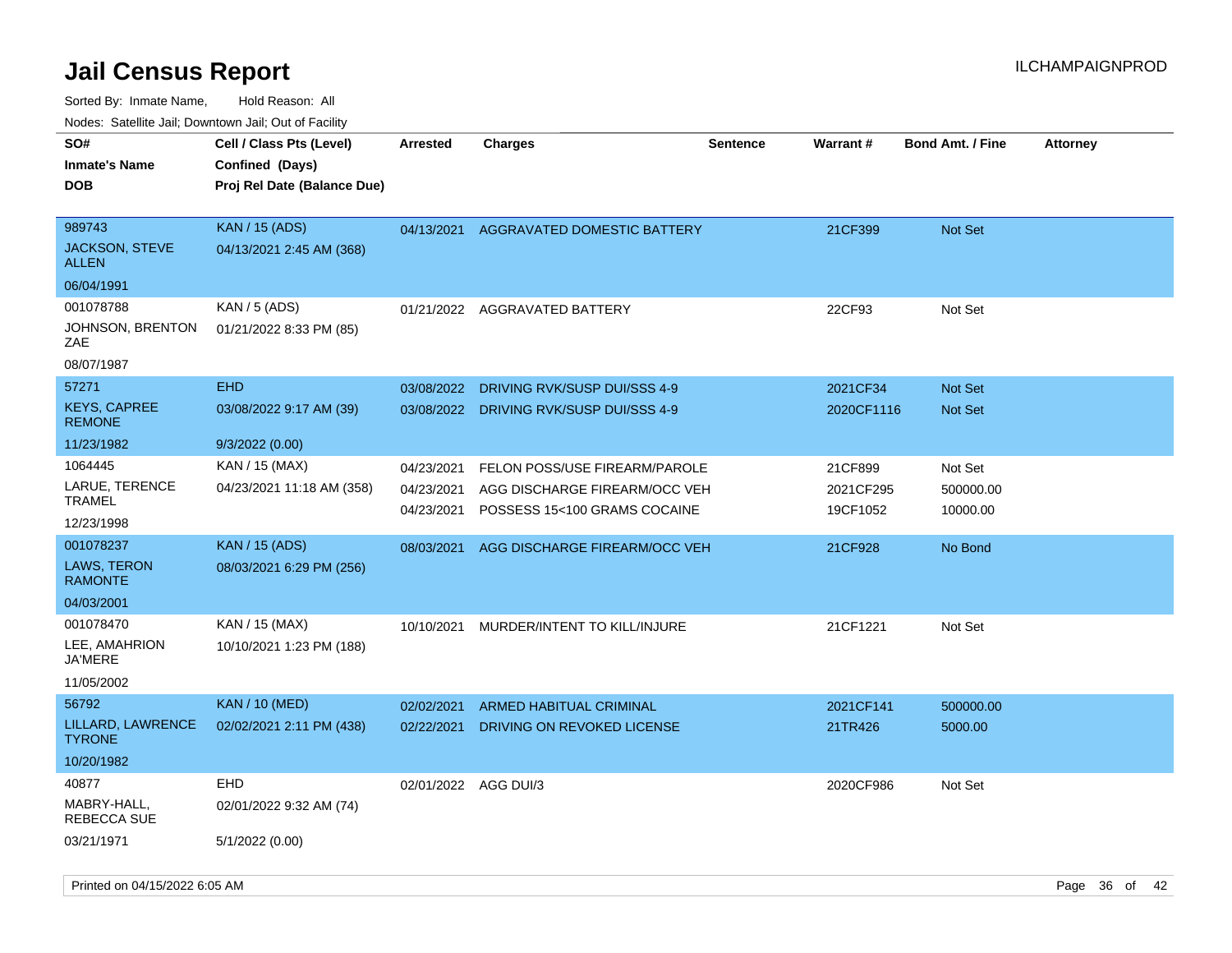# Jail Census Report

ILCHAMPAIGNPROD

Sorted By: Inmate Name, Hold Reason: All

Nodes: Satellite Jail; Downtown Jail; Out of Facility

| SO# / Inmate's Name / DOB | Cell / Class Pts (Level) / Confined (Days) / Proj Rel Date (Balance Due) | Arrested | Charges | Sentence | Warrant # | Bond Amt. / Fine | Attorney |
|---|---|---|---|---|---|---|---|
| 989743<br>JACKSON, STEVE ALLEN<br>06/04/1991 | KAN / 15 (ADS)<br>04/13/2021 2:45 AM (368) | 04/13/2021 | AGGRAVATED DOMESTIC BATTERY | | 21CF399 | Not Set | |
| 001078788<br>JOHNSON, BRENTON ZAE<br>08/07/1987 | KAN / 5 (ADS)<br>01/21/2022 8:33 PM (85) | 01/21/2022 | AGGRAVATED BATTERY | | 22CF93 | Not Set | |
| 57271<br>KEYS, CAPREE REMONE<br>11/23/1982 | EHD<br>03/08/2022 9:17 AM (39)<br>9/3/2022 (0.00) | 03/08/2022<br>03/08/2022 | DRIVING RVK/SUSP DUI/SSS 4-9<br>DRIVING RVK/SUSP DUI/SSS 4-9 | | 2021CF34<br>2020CF1116 | Not Set<br>Not Set | |
| 1064445<br>LARUE, TERENCE TRAMEL<br>12/23/1998 | KAN / 15 (MAX)<br>04/23/2021 11:18 AM (358) | 04/23/2021<br>04/23/2021<br>04/23/2021 | FELON POSS/USE FIREARM/PAROLE<br>AGG DISCHARGE FIREARM/OCC VEH<br>POSSESS 15<100 GRAMS COCAINE | | 21CF899<br>2021CF295<br>19CF1052 | Not Set<br>500000.00<br>10000.00 | |
| 001078237<br>LAWS, TERON RAMONTE<br>04/03/2001 | KAN / 15 (ADS)<br>08/03/2021 6:29 PM (256) | 08/03/2021 | AGG DISCHARGE FIREARM/OCC VEH | | 21CF928 | No Bond | |
| 001078470<br>LEE, AMAHRION JA'MERE<br>11/05/2002 | KAN / 15 (MAX)<br>10/10/2021 1:23 PM (188) | 10/10/2021 | MURDER/INTENT TO KILL/INJURE | | 21CF1221 | Not Set | |
| 56792<br>LILLARD, LAWRENCE TYRONE<br>10/20/1982 | KAN / 10 (MED)<br>02/02/2021 2:11 PM (438) | 02/02/2021<br>02/22/2021 | ARMED HABITUAL CRIMINAL<br>DRIVING ON REVOKED LICENSE | | 2021CF141<br>21TR426 | 500000.00<br>5000.00 | |
| 40877<br>MABRY-HALL, REBECCA SUE<br>03/21/1971 | EHD<br>02/01/2022 9:32 AM (74)<br>5/1/2022 (0.00) | 02/01/2022 | AGG DUI/3 | | 2020CF986 | Not Set | |

Printed on 04/15/2022 6:05 AM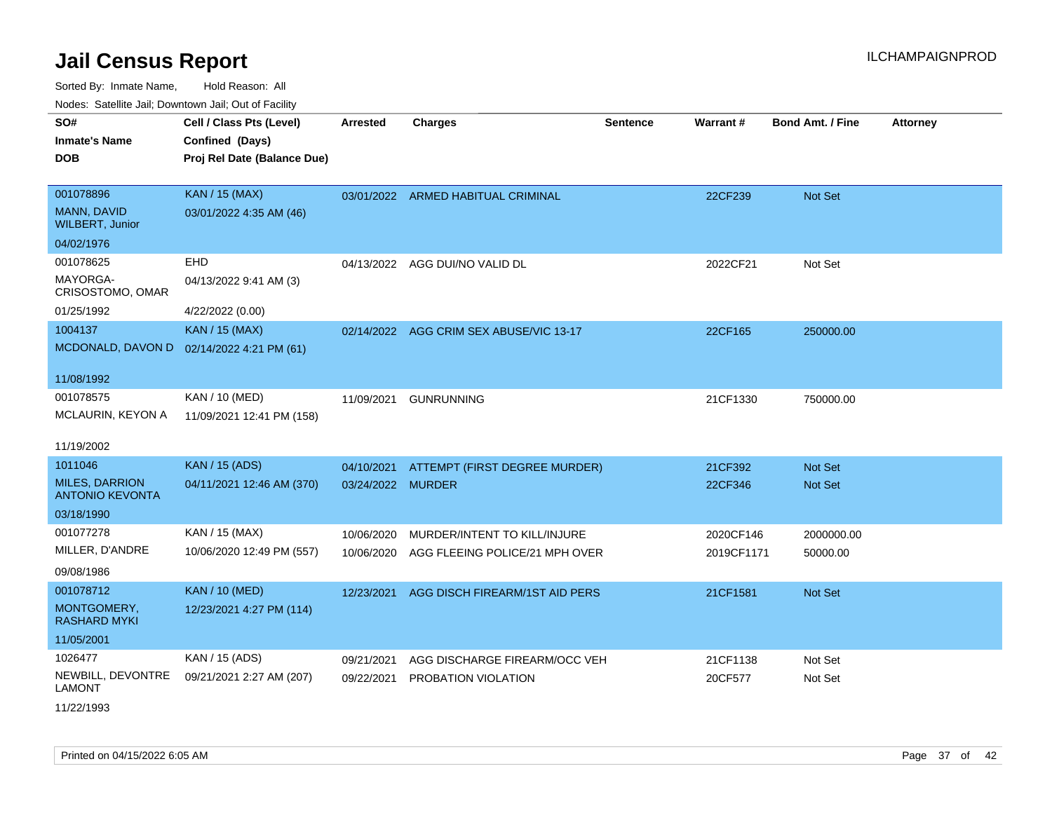# Jail Census Report

ILCHAMPAIGNPROD

Sorted By: Inmate Name, Hold Reason: All

Nodes: Satellite Jail; Downtown Jail; Out of Facility

| SO# / Inmate's Name / DOB | Cell / Class Pts (Level) / Confined (Days) / Proj Rel Date (Balance Due) | Arrested | Charges | Sentence | Warrant # | Bond Amt. / Fine | Attorney |
|---|---|---|---|---|---|---|---|
| 001078896<br>MANN, DAVID WILBERT, Junior<br>04/02/1976 | KAN / 15 (MAX)<br>03/01/2022 4:35 AM (46) | 03/01/2022 | ARMED HABITUAL CRIMINAL | | 22CF239 | Not Set | |
| 001078625<br>MAYORGA-CRISOSTOMO, OMAR<br>01/25/1992 | EHD<br>04/13/2022 9:41 AM (3)<br>4/22/2022 (0.00) | 04/13/2022 | AGG DUI/NO VALID DL | | 2022CF21 | Not Set | |
| 1004137<br>MCDONALD, DAVON D<br>11/08/1992 | KAN / 15 (MAX)<br>02/14/2022 4:21 PM (61) | 02/14/2022 | AGG CRIM SEX ABUSE/VIC 13-17 | | 22CF165 | 250000.00 | |
| 001078575<br>MCLAURIN, KEYON A<br>11/19/2002 | KAN / 10 (MED)<br>11/09/2021 12:41 PM (158) | 11/09/2021 | GUNRUNNING | | 21CF1330 | 750000.00 | |
| 1011046<br>MILES, DARRION ANTONIO KEVONTA<br>03/18/1990 | KAN / 15 (ADS)<br>04/11/2021 12:46 AM (370) | 04/10/2021<br>03/24/2022 | ATTEMPT (FIRST DEGREE MURDER)<br>MURDER | | 21CF392<br>22CF346 | Not Set<br>Not Set | |
| 001077278<br>MILLER, D'ANDRE<br>09/08/1986 | KAN / 15 (MAX)<br>10/06/2020 12:49 PM (557) | 10/06/2020<br>10/06/2020 | MURDER/INTENT TO KILL/INJURE<br>AGG FLEEING POLICE/21 MPH OVER | | 2020CF146<br>2019CF1171 | 2000000.00<br>50000.00 | |
| 001078712<br>MONTGOMERY, RASHARD MYKI<br>11/05/2001 | KAN / 10 (MED)<br>12/23/2021 4:27 PM (114) | 12/23/2021 | AGG DISCH FIREARM/1ST AID PERS | | 21CF1581 | Not Set | |
| 1026477<br>NEWBILL, DEVONTRE LAMONT<br>11/22/1993 | KAN / 15 (ADS)<br>09/21/2021 2:27 AM (207) | 09/21/2021<br>09/22/2021 | AGG DISCHARGE FIREARM/OCC VEH<br>PROBATION VIOLATION | | 21CF1138<br>20CF577 | Not Set<br>Not Set | |

Printed on 04/15/2022 6:05 AM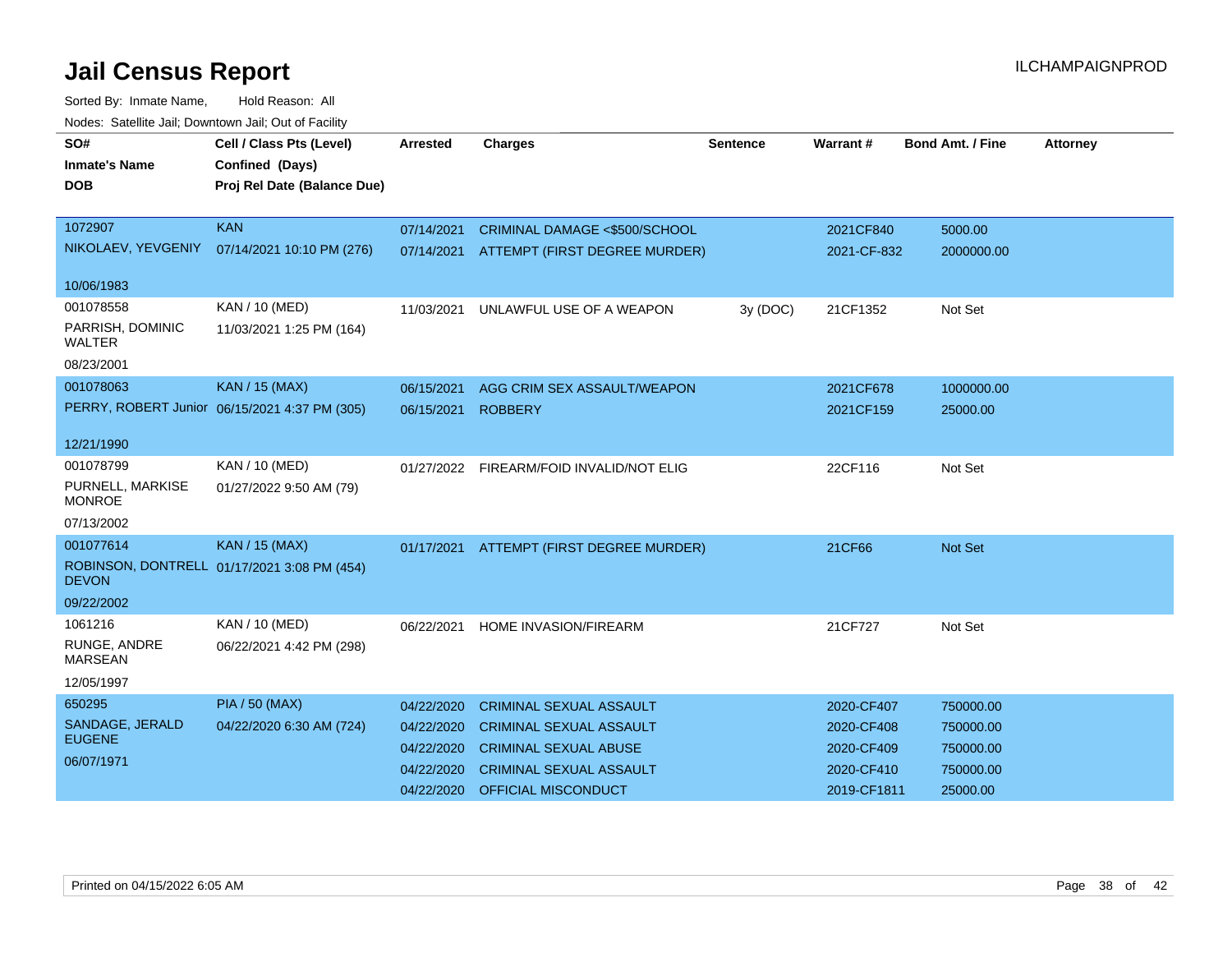# Jail Census Report

ILCHAMPAIGNPROD

Sorted By: Inmate Name, Hold Reason: All

Nodes: Satellite Jail; Downtown Jail; Out of Facility

| SO# / Inmate's Name / DOB | Cell / Class Pts (Level) / Confined (Days) / Proj Rel Date (Balance Due) | Arrested | Charges | Sentence | Warrant # | Bond Amt. / Fine | Attorney |
|---|---|---|---|---|---|---|---|
| 1072907<br>NIKOLAEV, YEVGENIY<br>10/06/1983 | KAN<br>07/14/2021 10:10 PM (276) | 07/14/2021 | CRIMINAL DAMAGE <$500/SCHOOL | | 2021CF840 | 5000.00 | |
| | | 07/14/2021 | ATTEMPT (FIRST DEGREE MURDER) | | 2021-CF-832 | 2000000.00 | |
| 001078558<br>PARRISH, DOMINIC WALTER<br>08/23/2001 | KAN / 10 (MED)<br>11/03/2021 1:25 PM (164) | 11/03/2021 | UNLAWFUL USE OF A WEAPON | 3y (DOC) | 21CF1352 | Not Set | |
| 001078063<br>PERRY, ROBERT Junior<br>12/21/1990 | KAN / 15 (MAX)<br>06/15/2021 4:37 PM (305) | 06/15/2021 | AGG CRIM SEX ASSAULT/WEAPON | | 2021CF678 | 1000000.00 | |
| | | 06/15/2021 | ROBBERY | | 2021CF159 | 25000.00 | |
| 001078799<br>PURNELL, MARKISE MONROE<br>07/13/2002 | KAN / 10 (MED)<br>01/27/2022 9:50 AM (79) | 01/27/2022 | FIREARM/FOID INVALID/NOT ELIG | | 22CF116 | Not Set | |
| 001077614<br>ROBINSON, DONTRELL DEVON<br>09/22/2002 | KAN / 15 (MAX)<br>01/17/2021 3:08 PM (454) | 01/17/2021 | ATTEMPT (FIRST DEGREE MURDER) | | 21CF66 | Not Set | |
| 1061216<br>RUNGE, ANDRE MARSEAN<br>12/05/1997 | KAN / 10 (MED)<br>06/22/2021 4:42 PM (298) | 06/22/2021 | HOME INVASION/FIREARM | | 21CF727 | Not Set | |
| 650295<br>SANDAGE, JERALD EUGENE<br>06/07/1971 | PIA / 50 (MAX)<br>04/22/2020 6:30 AM (724) | 04/22/2020 | CRIMINAL SEXUAL ASSAULT | | 2020-CF407 | 750000.00 | |
| | | 04/22/2020 | CRIMINAL SEXUAL ASSAULT | | 2020-CF408 | 750000.00 | |
| | | 04/22/2020 | CRIMINAL SEXUAL ABUSE | | 2020-CF409 | 750000.00 | |
| | | 04/22/2020 | CRIMINAL SEXUAL ASSAULT | | 2020-CF410 | 750000.00 | |
| | | 04/22/2020 | OFFICIAL MISCONDUCT | | 2019-CF1811 | 25000.00 | |

Printed on 04/15/2022 6:05 AM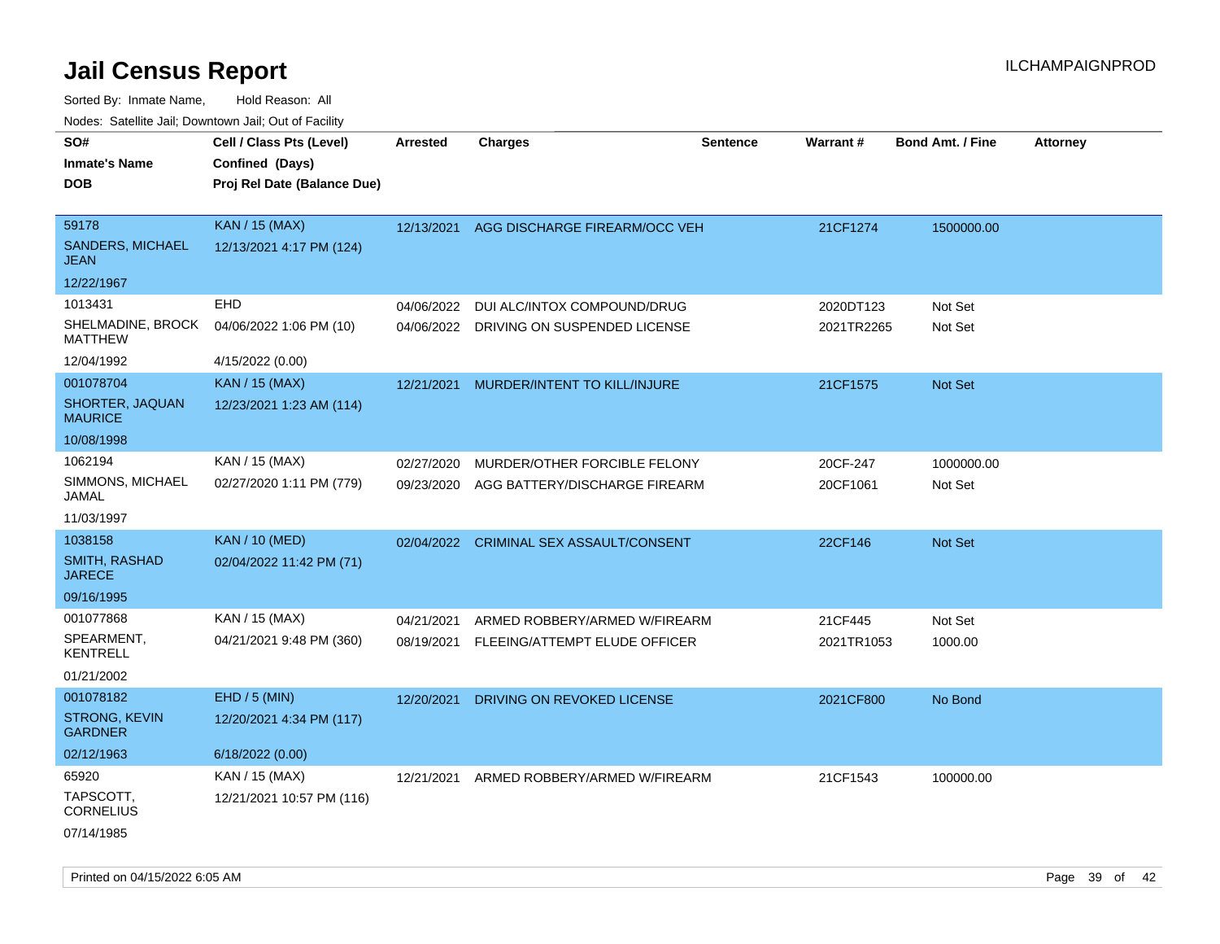# Jail Census Report

ILCHAMPAIGNPROD

Sorted By: Inmate Name, Hold Reason: All

Nodes: Satellite Jail; Downtown Jail; Out of Facility

| SO# / Inmate's Name / DOB | Cell / Class Pts (Level) / Confined (Days) / Proj Rel Date (Balance Due) | Arrested | Charges | Sentence | Warrant # | Bond Amt. / Fine | Attorney |
|---|---|---|---|---|---|---|---|
| 59178<br>SANDERS, MICHAEL JEAN<br>12/22/1967 | KAN / 15 (MAX)<br>12/13/2021 4:17 PM (124) | 12/13/2021 | AGG DISCHARGE FIREARM/OCC VEH | | 21CF1274 | 1500000.00 | |
| 1013431<br>SHELMADINE, BROCK MATTHEW<br>12/04/1992 | EHD<br>04/06/2022 1:06 PM (10)<br>4/15/2022 (0.00) | 04/06/2022<br>04/06/2022 | DUI ALC/INTOX COMPOUND/DRUG<br>DRIVING ON SUSPENDED LICENSE | | 2020DT123<br>2021TR2265 | Not Set<br>Not Set | |
| 001078704<br>SHORTER, JAQUAN MAURICE<br>10/08/1998 | KAN / 15 (MAX)<br>12/23/2021 1:23 AM (114) | 12/21/2021 | MURDER/INTENT TO KILL/INJURE | | 21CF1575 | Not Set | |
| 1062194<br>SIMMONS, MICHAEL JAMAL<br>11/03/1997 | KAN / 15 (MAX)<br>02/27/2020 1:11 PM (779) | 02/27/2020<br>09/23/2020 | MURDER/OTHER FORCIBLE FELONY<br>AGG BATTERY/DISCHARGE FIREARM | | 20CF-247<br>20CF1061 | 1000000.00<br>Not Set | |
| 1038158<br>SMITH, RASHAD JARECE<br>09/16/1995 | KAN / 10 (MED)<br>02/04/2022 11:42 PM (71) | 02/04/2022 | CRIMINAL SEX ASSAULT/CONSENT | | 22CF146 | Not Set | |
| 001077868<br>SPEARMENT, KENTRELL<br>01/21/2002 | KAN / 15 (MAX)<br>04/21/2021 9:48 PM (360) | 04/21/2021<br>08/19/2021 | ARMED ROBBERY/ARMED W/FIREARM<br>FLEEING/ATTEMPT ELUDE OFFICER | | 21CF445<br>2021TR1053 | Not Set<br>1000.00 | |
| 001078182<br>STRONG, KEVIN GARDNER<br>02/12/1963 | EHD / 5 (MIN)<br>12/20/2021 4:34 PM (117)<br>6/18/2022 (0.00) | 12/20/2021 | DRIVING ON REVOKED LICENSE | | 2021CF800 | No Bond | |
| 65920<br>TAPSCOTT, CORNELIUS<br>07/14/1985 | KAN / 15 (MAX)<br>12/21/2021 10:57 PM (116) | 12/21/2021 | ARMED ROBBERY/ARMED W/FIREARM | | 21CF1543 | 100000.00 | |

Printed on 04/15/2022 6:05 AM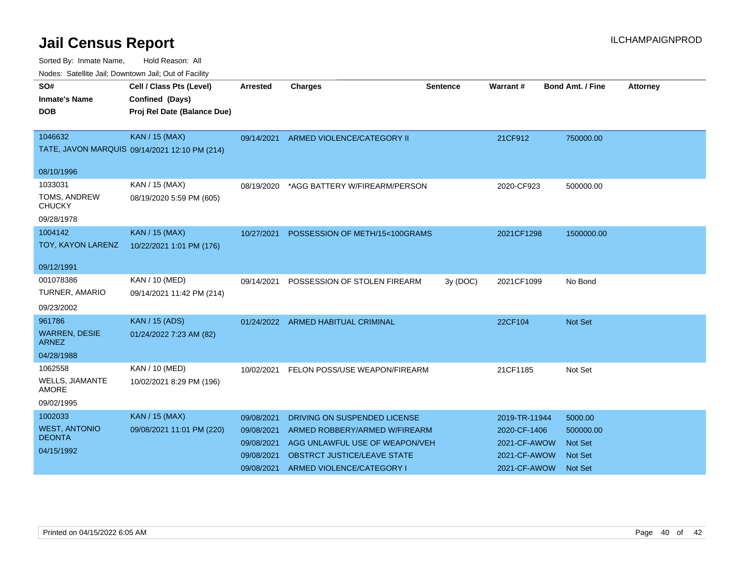# Jail Census Report

ILCHAMPAIGNPROD

Sorted By: Inmate Name, Hold Reason: All

Nodes: Satellite Jail; Downtown Jail; Out of Facility

| SO# / Inmate's Name / DOB | Cell / Class Pts (Level) / Confined (Days) / Proj Rel Date (Balance Due) | Arrested | Charges | Sentence | Warrant # | Bond Amt. / Fine | Attorney |
|---|---|---|---|---|---|---|---|
| 1046632 TATE, JAVON MARQUIS 08/10/1996 | KAN / 15 (MAX) 09/14/2021 12:10 PM (214) | 09/14/2021 | ARMED VIOLENCE/CATEGORY II | | 21CF912 | 750000.00 | |
| 1033031 TOMS, ANDREW CHUCKY 09/28/1978 | KAN / 15 (MAX) 08/19/2020 5:59 PM (605) | 08/19/2020 | *AGG BATTERY W/FIREARM/PERSON | | 2020-CF923 | 500000.00 | |
| 1004142 TOY, KAYON LARENZ 09/12/1991 | KAN / 15 (MAX) 10/22/2021 1:01 PM (176) | 10/27/2021 | POSSESSION OF METH/15<100GRAMS | | 2021CF1298 | 1500000.00 | |
| 001078386 TURNER, AMARIO 09/23/2002 | KAN / 10 (MED) 09/14/2021 11:42 PM (214) | 09/14/2021 | POSSESSION OF STOLEN FIREARM | 3y (DOC) | 2021CF1099 | No Bond | |
| 961786 WARREN, DESIE ARNEZ 04/28/1988 | KAN / 15 (ADS) 01/24/2022 7:23 AM (82) | 01/24/2022 | ARMED HABITUAL CRIMINAL | | 22CF104 | Not Set | |
| 1062558 WELLS, JIAMANTE AMORE 09/02/1995 | KAN / 10 (MED) 10/02/2021 8:29 PM (196) | 10/02/2021 | FELON POSS/USE WEAPON/FIREARM | | 21CF1185 | Not Set | |
| 1002033 WEST, ANTONIO DEONTA 04/15/1992 | KAN / 15 (MAX) 09/08/2021 11:01 PM (220) | 09/08/2021 | DRIVING ON SUSPENDED LICENSE | | 2019-TR-11944 | 5000.00 | |
| | | 09/08/2021 | ARMED ROBBERY/ARMED W/FIREARM | | 2020-CF-1406 | 500000.00 | |
| | | 09/08/2021 | AGG UNLAWFUL USE OF WEAPON/VEH | | 2021-CF-AWOW | Not Set | |
| | | 09/08/2021 | OBSTRCT JUSTICE/LEAVE STATE | | 2021-CF-AWOW | Not Set | |
| | | 09/08/2021 | ARMED VIOLENCE/CATEGORY I | | 2021-CF-AWOW | Not Set | |

Printed on 04/15/2022 6:05 AM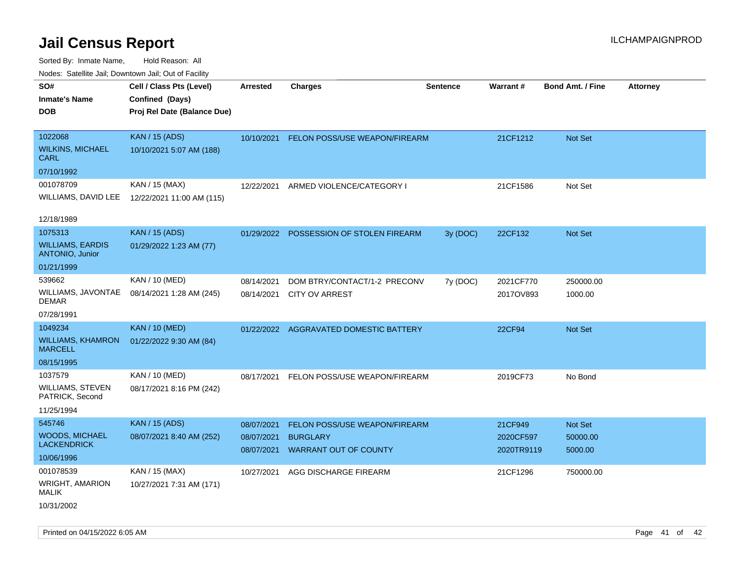# Jail Census Report

ILCHAMPAIGNPROD

Sorted By: Inmate Name, Hold Reason: All

Nodes: Satellite Jail; Downtown Jail; Out of Facility

| SO# / Inmate's Name / DOB | Cell / Class Pts (Level) / Confined (Days) / Proj Rel Date (Balance Due) | Arrested | Charges | Sentence | Warrant # | Bond Amt. / Fine | Attorney |
|---|---|---|---|---|---|---|---|
| 1022068<br>WILKINS, MICHAEL CARL<br>07/10/1992 | KAN / 15 (ADS)<br>10/10/2021 5:07 AM (188) | 10/10/2021 | FELON POSS/USE WEAPON/FIREARM | | 21CF1212 | Not Set | |
| 001078709<br>WILLIAMS, DAVID LEE<br>12/18/1989 | KAN / 15 (MAX)<br>12/22/2021 11:00 AM (115) | 12/22/2021 | ARMED VIOLENCE/CATEGORY I | | 21CF1586 | Not Set | |
| 1075313<br>WILLIAMS, EARDIS ANTONIO, Junior<br>01/21/1999 | KAN / 15 (ADS)<br>01/29/2022 1:23 AM (77) | 01/29/2022 | POSSESSION OF STOLEN FIREARM | 3y (DOC) | 22CF132 | Not Set | |
| 539662<br>WILLIAMS, JAVONTAE DEMAR<br>07/28/1991 | KAN / 10 (MED)<br>08/14/2021 1:28 AM (245) | 08/14/2021<br>08/14/2021 | DOM BTRY/CONTACT/1-2 PRECONV<br>CITY OV ARREST | 7y (DOC) | 2021CF770<br>2017OV893 | 250000.00<br>1000.00 | |
| 1049234<br>WILLIAMS, KHAMRON MARCELL<br>08/15/1995 | KAN / 10 (MED)<br>01/22/2022 9:30 AM (84) | 01/22/2022 | AGGRAVATED DOMESTIC BATTERY | | 22CF94 | Not Set | |
| 1037579<br>WILLIAMS, STEVEN PATRICK, Second<br>11/25/1994 | KAN / 10 (MED)<br>08/17/2021 8:16 PM (242) | 08/17/2021 | FELON POSS/USE WEAPON/FIREARM | | 2019CF73 | No Bond | |
| 545746<br>WOODS, MICHAEL LACKENDRICK<br>10/06/1996 | KAN / 15 (ADS)<br>08/07/2021 8:40 AM (252) | 08/07/2021<br>08/07/2021<br>08/07/2021 | FELON POSS/USE WEAPON/FIREARM<br>BURGLARY<br>WARRANT OUT OF COUNTY | | 21CF949<br>2020CF597<br>2020TR9119 | Not Set<br>50000.00<br>5000.00 | |
| 001078539<br>WRIGHT, AMARION MALIK<br>10/31/2002 | KAN / 15 (MAX)<br>10/27/2021 7:31 AM (171) | 10/27/2021 | AGG DISCHARGE FIREARM | | 21CF1296 | 750000.00 | |

Printed on 04/15/2022 6:05 AM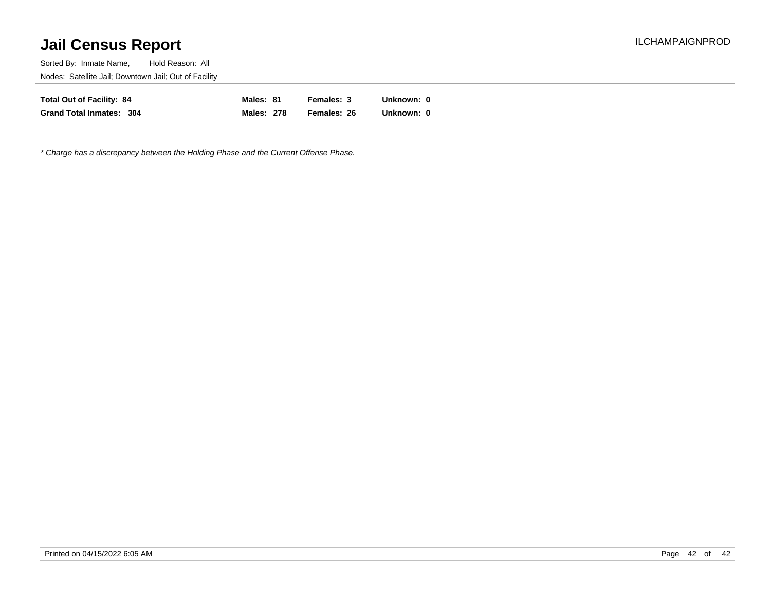# Jail Census Report

ILCHAMPAIGNPROD

Sorted By: Inmate Name, Hold Reason: All

Nodes: Satellite Jail; Downtown Jail; Out of Facility

| | | | |
|---|---|---|---|
| **Total Out of Facility: 84** | **Males: 81** | **Females: 3** | **Unknown: 0** |
| **Grand Total Inmates: 304** | **Males: 278** | **Females: 26** | **Unknown: 0** |

*\* Charge has a discrepancy between the Holding Phase and the Current Offense Phase.*

Printed on 04/15/2022 6:05 AM